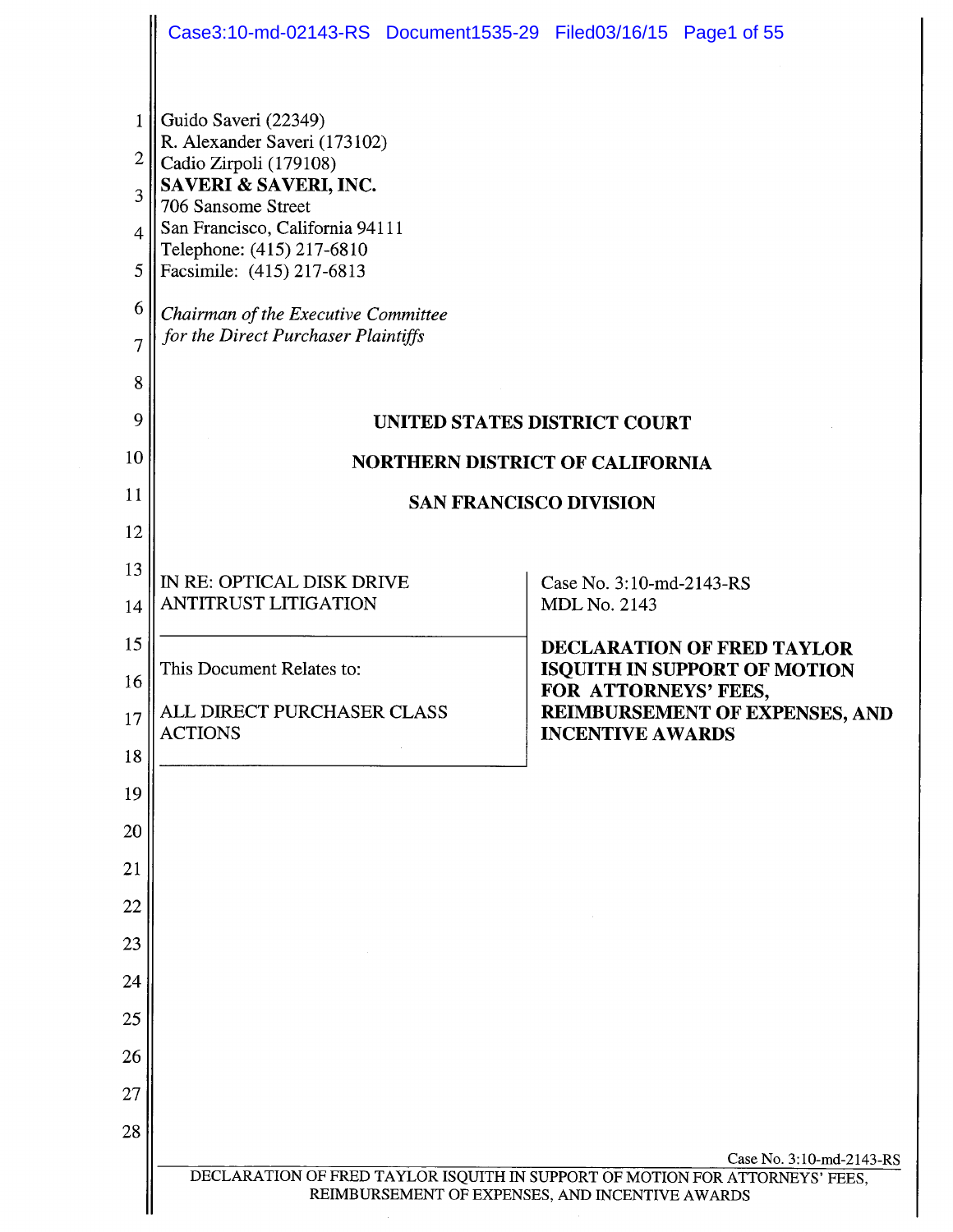Guido Saveri (22349)
R. Alexander Saveri (173102)
Cadio Zirpoli (179108)
**SAVERI & SAVERI, INC.**
706 Sansome Street
San Francisco, California 94111
Telephone: (415) 217-6810
Facsimile: (415) 217-6813

*Chairman of the Executive Committee for the Direct Purchaser Plaintiffs*

**UNITED STATES DISTRICT COURT**

**NORTHERN DISTRICT OF CALIFORNIA**

**SAN FRANCISCO DIVISION**

IN RE: OPTICAL DISK DRIVE ANTITRUST LITIGATION

Case No. 3:10-md-2143-RS
MDL No. 2143

This Document Relates to:

ALL DIRECT PURCHASER CLASS ACTIONS

**DECLARATION OF FRED TAYLOR ISQUITH IN SUPPORT OF MOTION FOR ATTORNEYS' FEES, REIMBURSEMENT OF EXPENSES, AND INCENTIVE AWARDS**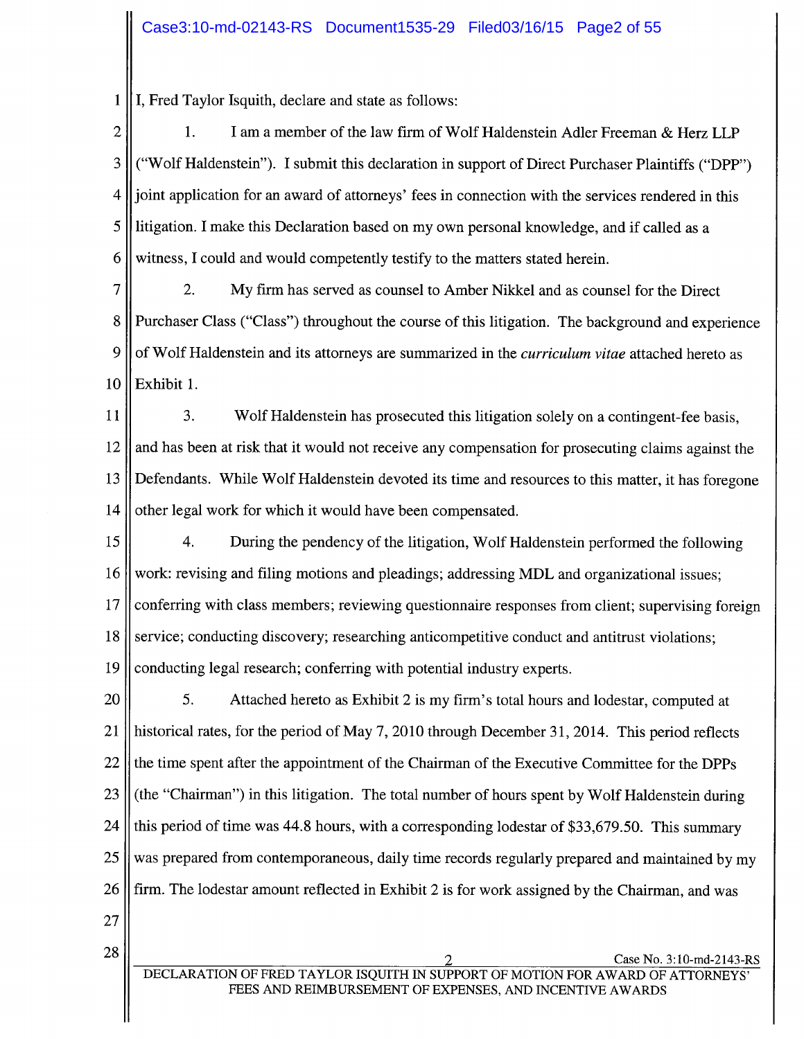I, Fred Taylor Isquith, declare and state as follows:

1. I am a member of the law firm of Wolf Haldenstein Adler Freeman & Herz LLP ("Wolf Haldenstein"). I submit this declaration in support of Direct Purchaser Plaintiffs ("DPP") joint application for an award of attorneys' fees in connection with the services rendered in this litigation. I make this Declaration based on my own personal knowledge, and if called as a witness, I could and would competently testify to the matters stated herein.

2. My firm has served as counsel to Amber Nikkel and as counsel for the Direct Purchaser Class ("Class") throughout the course of this litigation. The background and experience of Wolf Haldenstein and its attorneys are summarized in the *curriculum vitae* attached hereto as Exhibit 1.

3. Wolf Haldenstein has prosecuted this litigation solely on a contingent-fee basis, and has been at risk that it would not receive any compensation for prosecuting claims against the Defendants. While Wolf Haldenstein devoted its time and resources to this matter, it has foregone other legal work for which it would have been compensated.

4. During the pendency of the litigation, Wolf Haldenstein performed the following work: revising and filing motions and pleadings; addressing MDL and organizational issues; conferring with class members; reviewing questionnaire responses from client; supervising foreign service; conducting discovery; researching anticompetitive conduct and antitrust violations; conducting legal research; conferring with potential industry experts.

5. Attached hereto as Exhibit 2 is my firm's total hours and lodestar, computed at historical rates, for the period of May 7, 2010 through December 31, 2014. This period reflects the time spent after the appointment of the Chairman of the Executive Committee for the DPPs (the "Chairman") in this litigation. The total number of hours spent by Wolf Haldenstein during this period of time was 44.8 hours, with a corresponding lodestar of $33,679.50. This summary was prepared from contemporaneous, daily time records regularly prepared and maintained by my firm. The lodestar amount reflected in Exhibit 2 is for work assigned by the Chairman, and was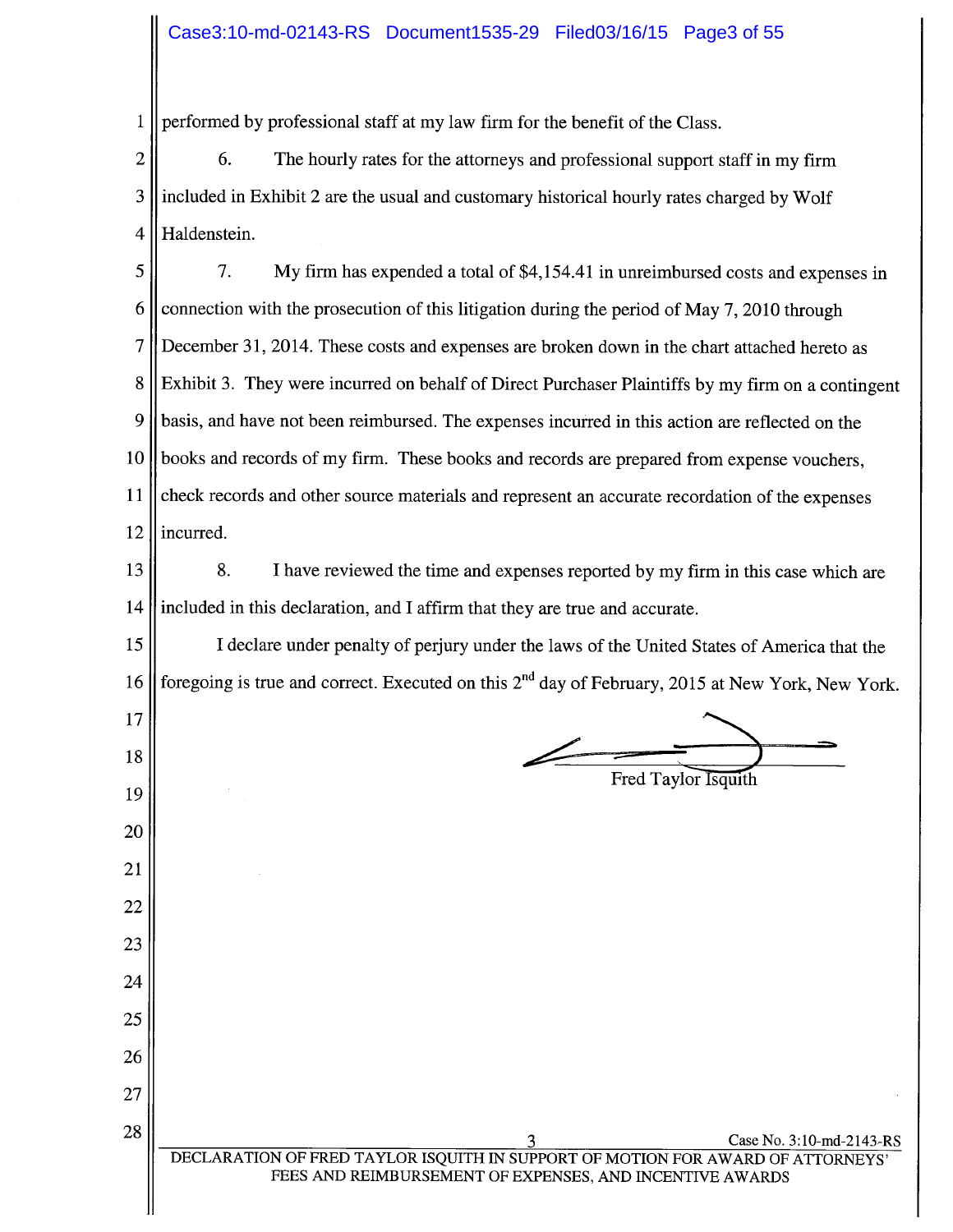performed by professional staff at my law firm for the benefit of the Class.

6. The hourly rates for the attorneys and professional support staff in my firm included in Exhibit 2 are the usual and customary historical hourly rates charged by Wolf Haldenstein.

7. My firm has expended a total of $4,154.41 in unreimbursed costs and expenses in connection with the prosecution of this litigation during the period of May 7, 2010 through December 31, 2014. These costs and expenses are broken down in the chart attached hereto as Exhibit 3. They were incurred on behalf of Direct Purchaser Plaintiffs by my firm on a contingent basis, and have not been reimbursed. The expenses incurred in this action are reflected on the books and records of my firm. These books and records are prepared from expense vouchers, check records and other source materials and represent an accurate recordation of the expenses incurred.

8. I have reviewed the time and expenses reported by my firm in this case which are included in this declaration, and I affirm that they are true and accurate.

I declare under penalty of perjury under the laws of the United States of America that the foregoing is true and correct. Executed on this 2nd day of February, 2015 at New York, New York.

Fred Taylor Isquith

Case No. 3:10-md-2143-RS

DECLARATION OF FRED TAYLOR ISQUITH IN SUPPORT OF MOTION FOR AWARD OF ATTORNEYS' FEES AND REIMBURSEMENT OF EXPENSES, AND INCENTIVE AWARDS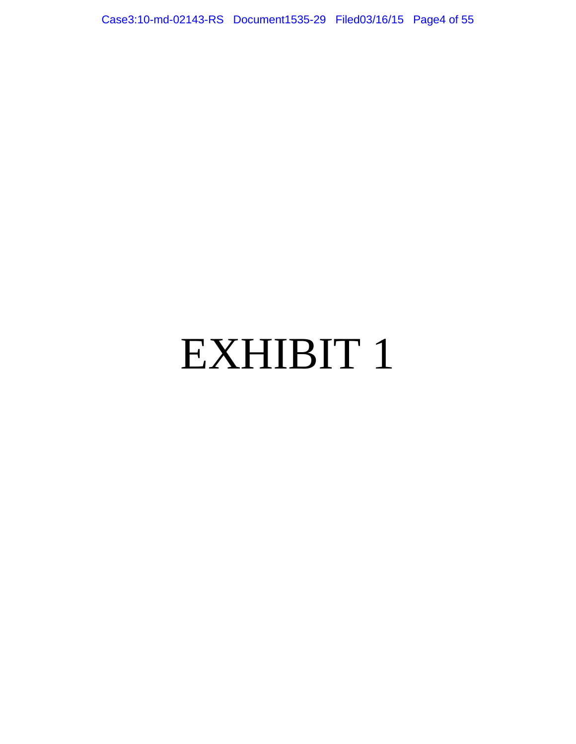# EXHIBIT 1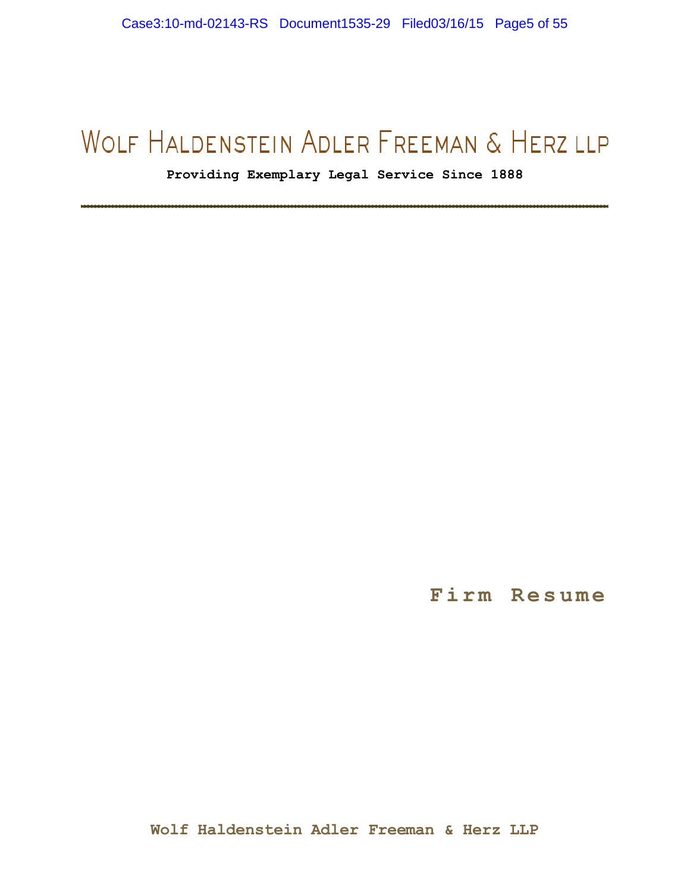# Wolf Haldenstein Adler Freeman & Herz LLP

**Providing Exemplary Legal Service Since 1888**

---

## Firm Resume

**Wolf Haldenstein Adler Freeman & Herz LLP**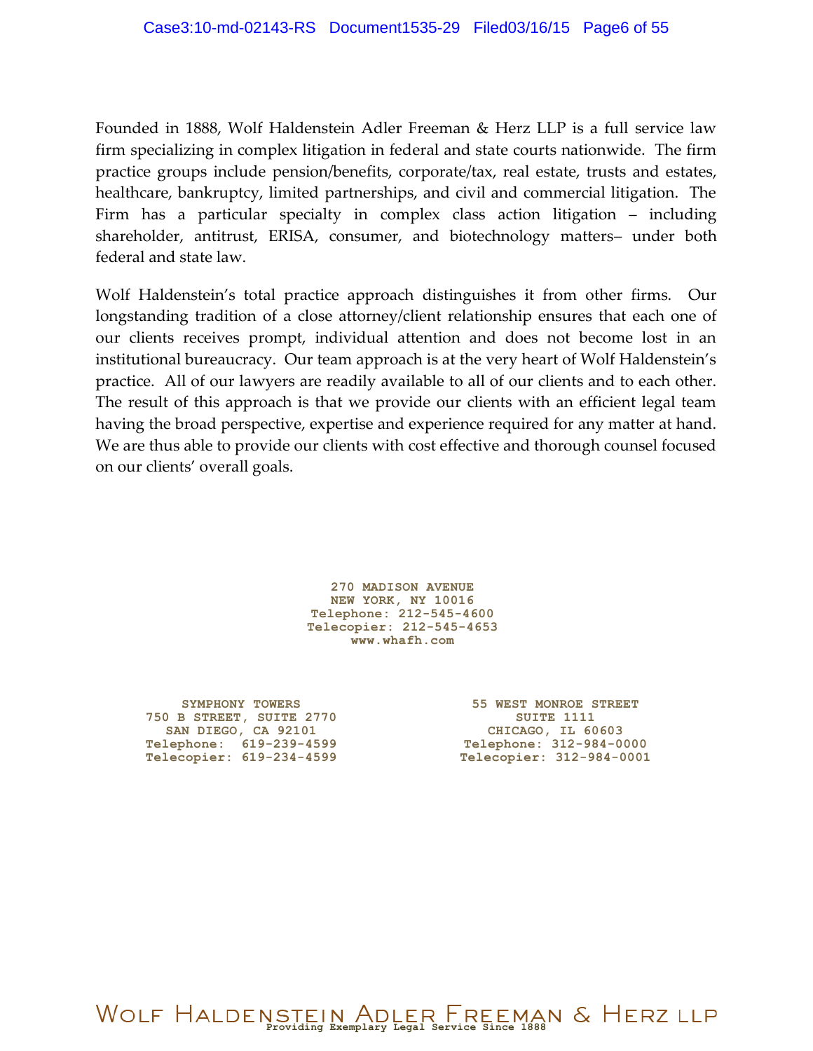Founded in 1888, Wolf Haldenstein Adler Freeman & Herz LLP is a full service law firm specializing in complex litigation in federal and state courts nationwide. The firm practice groups include pension/benefits, corporate/tax, real estate, trusts and estates, healthcare, bankruptcy, limited partnerships, and civil and commercial litigation. The Firm has a particular specialty in complex class action litigation – including shareholder, antitrust, ERISA, consumer, and biotechnology matters– under both federal and state law.

Wolf Haldenstein's total practice approach distinguishes it from other firms. Our longstanding tradition of a close attorney/client relationship ensures that each one of our clients receives prompt, individual attention and does not become lost in an institutional bureaucracy. Our team approach is at the very heart of Wolf Haldenstein's practice. All of our lawyers are readily available to all of our clients and to each other. The result of this approach is that we provide our clients with an efficient legal team having the broad perspective, expertise and experience required for any matter at hand. We are thus able to provide our clients with cost effective and thorough counsel focused on our clients' overall goals.

**270 MADISON AVENUE**
**NEW YORK, NY 10016**
**Telephone: 212-545-4600**
**Telecopier: 212-545-4653**
**www.whafh.com**

**SYMPHONY TOWERS**
**750 B STREET, SUITE 2770**
**SAN DIEGO, CA 92101**
**Telephone: 619-239-4599**
**Telecopier: 619-234-4599**

**55 WEST MONROE STREET**
**SUITE 1111**
**CHICAGO, IL 60603**
**Telephone: 312-984-0000**
**Telecopier: 312-984-0001**

WOLF HALDENSTEIN ADLER FREEMAN & HERZ LLP
Providing Exemplary Legal Service Since 1888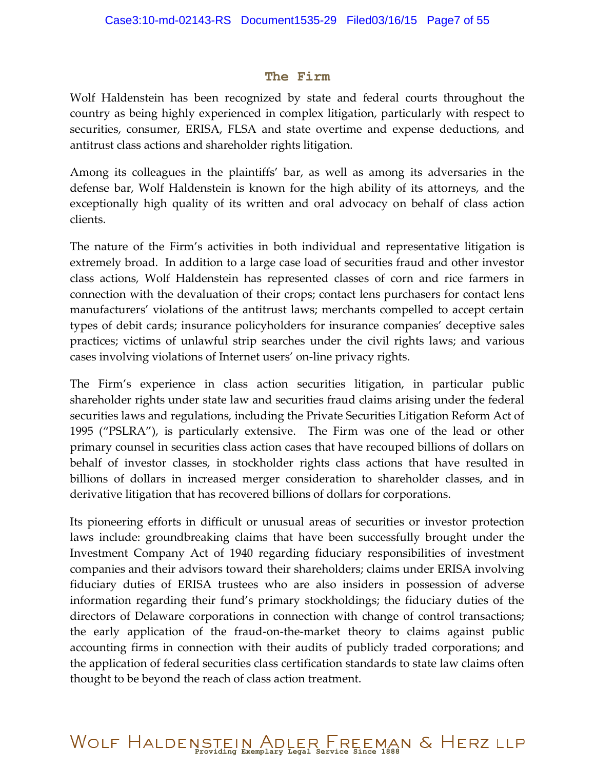## The Firm

Wolf Haldenstein has been recognized by state and federal courts throughout the country as being highly experienced in complex litigation, particularly with respect to securities, consumer, ERISA, FLSA and state overtime and expense deductions, and antitrust class actions and shareholder rights litigation.

Among its colleagues in the plaintiffs' bar, as well as among its adversaries in the defense bar, Wolf Haldenstein is known for the high ability of its attorneys, and the exceptionally high quality of its written and oral advocacy on behalf of class action clients.

The nature of the Firm's activities in both individual and representative litigation is extremely broad. In addition to a large case load of securities fraud and other investor class actions, Wolf Haldenstein has represented classes of corn and rice farmers in connection with the devaluation of their crops; contact lens purchasers for contact lens manufacturers' violations of the antitrust laws; merchants compelled to accept certain types of debit cards; insurance policyholders for insurance companies' deceptive sales practices; victims of unlawful strip searches under the civil rights laws; and various cases involving violations of Internet users' on-line privacy rights.

The Firm's experience in class action securities litigation, in particular public shareholder rights under state law and securities fraud claims arising under the federal securities laws and regulations, including the Private Securities Litigation Reform Act of 1995 ("PSLRA"), is particularly extensive. The Firm was one of the lead or other primary counsel in securities class action cases that have recouped billions of dollars on behalf of investor classes, in stockholder rights class actions that have resulted in billions of dollars in increased merger consideration to shareholder classes, and in derivative litigation that has recovered billions of dollars for corporations.

Its pioneering efforts in difficult or unusual areas of securities or investor protection laws include: groundbreaking claims that have been successfully brought under the Investment Company Act of 1940 regarding fiduciary responsibilities of investment companies and their advisors toward their shareholders; claims under ERISA involving fiduciary duties of ERISA trustees who are also insiders in possession of adverse information regarding their fund's primary stockholdings; the fiduciary duties of the directors of Delaware corporations in connection with change of control transactions; the early application of the fraud-on-the-market theory to claims against public accounting firms in connection with their audits of publicly traded corporations; and the application of federal securities class certification standards to state law claims often thought to be beyond the reach of class action treatment.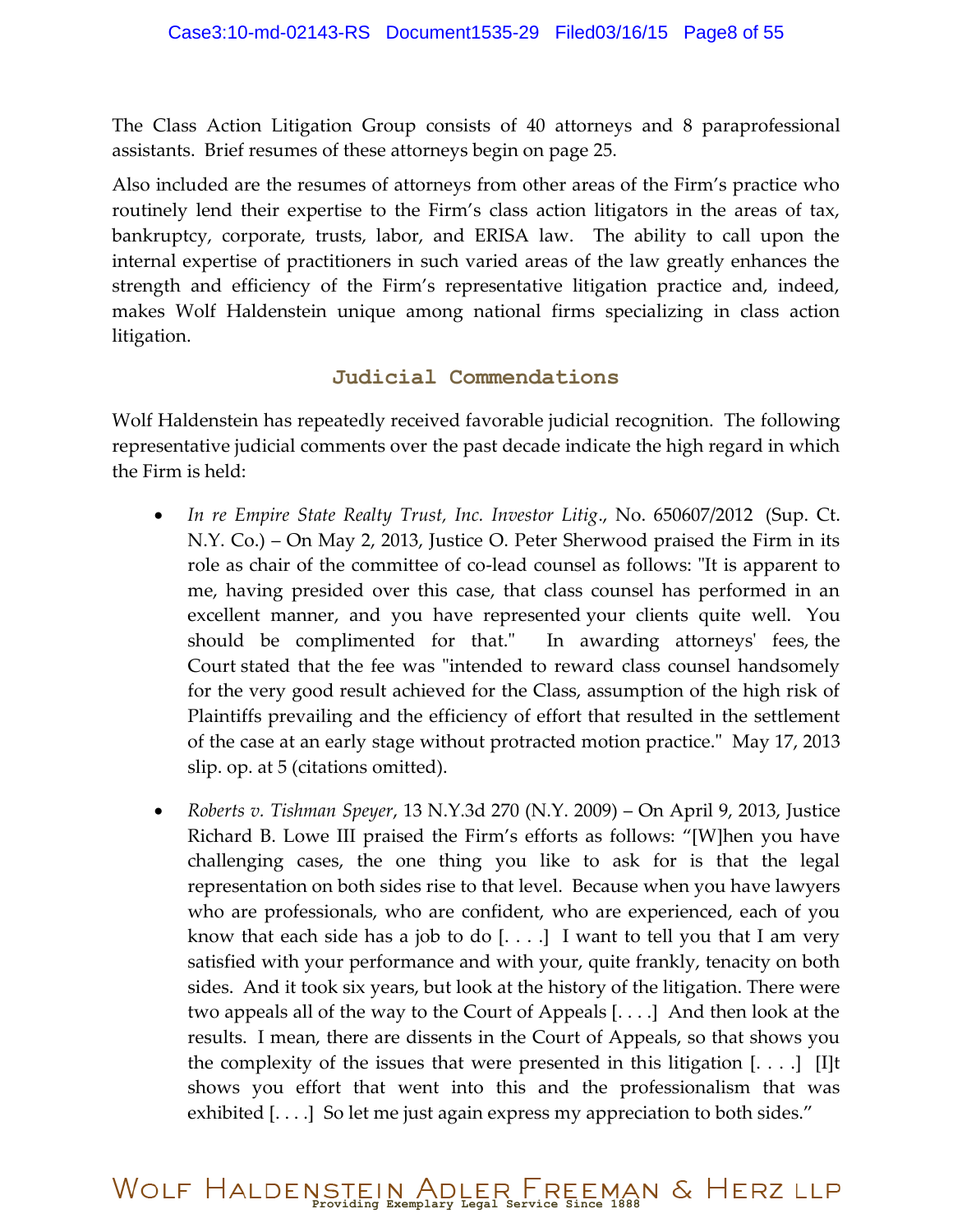The Class Action Litigation Group consists of 40 attorneys and 8 paraprofessional assistants. Brief resumes of these attorneys begin on page 25.

Also included are the resumes of attorneys from other areas of the Firm's practice who routinely lend their expertise to the Firm's class action litigators in the areas of tax, bankruptcy, corporate, trusts, labor, and ERISA law. The ability to call upon the internal expertise of practitioners in such varied areas of the law greatly enhances the strength and efficiency of the Firm's representative litigation practice and, indeed, makes Wolf Haldenstein unique among national firms specializing in class action litigation.

## Judicial Commendations

Wolf Haldenstein has repeatedly received favorable judicial recognition. The following representative judicial comments over the past decade indicate the high regard in which the Firm is held:

- *In re Empire State Realty Trust, Inc. Investor Litig*., No. 650607/2012 (Sup. Ct. N.Y. Co.) – On May 2, 2013, Justice O. Peter Sherwood praised the Firm in its role as chair of the committee of co-lead counsel as follows: "It is apparent to me, having presided over this case, that class counsel has performed in an excellent manner, and you have represented your clients quite well. You should be complimented for that." In awarding attorneys' fees, the Court stated that the fee was "intended to reward class counsel handsomely for the very good result achieved for the Class, assumption of the high risk of Plaintiffs prevailing and the efficiency of effort that resulted in the settlement of the case at an early stage without protracted motion practice." May 17, 2013 slip. op. at 5 (citations omitted).

- *Roberts v. Tishman Speyer*, 13 N.Y.3d 270 (N.Y. 2009) – On April 9, 2013, Justice Richard B. Lowe III praised the Firm's efforts as follows: "[W]hen you have challenging cases, the one thing you like to ask for is that the legal representation on both sides rise to that level. Because when you have lawyers who are professionals, who are confident, who are experienced, each of you know that each side has a job to do [. . . .] I want to tell you that I am very satisfied with your performance and with your, quite frankly, tenacity on both sides. And it took six years, but look at the history of the litigation. There were two appeals all of the way to the Court of Appeals [. . . .] And then look at the results. I mean, there are dissents in the Court of Appeals, so that shows you the complexity of the issues that were presented in this litigation [. . . .] [I]t shows you effort that went into this and the professionalism that was exhibited [. . . .] So let me just again express my appreciation to both sides."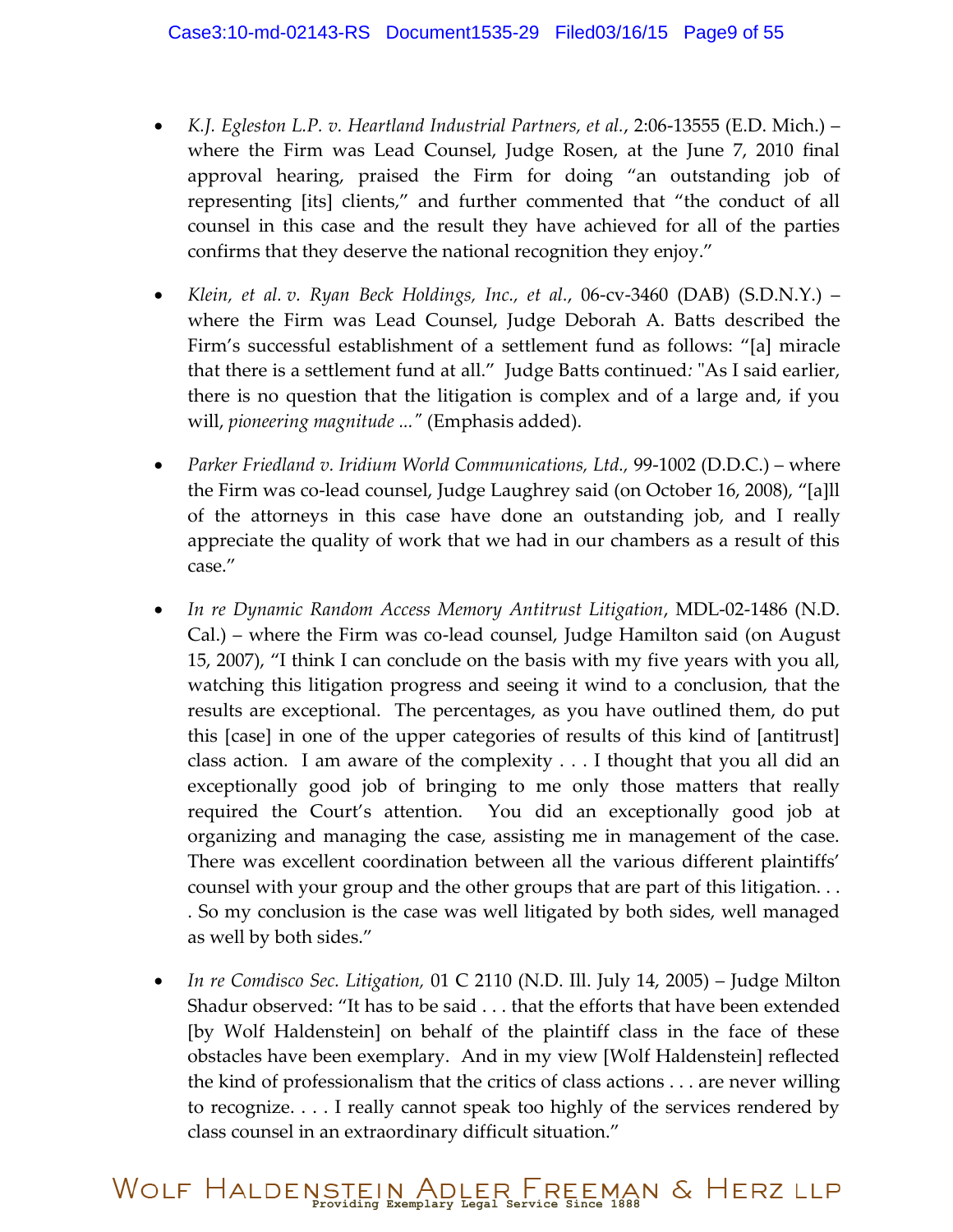- *K.J. Egleston L.P. v. Heartland Industrial Partners, et al.*, 2:06-13555 (E.D. Mich.) – where the Firm was Lead Counsel, Judge Rosen, at the June 7, 2010 final approval hearing, praised the Firm for doing "an outstanding job of representing [its] clients," and further commented that "the conduct of all counsel in this case and the result they have achieved for all of the parties confirms that they deserve the national recognition they enjoy."

- *Klein, et al. v. Ryan Beck Holdings, Inc., et al.*, 06-cv-3460 (DAB) (S.D.N.Y.) – where the Firm was Lead Counsel, Judge Deborah A. Batts described the Firm's successful establishment of a settlement fund as follows: "[a] miracle that there is a settlement fund at all." Judge Batts continued: "As I said earlier, there is no question that the litigation is complex and of a large and, if you will, *pioneering magnitude ...*" (Emphasis added).

- *Parker Friedland v. Iridium World Communications, Ltd.*, 99-1002 (D.D.C.) – where the Firm was co-lead counsel, Judge Laughrey said (on October 16, 2008), "[a]ll of the attorneys in this case have done an outstanding job, and I really appreciate the quality of work that we had in our chambers as a result of this case."

- *In re Dynamic Random Access Memory Antitrust Litigation*, MDL-02-1486 (N.D. Cal.) – where the Firm was co-lead counsel, Judge Hamilton said (on August 15, 2007), "I think I can conclude on the basis with my five years with you all, watching this litigation progress and seeing it wind to a conclusion, that the results are exceptional. The percentages, as you have outlined them, do put this [case] in one of the upper categories of results of this kind of [antitrust] class action. I am aware of the complexity . . . I thought that you all did an exceptionally good job of bringing to me only those matters that really required the Court's attention. You did an exceptionally good job at organizing and managing the case, assisting me in management of the case. There was excellent coordination between all the various different plaintiffs' counsel with your group and the other groups that are part of this litigation. . . . So my conclusion is the case was well litigated by both sides, well managed as well by both sides."

- *In re Comdisco Sec. Litigation,* 01 C 2110 (N.D. Ill. July 14, 2005) – Judge Milton Shadur observed: "It has to be said . . . that the efforts that have been extended [by Wolf Haldenstein] on behalf of the plaintiff class in the face of these obstacles have been exemplary. And in my view [Wolf Haldenstein] reflected the kind of professionalism that the critics of class actions . . . are never willing to recognize. . . . I really cannot speak too highly of the services rendered by class counsel in an extraordinary difficult situation."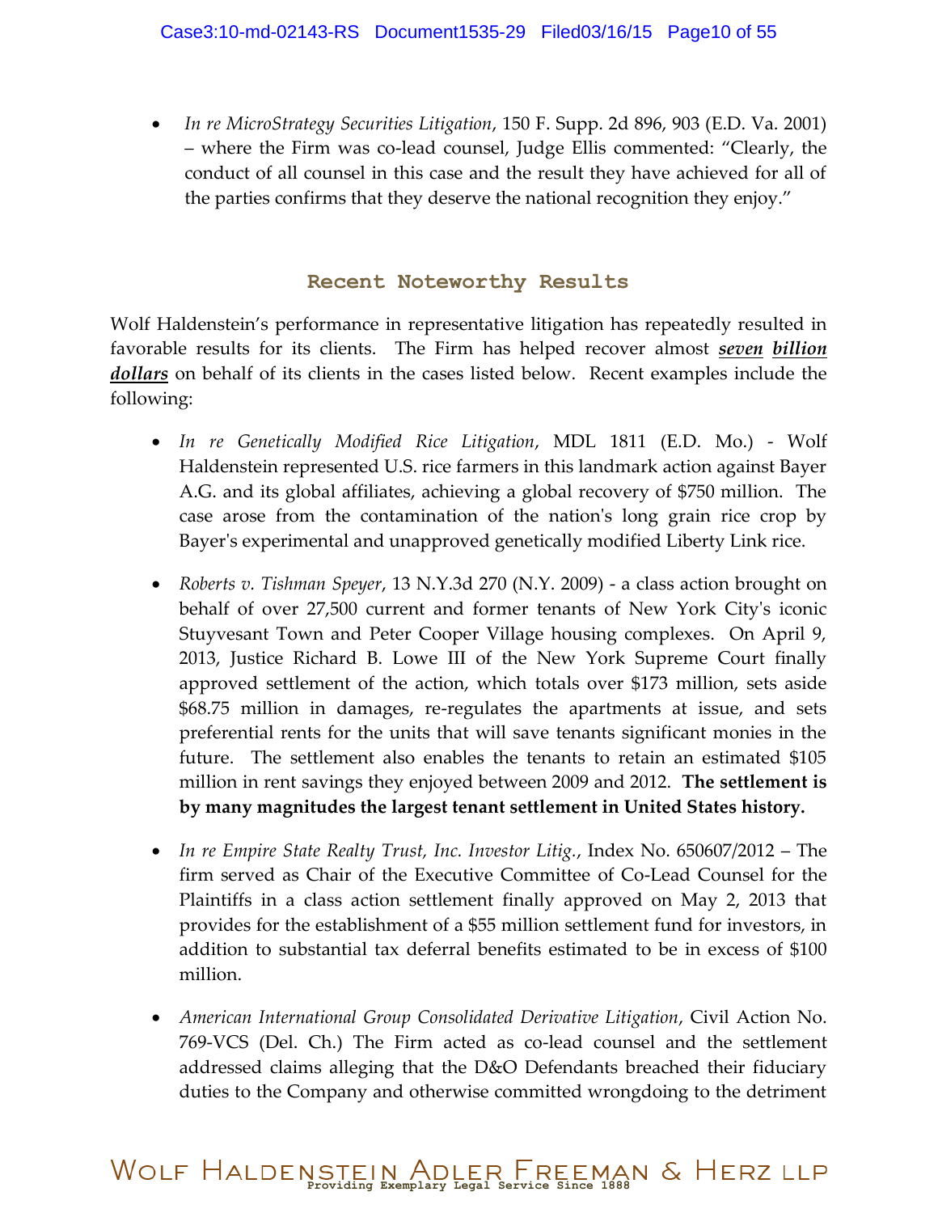- *In re MicroStrategy Securities Litigation*, 150 F. Supp. 2d 896, 903 (E.D. Va. 2001) – where the Firm was co-lead counsel, Judge Ellis commented: "Clearly, the conduct of all counsel in this case and the result they have achieved for all of the parties confirms that they deserve the national recognition they enjoy."

## Recent Noteworthy Results

Wolf Haldenstein's performance in representative litigation has repeatedly resulted in favorable results for its clients. The Firm has helped recover almost ***seven billion dollars*** on behalf of its clients in the cases listed below. Recent examples include the following:

- *In re Genetically Modified Rice Litigation*, MDL 1811 (E.D. Mo.) - Wolf Haldenstein represented U.S. rice farmers in this landmark action against Bayer A.G. and its global affiliates, achieving a global recovery of $750 million. The case arose from the contamination of the nation's long grain rice crop by Bayer's experimental and unapproved genetically modified Liberty Link rice.

- *Roberts v. Tishman Speyer*, 13 N.Y.3d 270 (N.Y. 2009) - a class action brought on behalf of over 27,500 current and former tenants of New York City's iconic Stuyvesant Town and Peter Cooper Village housing complexes. On April 9, 2013, Justice Richard B. Lowe III of the New York Supreme Court finally approved settlement of the action, which totals over $173 million, sets aside $68.75 million in damages, re-regulates the apartments at issue, and sets preferential rents for the units that will save tenants significant monies in the future. The settlement also enables the tenants to retain an estimated $105 million in rent savings they enjoyed between 2009 and 2012. **The settlement is by many magnitudes the largest tenant settlement in United States history.**

- *In re Empire State Realty Trust, Inc. Investor Litig.*, Index No. 650607/2012 – The firm served as Chair of the Executive Committee of Co-Lead Counsel for the Plaintiffs in a class action settlement finally approved on May 2, 2013 that provides for the establishment of a $55 million settlement fund for investors, in addition to substantial tax deferral benefits estimated to be in excess of $100 million.

- *American International Group Consolidated Derivative Litigation*, Civil Action No. 769-VCS (Del. Ch.) The Firm acted as co-lead counsel and the settlement addressed claims alleging that the D&O Defendants breached their fiduciary duties to the Company and otherwise committed wrongdoing to the detriment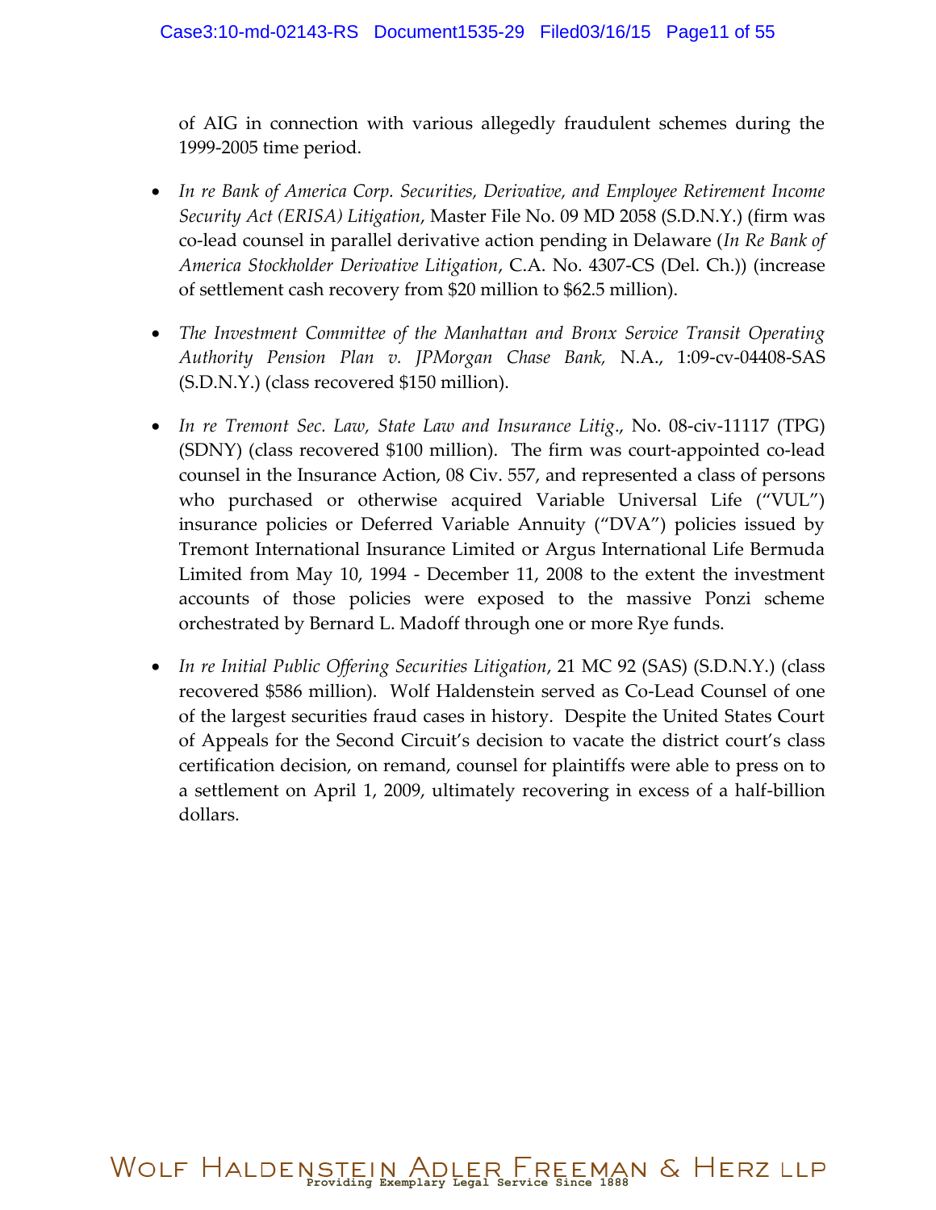of AIG in connection with various allegedly fraudulent schemes during the 1999-2005 time period.

- *In re Bank of America Corp. Securities, Derivative, and Employee Retirement Income Security Act (ERISA) Litigation*, Master File No. 09 MD 2058 (S.D.N.Y.) (firm was co-lead counsel in parallel derivative action pending in Delaware (*In Re Bank of America Stockholder Derivative Litigation*, C.A. No. 4307-CS (Del. Ch.)) (increase of settlement cash recovery from $20 million to $62.5 million).

- *The Investment Committee of the Manhattan and Bronx Service Transit Operating Authority Pension Plan v. JPMorgan Chase Bank,* N.A., 1:09-cv-04408-SAS (S.D.N.Y.) (class recovered $150 million).

- *In re Tremont Sec. Law, State Law and Insurance Litig*., No. 08-civ-11117 (TPG) (SDNY) (class recovered $100 million). The firm was court-appointed co-lead counsel in the Insurance Action, 08 Civ. 557, and represented a class of persons who purchased or otherwise acquired Variable Universal Life ("VUL") insurance policies or Deferred Variable Annuity ("DVA") policies issued by Tremont International Insurance Limited or Argus International Life Bermuda Limited from May 10, 1994 - December 11, 2008 to the extent the investment accounts of those policies were exposed to the massive Ponzi scheme orchestrated by Bernard L. Madoff through one or more Rye funds.

- *In re Initial Public Offering Securities Litigation*, 21 MC 92 (SAS) (S.D.N.Y.) (class recovered $586 million). Wolf Haldenstein served as Co-Lead Counsel of one of the largest securities fraud cases in history. Despite the United States Court of Appeals for the Second Circuit's decision to vacate the district court's class certification decision, on remand, counsel for plaintiffs were able to press on to a settlement on April 1, 2009, ultimately recovering in excess of a half-billion dollars.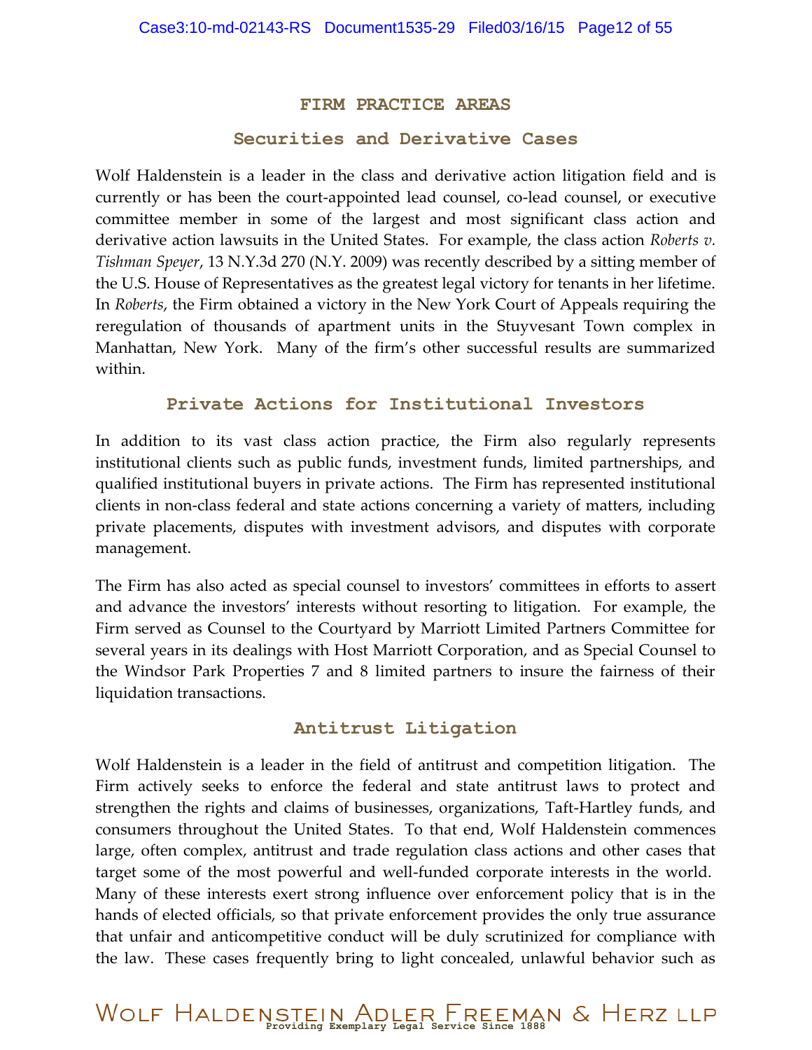## FIRM PRACTICE AREAS

### Securities and Derivative Cases

Wolf Haldenstein is a leader in the class and derivative action litigation field and is currently or has been the court-appointed lead counsel, co-lead counsel, or executive committee member in some of the largest and most significant class action and derivative action lawsuits in the United States. For example, the class action *Roberts v. Tishman Speyer*, 13 N.Y.3d 270 (N.Y. 2009) was recently described by a sitting member of the U.S. House of Representatives as the greatest legal victory for tenants in her lifetime. In *Roberts*, the Firm obtained a victory in the New York Court of Appeals requiring the reregulation of thousands of apartment units in the Stuyvesant Town complex in Manhattan, New York. Many of the firm's other successful results are summarized within.

### Private Actions for Institutional Investors

In addition to its vast class action practice, the Firm also regularly represents institutional clients such as public funds, investment funds, limited partnerships, and qualified institutional buyers in private actions. The Firm has represented institutional clients in non-class federal and state actions concerning a variety of matters, including private placements, disputes with investment advisors, and disputes with corporate management.

The Firm has also acted as special counsel to investors' committees in efforts to assert and advance the investors' interests without resorting to litigation. For example, the Firm served as Counsel to the Courtyard by Marriott Limited Partners Committee for several years in its dealings with Host Marriott Corporation, and as Special Counsel to the Windsor Park Properties 7 and 8 limited partners to insure the fairness of their liquidation transactions.

### Antitrust Litigation

Wolf Haldenstein is a leader in the field of antitrust and competition litigation. The Firm actively seeks to enforce the federal and state antitrust laws to protect and strengthen the rights and claims of businesses, organizations, Taft-Hartley funds, and consumers throughout the United States. To that end, Wolf Haldenstein commences large, often complex, antitrust and trade regulation class actions and other cases that target some of the most powerful and well-funded corporate interests in the world. Many of these interests exert strong influence over enforcement policy that is in the hands of elected officials, so that private enforcement provides the only true assurance that unfair and anticompetitive conduct will be duly scrutinized for compliance with the law. These cases frequently bring to light concealed, unlawful behavior such as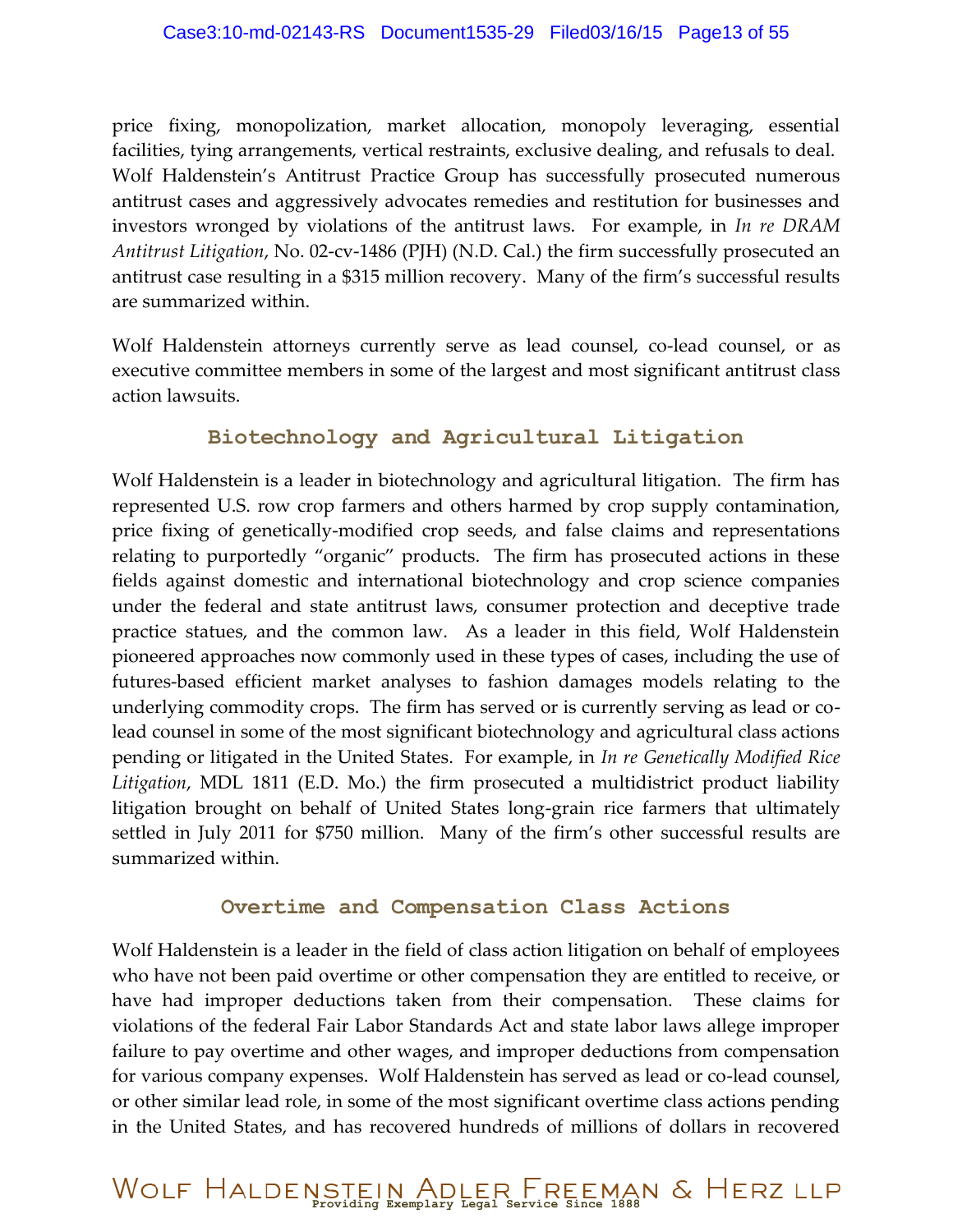price fixing, monopolization, market allocation, monopoly leveraging, essential facilities, tying arrangements, vertical restraints, exclusive dealing, and refusals to deal. Wolf Haldenstein's Antitrust Practice Group has successfully prosecuted numerous antitrust cases and aggressively advocates remedies and restitution for businesses and investors wronged by violations of the antitrust laws. For example, in *In re DRAM Antitrust Litigation*, No. 02-cv-1486 (PJH) (N.D. Cal.) the firm successfully prosecuted an antitrust case resulting in a $315 million recovery. Many of the firm's successful results are summarized within.

Wolf Haldenstein attorneys currently serve as lead counsel, co-lead counsel, or as executive committee members in some of the largest and most significant antitrust class action lawsuits.

## Biotechnology and Agricultural Litigation

Wolf Haldenstein is a leader in biotechnology and agricultural litigation. The firm has represented U.S. row crop farmers and others harmed by crop supply contamination, price fixing of genetically-modified crop seeds, and false claims and representations relating to purportedly "organic" products. The firm has prosecuted actions in these fields against domestic and international biotechnology and crop science companies under the federal and state antitrust laws, consumer protection and deceptive trade practice statues, and the common law. As a leader in this field, Wolf Haldenstein pioneered approaches now commonly used in these types of cases, including the use of futures-based efficient market analyses to fashion damages models relating to the underlying commodity crops. The firm has served or is currently serving as lead or co-lead counsel in some of the most significant biotechnology and agricultural class actions pending or litigated in the United States. For example, in *In re Genetically Modified Rice Litigation*, MDL 1811 (E.D. Mo.) the firm prosecuted a multidistrict product liability litigation brought on behalf of United States long-grain rice farmers that ultimately settled in July 2011 for $750 million. Many of the firm's other successful results are summarized within.

## Overtime and Compensation Class Actions

Wolf Haldenstein is a leader in the field of class action litigation on behalf of employees who have not been paid overtime or other compensation they are entitled to receive, or have had improper deductions taken from their compensation. These claims for violations of the federal Fair Labor Standards Act and state labor laws allege improper failure to pay overtime and other wages, and improper deductions from compensation for various company expenses. Wolf Haldenstein has served as lead or co-lead counsel, or other similar lead role, in some of the most significant overtime class actions pending in the United States, and has recovered hundreds of millions of dollars in recovered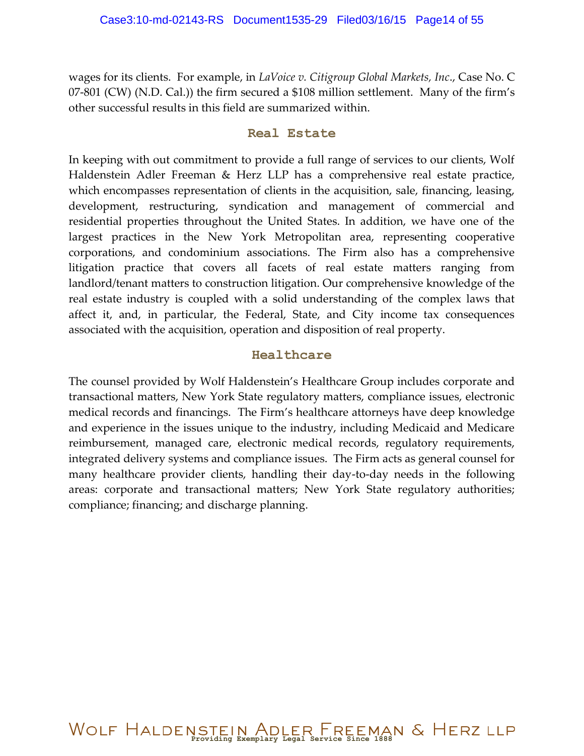wages for its clients. For example, in *LaVoice v. Citigroup Global Markets, Inc*., Case No. C 07-801 (CW) (N.D. Cal.)) the firm secured a $108 million settlement. Many of the firm's other successful results in this field are summarized within.

## Real Estate

In keeping with out commitment to provide a full range of services to our clients, Wolf Haldenstein Adler Freeman & Herz LLP has a comprehensive real estate practice, which encompasses representation of clients in the acquisition, sale, financing, leasing, development, restructuring, syndication and management of commercial and residential properties throughout the United States. In addition, we have one of the largest practices in the New York Metropolitan area, representing cooperative corporations, and condominium associations. The Firm also has a comprehensive litigation practice that covers all facets of real estate matters ranging from landlord/tenant matters to construction litigation. Our comprehensive knowledge of the real estate industry is coupled with a solid understanding of the complex laws that affect it, and, in particular, the Federal, State, and City income tax consequences associated with the acquisition, operation and disposition of real property.

## Healthcare

The counsel provided by Wolf Haldenstein's Healthcare Group includes corporate and transactional matters, New York State regulatory matters, compliance issues, electronic medical records and financings. The Firm's healthcare attorneys have deep knowledge and experience in the issues unique to the industry, including Medicaid and Medicare reimbursement, managed care, electronic medical records, regulatory requirements, integrated delivery systems and compliance issues. The Firm acts as general counsel for many healthcare provider clients, handling their day-to-day needs in the following areas: corporate and transactional matters; New York State regulatory authorities; compliance; financing; and discharge planning.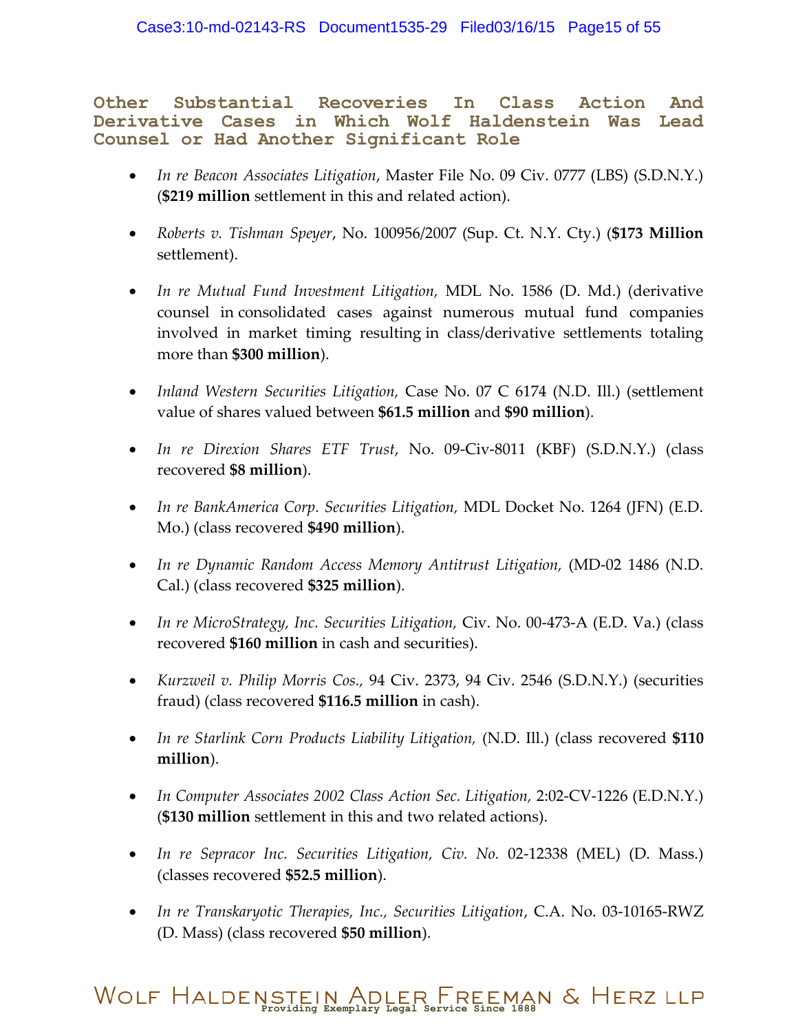## Other Substantial Recoveries In Class Action And Derivative Cases in Which Wolf Haldenstein Was Lead Counsel or Had Another Significant Role

- *In re Beacon Associates Litigation*, Master File No. 09 Civ. 0777 (LBS) (S.D.N.Y.) (**$219 million** settlement in this and related action).
- *Roberts v. Tishman Speyer*, No. 100956/2007 (Sup. Ct. N.Y. Cty.) (**$173 Million** settlement).
- *In re Mutual Fund Investment Litigation,* MDL No. 1586 (D. Md.) (derivative counsel in consolidated cases against numerous mutual fund companies involved in market timing resulting in class/derivative settlements totaling more than **$300 million**).
- *Inland Western Securities Litigation,* Case No. 07 C 6174 (N.D. Ill.) (settlement value of shares valued between **$61.5 million** and **$90 million**).
- *In re Direxion Shares ETF Trust*, No. 09-Civ-8011 (KBF) (S.D.N.Y.) (class recovered **$8 million**).
- *In re BankAmerica Corp. Securities Litigation,* MDL Docket No. 1264 (JFN) (E.D. Mo.) (class recovered **$490 million**).
- *In re Dynamic Random Access Memory Antitrust Litigation,* (MD-02 1486 (N.D. Cal.) (class recovered **$325 million**).
- *In re MicroStrategy, Inc. Securities Litigation,* Civ. No. 00-473-A (E.D. Va.) (class recovered **$160 million** in cash and securities).
- *Kurzweil v. Philip Morris Cos.,* 94 Civ. 2373, 94 Civ. 2546 (S.D.N.Y.) (securities fraud) (class recovered **$116.5 million** in cash).
- *In re Starlink Corn Products Liability Litigation,* (N.D. Ill.) (class recovered **$110 million**).
- *In Computer Associates 2002 Class Action Sec. Litigation,* 2:02-CV-1226 (E.D.N.Y.) (**$130 million** settlement in this and two related actions).
- *In re Sepracor Inc. Securities Litigation, Civ. No.* 02-12338 (MEL) (D. Mass.) (classes recovered **$52.5 million**).
- *In re Transkaryotic Therapies, Inc., Securities Litigation*, C.A. No. 03-10165-RWZ (D. Mass) (class recovered **$50 million**).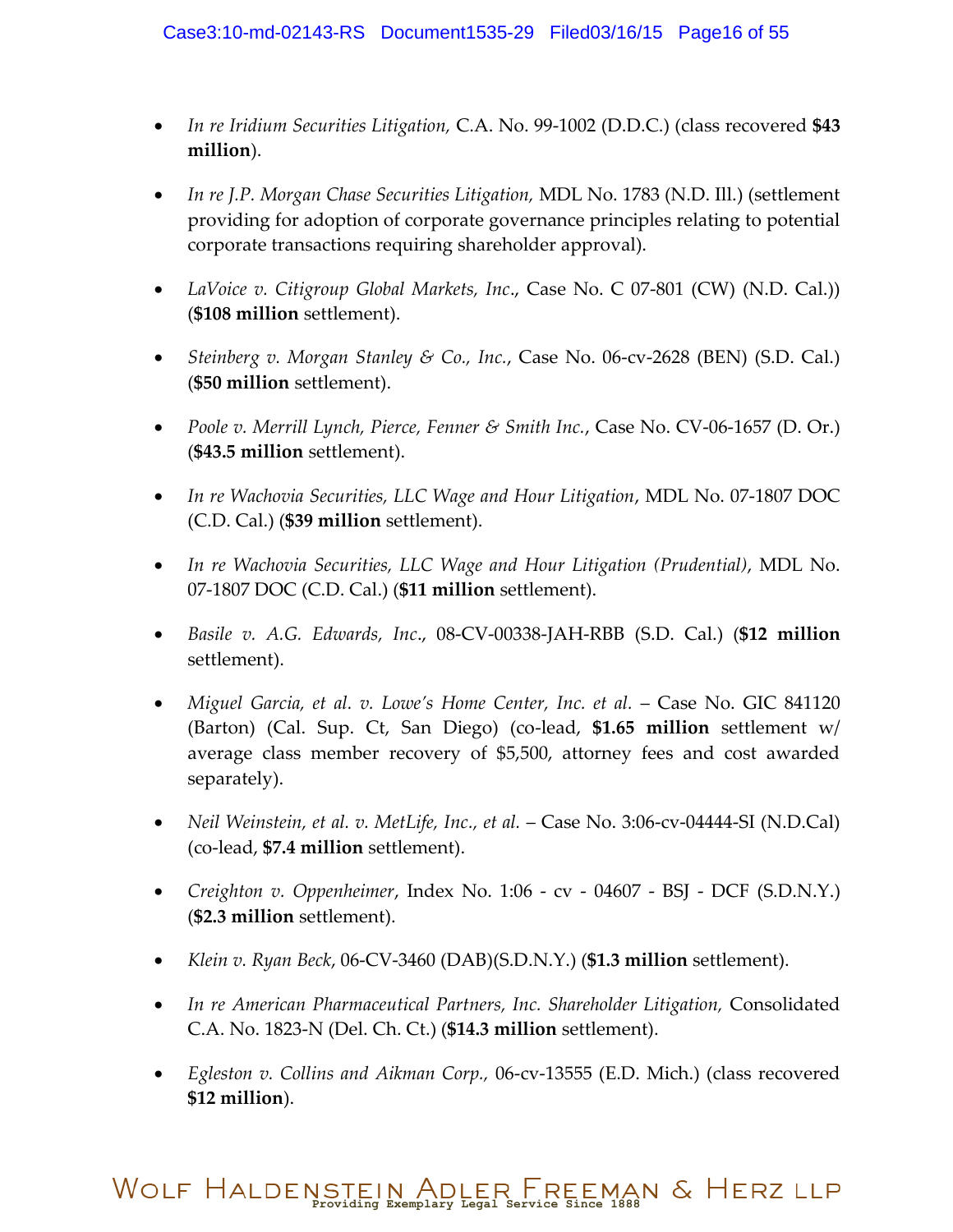- *In re Iridium Securities Litigation,* C.A. No. 99-1002 (D.D.C.) (class recovered **$43 million**).

- *In re J.P. Morgan Chase Securities Litigation,* MDL No. 1783 (N.D. Ill.) (settlement providing for adoption of corporate governance principles relating to potential corporate transactions requiring shareholder approval).

- *LaVoice v. Citigroup Global Markets, Inc*., Case No. C 07-801 (CW) (N.D. Cal.)) (**$108 million** settlement).

- *Steinberg v. Morgan Stanley & Co., Inc.*, Case No. 06-cv-2628 (BEN) (S.D. Cal.) (**$50 million** settlement).

- *Poole v. Merrill Lynch, Pierce, Fenner & Smith Inc.*, Case No. CV-06-1657 (D. Or.) (**$43.5 million** settlement).

- *In re Wachovia Securities, LLC Wage and Hour Litigation*, MDL No. 07-1807 DOC (C.D. Cal.) (**$39 million** settlement).

- *In re Wachovia Securities, LLC Wage and Hour Litigation (Prudential)*, MDL No. 07-1807 DOC (C.D. Cal.) (**$11 million** settlement).

- *Basile v. A.G. Edwards, Inc*., 08-CV-00338-JAH-RBB (S.D. Cal.) (**$12 million** settlement).

- *Miguel Garcia, et al. v. Lowe's Home Center, Inc. et al.* – Case No. GIC 841120 (Barton) (Cal. Sup. Ct, San Diego) (co-lead, **$1.65 million** settlement w/ average class member recovery of $5,500, attorney fees and cost awarded separately).

- *Neil Weinstein, et al. v. MetLife, Inc., et al.* – Case No. 3:06-cv-04444-SI (N.D.Cal) (co-lead, **$7.4 million** settlement).

- *Creighton v. Oppenheimer*, Index No. 1:06 - cv - 04607 - BSJ - DCF (S.D.N.Y.) (**$2.3 million** settlement).

- *Klein v. Ryan Beck*, 06-CV-3460 (DAB)(S.D.N.Y.) (**$1.3 million** settlement).

- *In re American Pharmaceutical Partners, Inc. Shareholder Litigation,* Consolidated C.A. No. 1823-N (Del. Ch. Ct.) (**$14.3 million** settlement).

- *Egleston v. Collins and Aikman Corp.,* 06-cv-13555 (E.D. Mich.) (class recovered **$12 million**).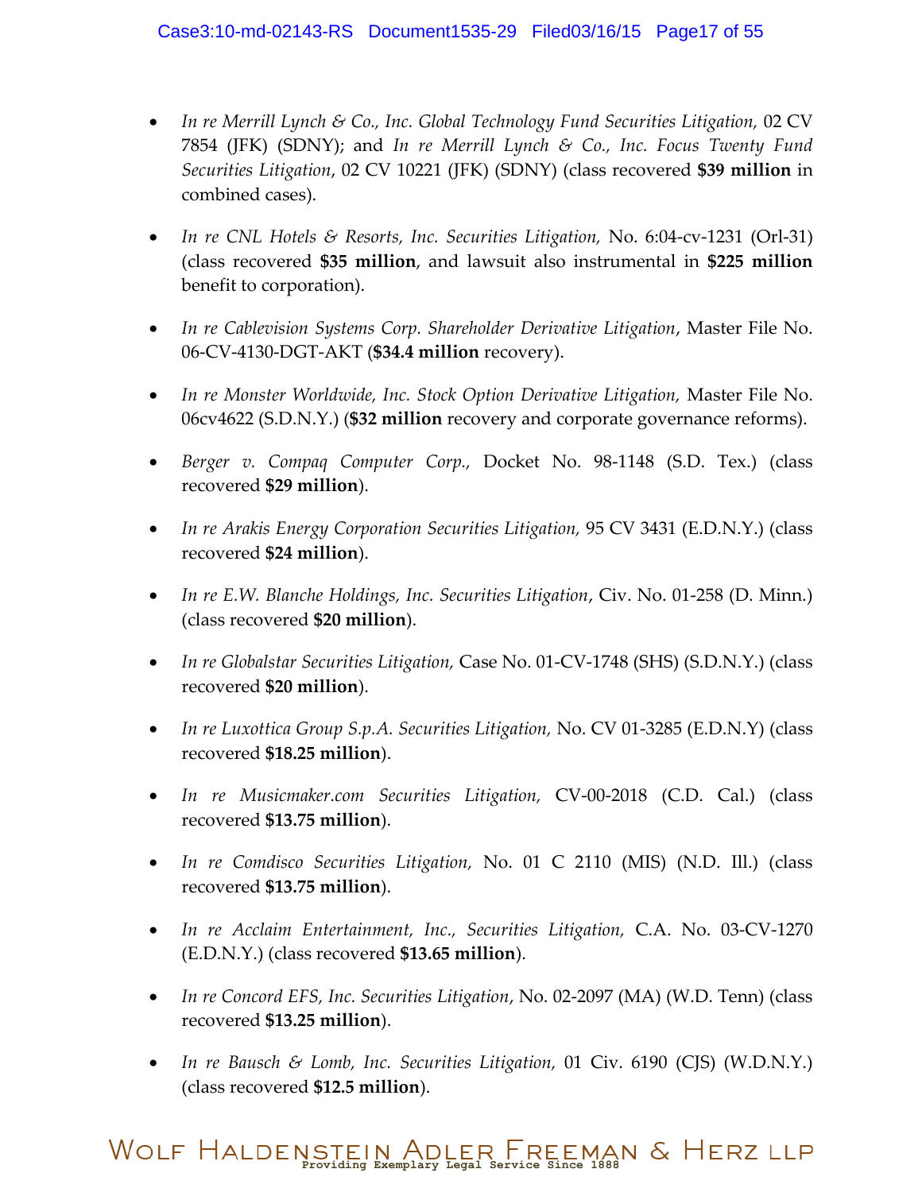- *In re Merrill Lynch & Co., Inc. Global Technology Fund Securities Litigation,* 02 CV 7854 (JFK) (SDNY); and *In re Merrill Lynch & Co., Inc. Focus Twenty Fund Securities Litigation*, 02 CV 10221 (JFK) (SDNY) (class recovered **$39 million** in combined cases).

- *In re CNL Hotels & Resorts, Inc. Securities Litigation,* No. 6:04-cv-1231 (Orl-31) (class recovered **$35 million**, and lawsuit also instrumental in **$225 million** benefit to corporation).

- *In re Cablevision Systems Corp. Shareholder Derivative Litigation*, Master File No. 06-CV-4130-DGT-AKT (**$34.4 million** recovery).

- *In re Monster Worldwide, Inc. Stock Option Derivative Litigation,* Master File No. 06cv4622 (S.D.N.Y.) (**$32 million** recovery and corporate governance reforms).

- *Berger v. Compaq Computer Corp.,* Docket No. 98-1148 (S.D. Tex.) (class recovered **$29 million**).

- *In re Arakis Energy Corporation Securities Litigation,* 95 CV 3431 (E.D.N.Y.) (class recovered **$24 million**).

- *In re E.W. Blanche Holdings, Inc. Securities Litigation*, Civ. No. 01-258 (D. Minn.) (class recovered **$20 million**).

- *In re Globalstar Securities Litigation,* Case No. 01-CV-1748 (SHS) (S.D.N.Y.) (class recovered **$20 million**).

- *In re Luxottica Group S.p.A. Securities Litigation,* No. CV 01-3285 (E.D.N.Y) (class recovered **$18.25 million**).

- *In re Musicmaker.com Securities Litigation,* CV-00-2018 (C.D. Cal.) (class recovered **$13.75 million**).

- *In re Comdisco Securities Litigation,* No. 01 C 2110 (MIS) (N.D. Ill.) (class recovered **$13.75 million**).

- *In re Acclaim Entertainment, Inc., Securities Litigation,* C.A. No. 03-CV-1270 (E.D.N.Y.) (class recovered **$13.65 million**).

- *In re Concord EFS, Inc. Securities Litigation*, No. 02-2097 (MA) (W.D. Tenn) (class recovered **$13.25 million**).

- *In re Bausch & Lomb, Inc. Securities Litigation,* 01 Civ. 6190 (CJS) (W.D.N.Y.) (class recovered **$12.5 million**).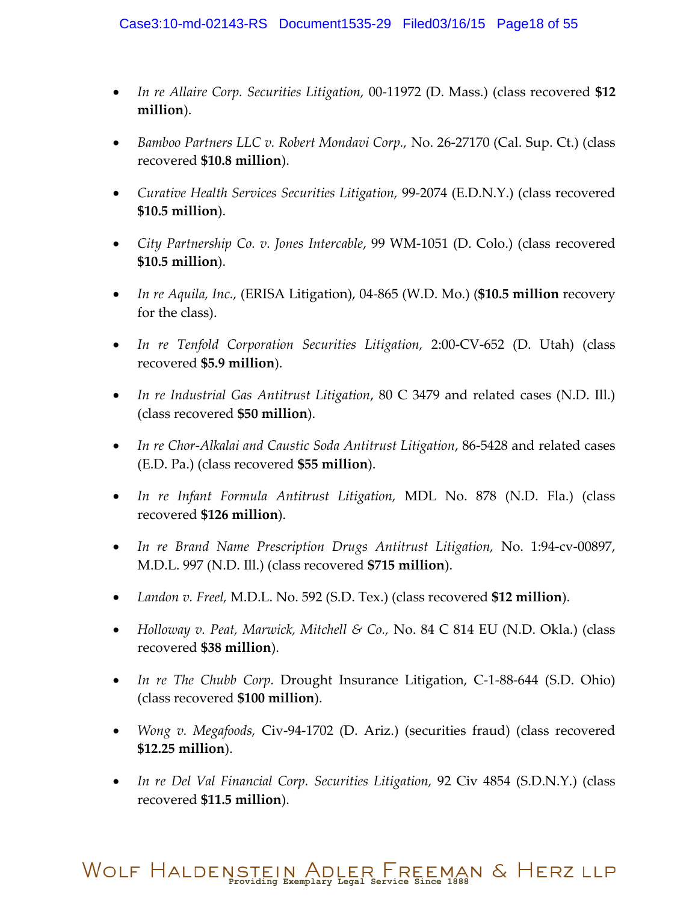- *In re Allaire Corp. Securities Litigation*, 00-11972 (D. Mass.) (class recovered **$12 million**).

- *Bamboo Partners LLC v. Robert Mondavi Corp.,* No. 26-27170 (Cal. Sup. Ct.) (class recovered **$10.8 million**).

- *Curative Health Services Securities Litigation*, 99-2074 (E.D.N.Y.) (class recovered **$10.5 million**).

- *City Partnership Co. v. Jones Intercable*, 99 WM-1051 (D. Colo.) (class recovered **$10.5 million**).

- *In re Aquila, Inc.*, (ERISA Litigation), 04-865 (W.D. Mo.) (**$10.5 million** recovery for the class).

- *In re Tenfold Corporation Securities Litigation*, 2:00-CV-652 (D. Utah) (class recovered **$5.9 million**).

- *In re Industrial Gas Antitrust Litigation*, 80 C 3479 and related cases (N.D. Ill.) (class recovered **$50 million**).

- *In re Chor-Alkalai and Caustic Soda Antitrust Litigation*, 86-5428 and related cases (E.D. Pa.) (class recovered **$55 million**).

- *In re Infant Formula Antitrust Litigation,* MDL No. 878 (N.D. Fla.) (class recovered **$126 million**).

- *In re Brand Name Prescription Drugs Antitrust Litigation,* No. 1:94-cv-00897, M.D.L. 997 (N.D. Ill.) (class recovered **$715 million**).

- *Landon v. Freel,* M.D.L. No. 592 (S.D. Tex.) (class recovered **$12 million**).

- *Holloway v. Peat, Marwick, Mitchell & Co.,* No. 84 C 814 EU (N.D. Okla.) (class recovered **$38 million**).

- *In re The Chubb Corp.* Drought Insurance Litigation, C-1-88-644 (S.D. Ohio) (class recovered **$100 million**).

- *Wong v. Megafoods,* Civ-94-1702 (D. Ariz.) (securities fraud) (class recovered **$12.25 million**).

- *In re Del Val Financial Corp. Securities Litigation,* 92 Civ 4854 (S.D.N.Y.) (class recovered **$11.5 million**).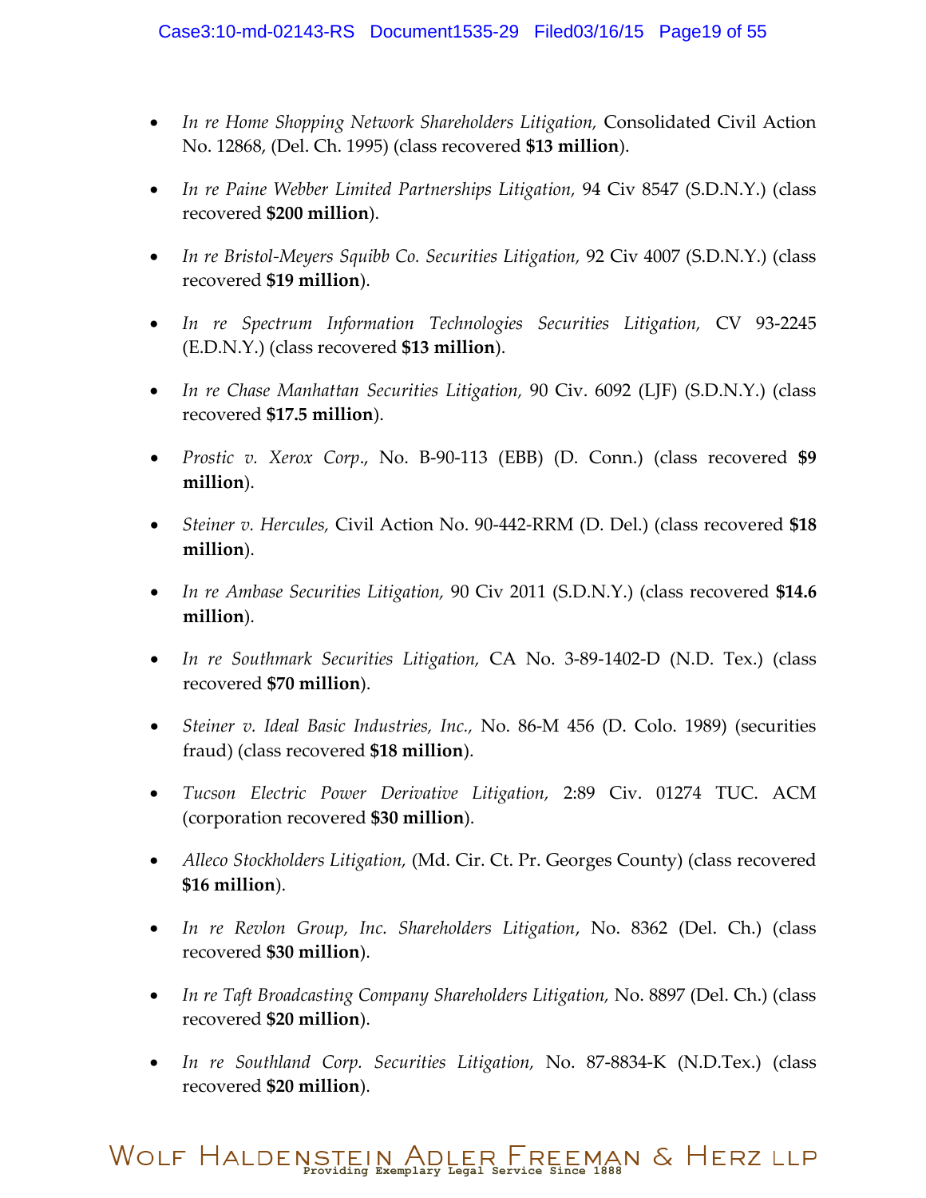- *In re Home Shopping Network Shareholders Litigation,* Consolidated Civil Action No. 12868, (Del. Ch. 1995) (class recovered **$13 million**).

- *In re Paine Webber Limited Partnerships Litigation,* 94 Civ 8547 (S.D.N.Y.) (class recovered **$200 million**).

- *In re Bristol-Meyers Squibb Co. Securities Litigation,* 92 Civ 4007 (S.D.N.Y.) (class recovered **$19 million**).

- *In re Spectrum Information Technologies Securities Litigation,* CV 93-2245 (E.D.N.Y.) (class recovered **$13 million**).

- *In re Chase Manhattan Securities Litigation,* 90 Civ. 6092 (LJF) (S.D.N.Y.) (class recovered **$17.5 million**).

- *Prostic v. Xerox Corp*., No. B-90-113 (EBB) (D. Conn.) (class recovered **$9 million**).

- *Steiner v. Hercules,* Civil Action No. 90-442-RRM (D. Del.) (class recovered **$18 million**).

- *In re Ambase Securities Litigation,* 90 Civ 2011 (S.D.N.Y.) (class recovered **$14.6 million**).

- *In re Southmark Securities Litigation,* CA No. 3-89-1402-D (N.D. Tex.) (class recovered **$70 million**).

- *Steiner v. Ideal Basic Industries, Inc.,* No. 86-M 456 (D. Colo. 1989) (securities fraud) (class recovered **$18 million**).

- *Tucson Electric Power Derivative Litigation,* 2:89 Civ. 01274 TUC. ACM (corporation recovered **$30 million**).

- *Alleco Stockholders Litigation,* (Md. Cir. Ct. Pr. Georges County) (class recovered **$16 million**).

- *In re Revlon Group, Inc. Shareholders Litigation*, No. 8362 (Del. Ch.) (class recovered **$30 million**).

- *In re Taft Broadcasting Company Shareholders Litigation,* No. 8897 (Del. Ch.) (class recovered **$20 million**).

- *In re Southland Corp. Securities Litigation,* No. 87-8834-K (N.D.Tex.) (class recovered **$20 million**).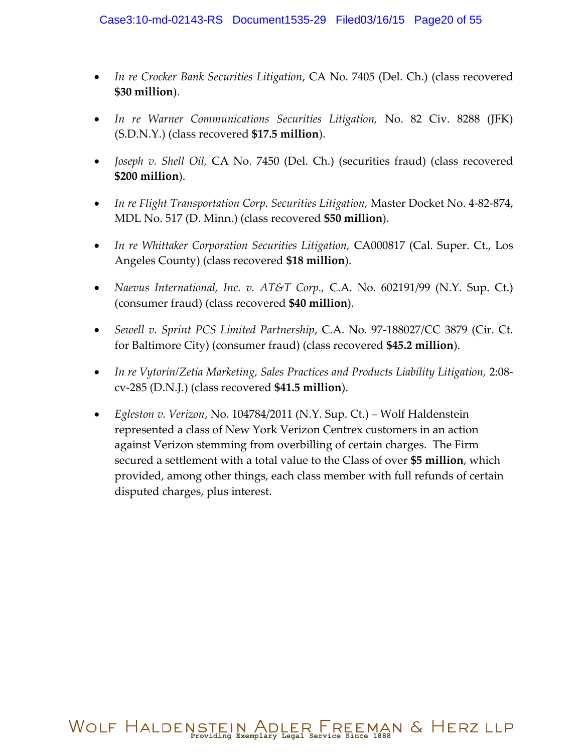- *In re Crocker Bank Securities Litigation*, CA No. 7405 (Del. Ch.) (class recovered **$30 million**).

- *In re Warner Communications Securities Litigation,* No. 82 Civ. 8288 (JFK) (S.D.N.Y.) (class recovered **$17.5 million**).

- *Joseph v. Shell Oil,* CA No. 7450 (Del. Ch.) (securities fraud) (class recovered **$200 million**).

- *In re Flight Transportation Corp. Securities Litigation,* Master Docket No. 4-82-874, MDL No. 517 (D. Minn.) (class recovered **$50 million**).

- *In re Whittaker Corporation Securities Litigation,* CA000817 (Cal. Super. Ct., Los Angeles County) (class recovered **$18 million**).

- *Naevus International, Inc. v. AT&T Corp.,* C.A. No. 602191/99 (N.Y. Sup. Ct.) (consumer fraud) (class recovered **$40 million**).

- *Sewell v. Sprint PCS Limited Partnership*, C.A. No. 97-188027/CC 3879 (Cir. Ct. for Baltimore City) (consumer fraud) (class recovered **$45.2 million**).

- *In re Vytorin/Zetia Marketing, Sales Practices and Products Liability Litigation,* 2:08-cv-285 (D.N.J.) (class recovered **$41.5 million**).

- *Egleston v. Verizon*, No. 104784/2011 (N.Y. Sup. Ct.) – Wolf Haldenstein represented a class of New York Verizon Centrex customers in an action against Verizon stemming from overbilling of certain charges. The Firm secured a settlement with a total value to the Class of over **$5 million**, which provided, among other things, each class member with full refunds of certain disputed charges, plus interest.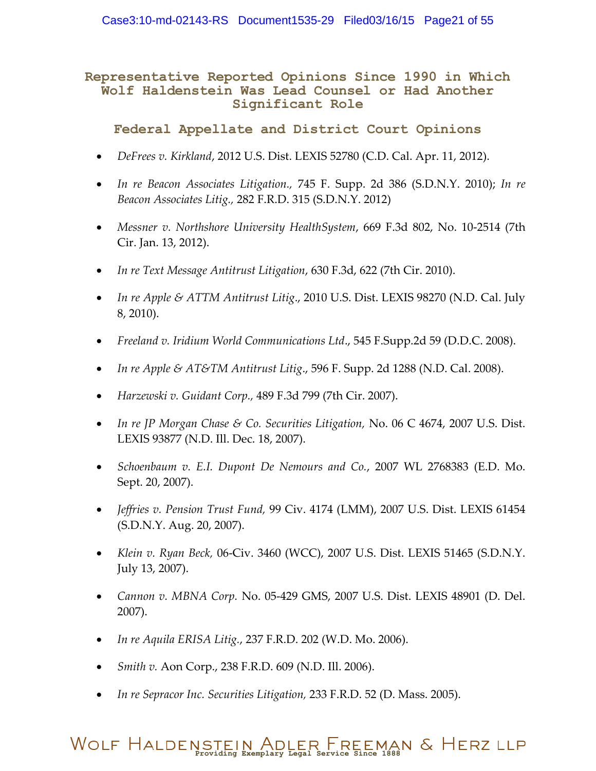## Representative Reported Opinions Since 1990 in Which Wolf Haldenstein Was Lead Counsel or Had Another Significant Role

### Federal Appellate and District Court Opinions

- *DeFrees v. Kirkland*, 2012 U.S. Dist. LEXIS 52780 (C.D. Cal. Apr. 11, 2012).
- *In re Beacon Associates Litigation.*, 745 F. Supp. 2d 386 (S.D.N.Y. 2010); *In re Beacon Associates Litig.*, 282 F.R.D. 315 (S.D.N.Y. 2012)
- *Messner v. Northshore University HealthSystem*, 669 F.3d 802, No. 10-2514 (7th Cir. Jan. 13, 2012).
- *In re Text Message Antitrust Litigation*, 630 F.3d, 622 (7th Cir. 2010).
- *In re Apple & ATTM Antitrust Litig.*, 2010 U.S. Dist. LEXIS 98270 (N.D. Cal. July 8, 2010).
- *Freeland v. Iridium World Communications Ltd.*, 545 F.Supp.2d 59 (D.D.C. 2008).
- *In re Apple & AT&TM Antitrust Litig.*, 596 F. Supp. 2d 1288 (N.D. Cal. 2008).
- *Harzewski v. Guidant Corp.*, 489 F.3d 799 (7th Cir. 2007).
- *In re JP Morgan Chase & Co. Securities Litigation,* No. 06 C 4674, 2007 U.S. Dist. LEXIS 93877 (N.D. Ill. Dec. 18, 2007).
- *Schoenbaum v. E.I. Dupont De Nemours and Co.*, 2007 WL 2768383 (E.D. Mo. Sept. 20, 2007).
- *Jeffries v. Pension Trust Fund,* 99 Civ. 4174 (LMM), 2007 U.S. Dist. LEXIS 61454 (S.D.N.Y. Aug. 20, 2007).
- *Klein v. Ryan Beck,* 06-Civ. 3460 (WCC), 2007 U.S. Dist. LEXIS 51465 (S.D.N.Y. July 13, 2007).
- *Cannon v. MBNA Corp.* No. 05-429 GMS, 2007 U.S. Dist. LEXIS 48901 (D. Del. 2007).
- *In re Aquila ERISA Litig.*, 237 F.R.D. 202 (W.D. Mo. 2006).
- *Smith v.* Aon Corp., 238 F.R.D. 609 (N.D. Ill. 2006).
- *In re Sepracor Inc. Securities Litigation,* 233 F.R.D. 52 (D. Mass. 2005).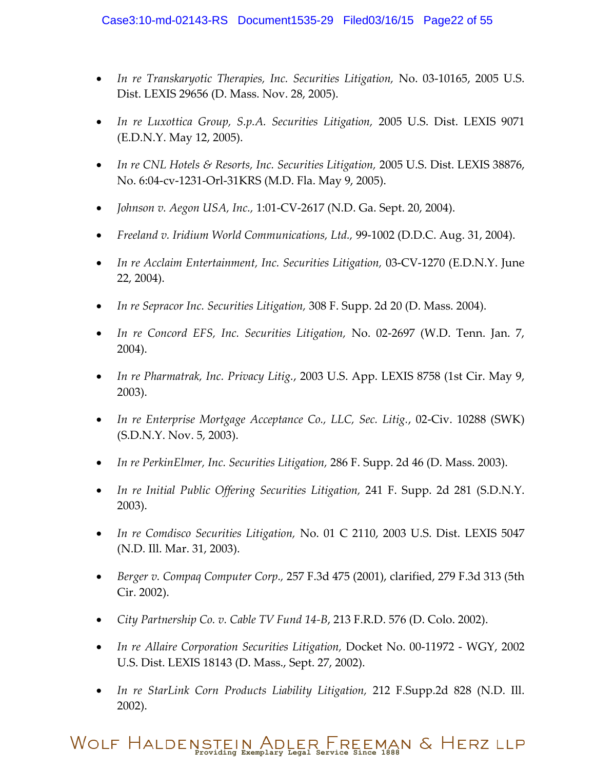- *In re Transkaryotic Therapies, Inc. Securities Litigation,* No. 03-10165, 2005 U.S. Dist. LEXIS 29656 (D. Mass. Nov. 28, 2005).

- *In re Luxottica Group, S.p.A. Securities Litigation,* 2005 U.S. Dist. LEXIS 9071 (E.D.N.Y. May 12, 2005).

- *In re CNL Hotels & Resorts, Inc. Securities Litigation,* 2005 U.S. Dist. LEXIS 38876, No. 6:04-cv-1231-Orl-31KRS (M.D. Fla. May 9, 2005).

- *Johnson v. Aegon USA, Inc.*, 1:01-CV-2617 (N.D. Ga. Sept. 20, 2004).

- *Freeland v. Iridium World Communications, Ltd.*, 99-1002 (D.D.C. Aug. 31, 2004).

- *In re Acclaim Entertainment, Inc. Securities Litigation,* 03-CV-1270 (E.D.N.Y. June 22, 2004).

- *In re Sepracor Inc. Securities Litigation,* 308 F. Supp. 2d 20 (D. Mass. 2004).

- *In re Concord EFS, Inc. Securities Litigation,* No. 02-2697 (W.D. Tenn. Jan. 7, 2004).

- *In re Pharmatrak, Inc. Privacy Litig.*, 2003 U.S. App. LEXIS 8758 (1st Cir. May 9, 2003).

- *In re Enterprise Mortgage Acceptance Co., LLC, Sec. Litig.*, 02-Civ. 10288 (SWK) (S.D.N.Y. Nov. 5, 2003).

- *In re PerkinElmer, Inc. Securities Litigation,* 286 F. Supp. 2d 46 (D. Mass. 2003).

- *In re Initial Public Offering Securities Litigation,* 241 F. Supp. 2d 281 (S.D.N.Y. 2003).

- *In re Comdisco Securities Litigation,* No. 01 C 2110, 2003 U.S. Dist. LEXIS 5047 (N.D. Ill. Mar. 31, 2003).

- *Berger v. Compaq Computer Corp.,* 257 F.3d 475 (2001), clarified, 279 F.3d 313 (5th Cir. 2002).

- *City Partnership Co. v. Cable TV Fund 14-B*, 213 F.R.D. 576 (D. Colo. 2002).

- *In re Allaire Corporation Securities Litigation,* Docket No. 00-11972 - WGY, 2002 U.S. Dist. LEXIS 18143 (D. Mass., Sept. 27, 2002).

- *In re StarLink Corn Products Liability Litigation,* 212 F.Supp.2d 828 (N.D. Ill. 2002).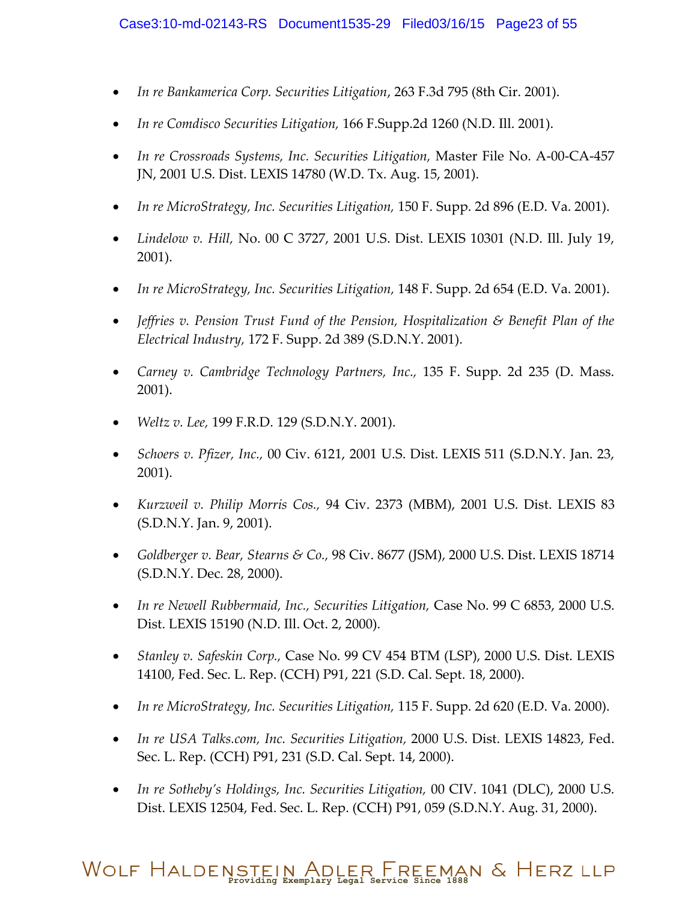- *In re Bankamerica Corp. Securities Litigation*, 263 F.3d 795 (8th Cir. 2001).

- *In re Comdisco Securities Litigation,* 166 F.Supp.2d 1260 (N.D. Ill. 2001).

- *In re Crossroads Systems, Inc. Securities Litigation,* Master File No. A-00-CA-457 JN, 2001 U.S. Dist. LEXIS 14780 (W.D. Tx. Aug. 15, 2001).

- *In re MicroStrategy, Inc. Securities Litigation,* 150 F. Supp. 2d 896 (E.D. Va. 2001).

- *Lindelow v. Hill,* No. 00 C 3727, 2001 U.S. Dist. LEXIS 10301 (N.D. Ill. July 19, 2001).

- *In re MicroStrategy, Inc. Securities Litigation,* 148 F. Supp. 2d 654 (E.D. Va. 2001).

- *Jeffries v. Pension Trust Fund of the Pension, Hospitalization & Benefit Plan of the Electrical Industry,* 172 F. Supp. 2d 389 (S.D.N.Y. 2001).

- *Carney v. Cambridge Technology Partners, Inc.,* 135 F. Supp. 2d 235 (D. Mass. 2001).

- *Weltz v. Lee,* 199 F.R.D. 129 (S.D.N.Y. 2001).

- *Schoers v. Pfizer, Inc.,* 00 Civ. 6121, 2001 U.S. Dist. LEXIS 511 (S.D.N.Y. Jan. 23, 2001).

- *Kurzweil v. Philip Morris Cos.,* 94 Civ. 2373 (MBM), 2001 U.S. Dist. LEXIS 83 (S.D.N.Y. Jan. 9, 2001).

- *Goldberger v. Bear, Stearns & Co.,* 98 Civ. 8677 (JSM), 2000 U.S. Dist. LEXIS 18714 (S.D.N.Y. Dec. 28, 2000).

- *In re Newell Rubbermaid, Inc., Securities Litigation,* Case No. 99 C 6853, 2000 U.S. Dist. LEXIS 15190 (N.D. Ill. Oct. 2, 2000).

- *Stanley v. Safeskin Corp.,* Case No. 99 CV 454 BTM (LSP), 2000 U.S. Dist. LEXIS 14100, Fed. Sec. L. Rep. (CCH) P91, 221 (S.D. Cal. Sept. 18, 2000).

- *In re MicroStrategy, Inc. Securities Litigation,* 115 F. Supp. 2d 620 (E.D. Va. 2000).

- *In re USA Talks.com, Inc. Securities Litigation,* 2000 U.S. Dist. LEXIS 14823, Fed. Sec. L. Rep. (CCH) P91, 231 (S.D. Cal. Sept. 14, 2000).

- *In re Sotheby's Holdings, Inc. Securities Litigation,* 00 CIV. 1041 (DLC), 2000 U.S. Dist. LEXIS 12504, Fed. Sec. L. Rep. (CCH) P91, 059 (S.D.N.Y. Aug. 31, 2000).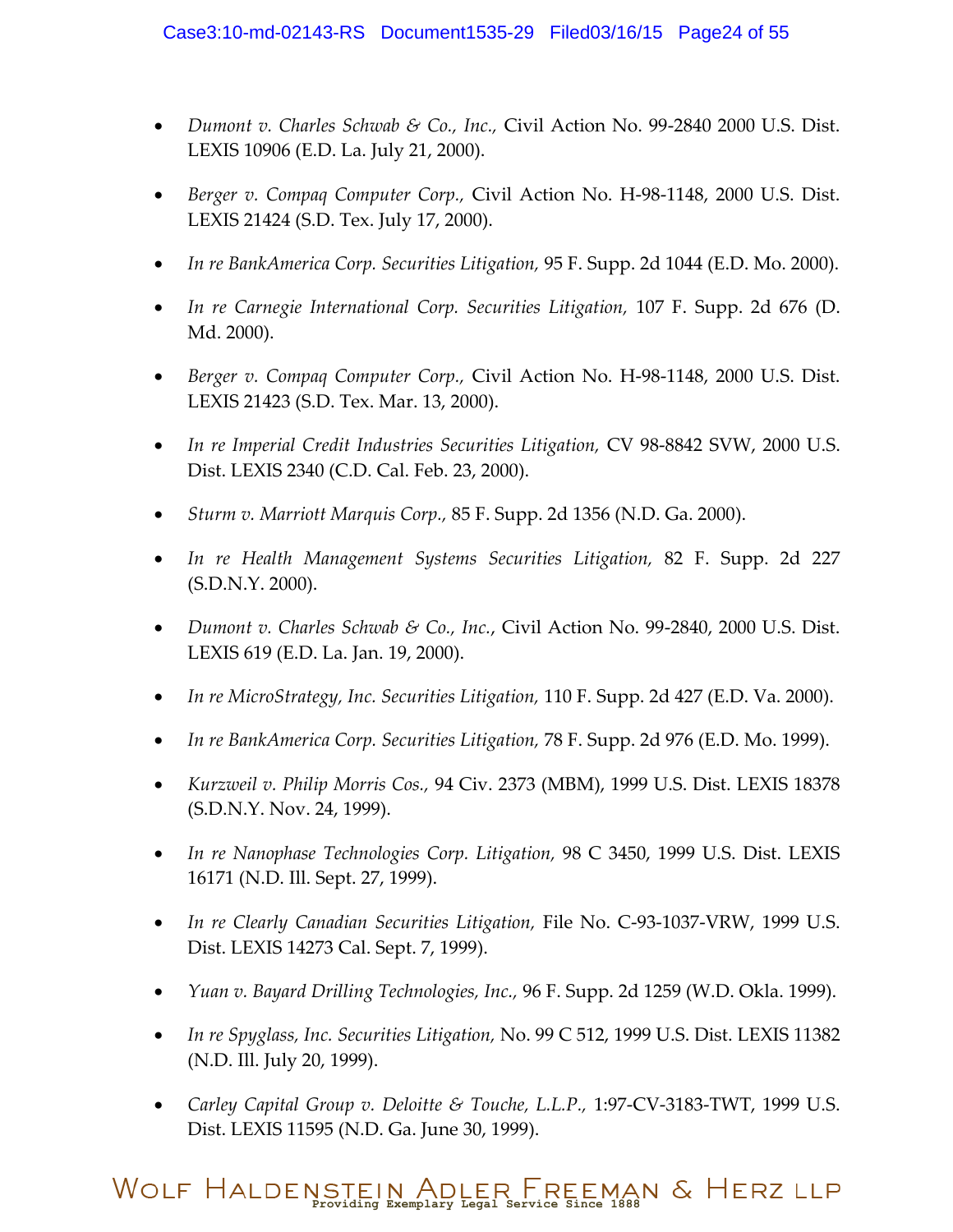- *Dumont v. Charles Schwab & Co., Inc.,* Civil Action No. 99-2840 2000 U.S. Dist. LEXIS 10906 (E.D. La. July 21, 2000).

- *Berger v. Compaq Computer Corp.,* Civil Action No. H-98-1148, 2000 U.S. Dist. LEXIS 21424 (S.D. Tex. July 17, 2000).

- *In re BankAmerica Corp. Securities Litigation,* 95 F. Supp. 2d 1044 (E.D. Mo. 2000).

- *In re Carnegie International Corp. Securities Litigation,* 107 F. Supp. 2d 676 (D. Md. 2000).

- *Berger v. Compaq Computer Corp.,* Civil Action No. H-98-1148, 2000 U.S. Dist. LEXIS 21423 (S.D. Tex. Mar. 13, 2000).

- *In re Imperial Credit Industries Securities Litigation,* CV 98-8842 SVW, 2000 U.S. Dist. LEXIS 2340 (C.D. Cal. Feb. 23, 2000).

- *Sturm v. Marriott Marquis Corp.,* 85 F. Supp. 2d 1356 (N.D. Ga. 2000).

- *In re Health Management Systems Securities Litigation,* 82 F. Supp. 2d 227 (S.D.N.Y. 2000).

- *Dumont v. Charles Schwab & Co., Inc.*, Civil Action No. 99-2840, 2000 U.S. Dist. LEXIS 619 (E.D. La. Jan. 19, 2000).

- *In re MicroStrategy, Inc. Securities Litigation,* 110 F. Supp. 2d 427 (E.D. Va. 2000).

- *In re BankAmerica Corp. Securities Litigation,* 78 F. Supp. 2d 976 (E.D. Mo. 1999).

- *Kurzweil v. Philip Morris Cos.,* 94 Civ. 2373 (MBM), 1999 U.S. Dist. LEXIS 18378 (S.D.N.Y. Nov. 24, 1999).

- *In re Nanophase Technologies Corp. Litigation,* 98 C 3450, 1999 U.S. Dist. LEXIS 16171 (N.D. Ill. Sept. 27, 1999).

- *In re Clearly Canadian Securities Litigation,* File No. C-93-1037-VRW, 1999 U.S. Dist. LEXIS 14273 Cal. Sept. 7, 1999).

- *Yuan v. Bayard Drilling Technologies, Inc.,* 96 F. Supp. 2d 1259 (W.D. Okla. 1999).

- *In re Spyglass, Inc. Securities Litigation,* No. 99 C 512, 1999 U.S. Dist. LEXIS 11382 (N.D. Ill. July 20, 1999).

- *Carley Capital Group v. Deloitte & Touche, L.L.P.,* 1:97-CV-3183-TWT, 1999 U.S. Dist. LEXIS 11595 (N.D. Ga. June 30, 1999).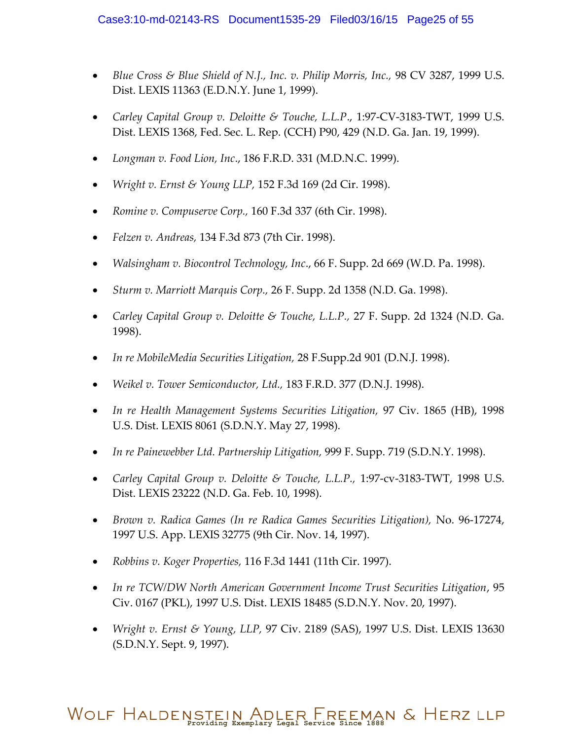- *Blue Cross & Blue Shield of N.J., Inc. v. Philip Morris, Inc.,* 98 CV 3287, 1999 U.S. Dist. LEXIS 11363 (E.D.N.Y. June 1, 1999).

- *Carley Capital Group v. Deloitte & Touche, L.L.P.*, 1:97-CV-3183-TWT, 1999 U.S. Dist. LEXIS 1368, Fed. Sec. L. Rep. (CCH) P90, 429 (N.D. Ga. Jan. 19, 1999).

- *Longman v. Food Lion, Inc*., 186 F.R.D. 331 (M.D.N.C. 1999).

- *Wright v. Ernst & Young LLP,* 152 F.3d 169 (2d Cir. 1998).

- *Romine v. Compuserve Corp.*, 160 F.3d 337 (6th Cir. 1998).

- *Felzen v. Andreas,* 134 F.3d 873 (7th Cir. 1998).

- *Walsingham v. Biocontrol Technology, Inc*., 66 F. Supp. 2d 669 (W.D. Pa. 1998).

- *Sturm v. Marriott Marquis Corp.,* 26 F. Supp. 2d 1358 (N.D. Ga. 1998).

- *Carley Capital Group v. Deloitte & Touche, L.L.P.,* 27 F. Supp. 2d 1324 (N.D. Ga. 1998).

- *In re MobileMedia Securities Litigation,* 28 F.Supp.2d 901 (D.N.J. 1998).

- *Weikel v. Tower Semiconductor, Ltd.*, 183 F.R.D. 377 (D.N.J. 1998).

- *In re Health Management Systems Securities Litigation,* 97 Civ. 1865 (HB), 1998 U.S. Dist. LEXIS 8061 (S.D.N.Y. May 27, 1998).

- *In re Painewebber Ltd. Partnership Litigation,* 999 F. Supp. 719 (S.D.N.Y. 1998).

- *Carley Capital Group v. Deloitte & Touche, L.L.P.,* 1:97-cv-3183-TWT, 1998 U.S. Dist. LEXIS 23222 (N.D. Ga. Feb. 10, 1998).

- *Brown v. Radica Games (In re Radica Games Securities Litigation),* No. 96-17274, 1997 U.S. App. LEXIS 32775 (9th Cir. Nov. 14, 1997).

- *Robbins v. Koger Properties*, 116 F.3d 1441 (11th Cir. 1997).

- *In re TCW/DW North American Government Income Trust Securities Litigation*, 95 Civ. 0167 (PKL), 1997 U.S. Dist. LEXIS 18485 (S.D.N.Y. Nov. 20, 1997).

- *Wright v. Ernst & Young, LLP,* 97 Civ. 2189 (SAS), 1997 U.S. Dist. LEXIS 13630 (S.D.N.Y. Sept. 9, 1997).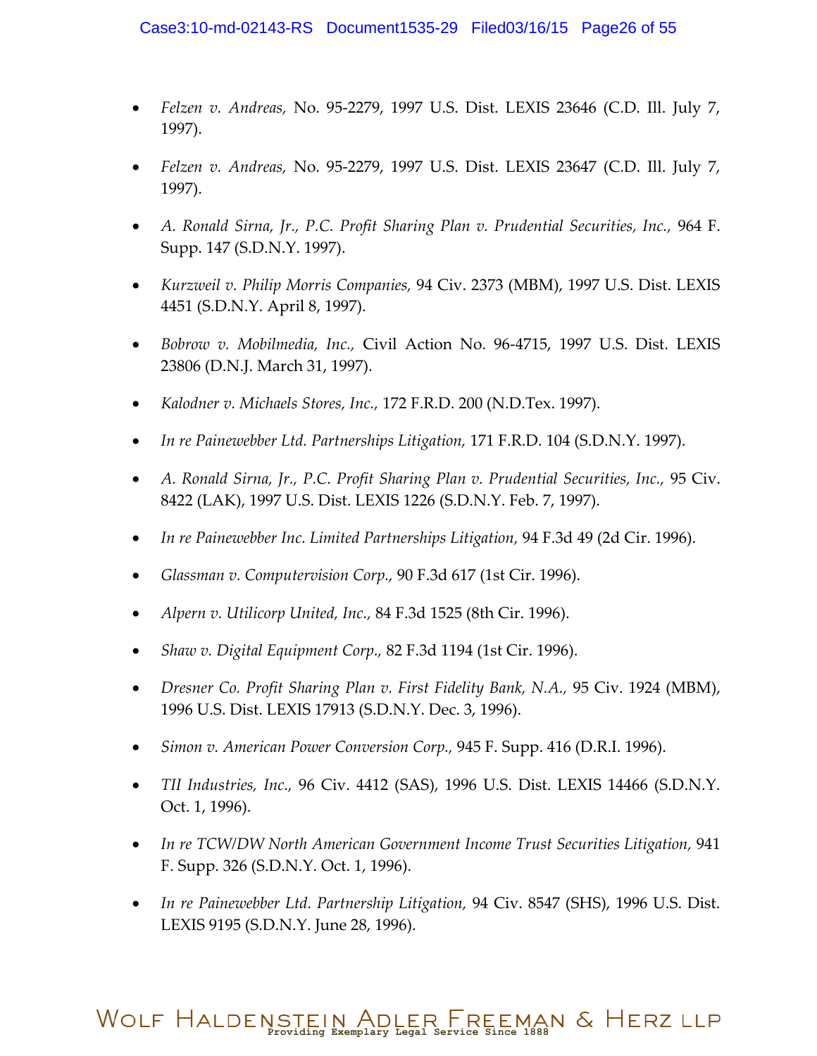- *Felzen v. Andreas,* No. 95-2279, 1997 U.S. Dist. LEXIS 23646 (C.D. Ill. July 7, 1997).

- *Felzen v. Andreas,* No. 95-2279, 1997 U.S. Dist. LEXIS 23647 (C.D. Ill. July 7, 1997).

- *A. Ronald Sirna, Jr., P.C. Profit Sharing Plan v. Prudential Securities, Inc.,* 964 F. Supp. 147 (S.D.N.Y. 1997).

- *Kurzweil v. Philip Morris Companies,* 94 Civ. 2373 (MBM), 1997 U.S. Dist. LEXIS 4451 (S.D.N.Y. April 8, 1997).

- *Bobrow v. Mobilmedia, Inc.,* Civil Action No. 96-4715, 1997 U.S. Dist. LEXIS 23806 (D.N.J. March 31, 1997).

- *Kalodner v. Michaels Stores, Inc.,* 172 F.R.D. 200 (N.D.Tex. 1997).

- *In re Painewebber Ltd. Partnerships Litigation,* 171 F.R.D. 104 (S.D.N.Y. 1997).

- *A. Ronald Sirna, Jr., P.C. Profit Sharing Plan v. Prudential Securities, Inc.,* 95 Civ. 8422 (LAK), 1997 U.S. Dist. LEXIS 1226 (S.D.N.Y. Feb. 7, 1997).

- *In re Painewebber Inc. Limited Partnerships Litigation,* 94 F.3d 49 (2d Cir. 1996).

- *Glassman v. Computervision Corp.,* 90 F.3d 617 (1st Cir. 1996).

- *Alpern v. Utilicorp United, Inc.,* 84 F.3d 1525 (8th Cir. 1996).

- *Shaw v. Digital Equipment Corp.,* 82 F.3d 1194 (1st Cir. 1996).

- *Dresner Co. Profit Sharing Plan v. First Fidelity Bank, N.A.,* 95 Civ. 1924 (MBM), 1996 U.S. Dist. LEXIS 17913 (S.D.N.Y. Dec. 3, 1996).

- *Simon v. American Power Conversion Corp.,* 945 F. Supp. 416 (D.R.I. 1996).

- *TII Industries, Inc.,* 96 Civ. 4412 (SAS), 1996 U.S. Dist. LEXIS 14466 (S.D.N.Y. Oct. 1, 1996).

- *In re TCW/DW North American Government Income Trust Securities Litigation,* 941 F. Supp. 326 (S.D.N.Y. Oct. 1, 1996).

- *In re Painewebber Ltd. Partnership Litigation,* 94 Civ. 8547 (SHS), 1996 U.S. Dist. LEXIS 9195 (S.D.N.Y. June 28, 1996).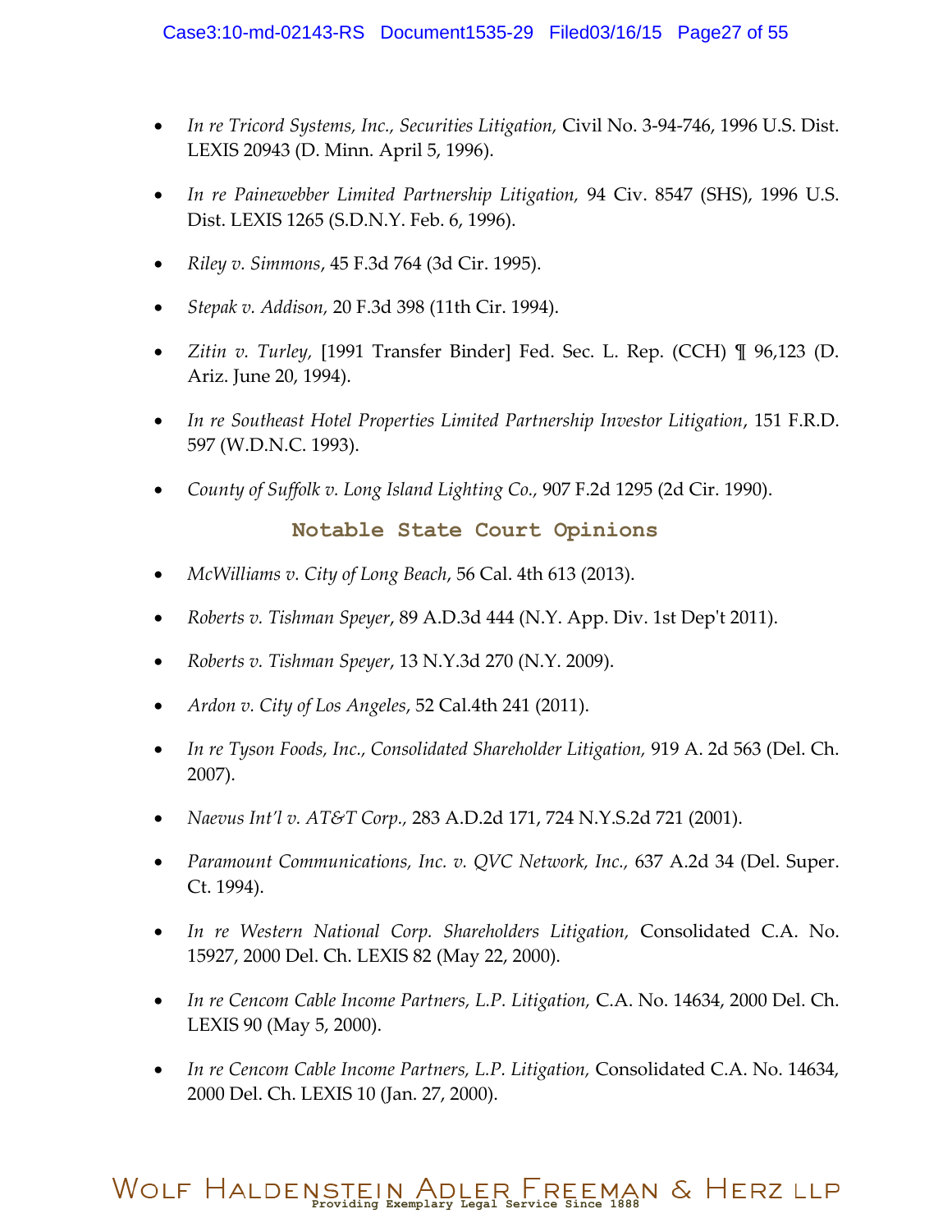- *In re Tricord Systems, Inc., Securities Litigation,* Civil No. 3-94-746, 1996 U.S. Dist. LEXIS 20943 (D. Minn. April 5, 1996).

- *In re Painewebber Limited Partnership Litigation,* 94 Civ. 8547 (SHS), 1996 U.S. Dist. LEXIS 1265 (S.D.N.Y. Feb. 6, 1996).

- *Riley v. Simmons*, 45 F.3d 764 (3d Cir. 1995).

- *Stepak v. Addison,* 20 F.3d 398 (11th Cir. 1994).

- *Zitin v. Turley,* [1991 Transfer Binder] Fed. Sec. L. Rep. (CCH) ¶ 96,123 (D. Ariz. June 20, 1994).

- *In re Southeast Hotel Properties Limited Partnership Investor Litigation*, 151 F.R.D. 597 (W.D.N.C. 1993).

- *County of Suffolk v. Long Island Lighting Co.,* 907 F.2d 1295 (2d Cir. 1990).

## Notable State Court Opinions

- *McWilliams v. City of Long Beach*, 56 Cal. 4th 613 (2013).

- *Roberts v. Tishman Speyer*, 89 A.D.3d 444 (N.Y. App. Div. 1st Dep't 2011).

- *Roberts v. Tishman Speyer*, 13 N.Y.3d 270 (N.Y. 2009).

- *Ardon v. City of Los Angeles*, 52 Cal.4th 241 (2011).

- *In re Tyson Foods, Inc., Consolidated Shareholder Litigation,* 919 A. 2d 563 (Del. Ch. 2007).

- *Naevus Int'l v. AT&T Corp.,* 283 A.D.2d 171, 724 N.Y.S.2d 721 (2001).

- *Paramount Communications, Inc. v. QVC Network, Inc.,* 637 A.2d 34 (Del. Super. Ct. 1994).

- *In re Western National Corp. Shareholders Litigation,* Consolidated C.A. No. 15927, 2000 Del. Ch. LEXIS 82 (May 22, 2000).

- *In re Cencom Cable Income Partners, L.P. Litigation,* C.A. No. 14634, 2000 Del. Ch. LEXIS 90 (May 5, 2000).

- *In re Cencom Cable Income Partners, L.P. Litigation,* Consolidated C.A. No. 14634, 2000 Del. Ch. LEXIS 10 (Jan. 27, 2000).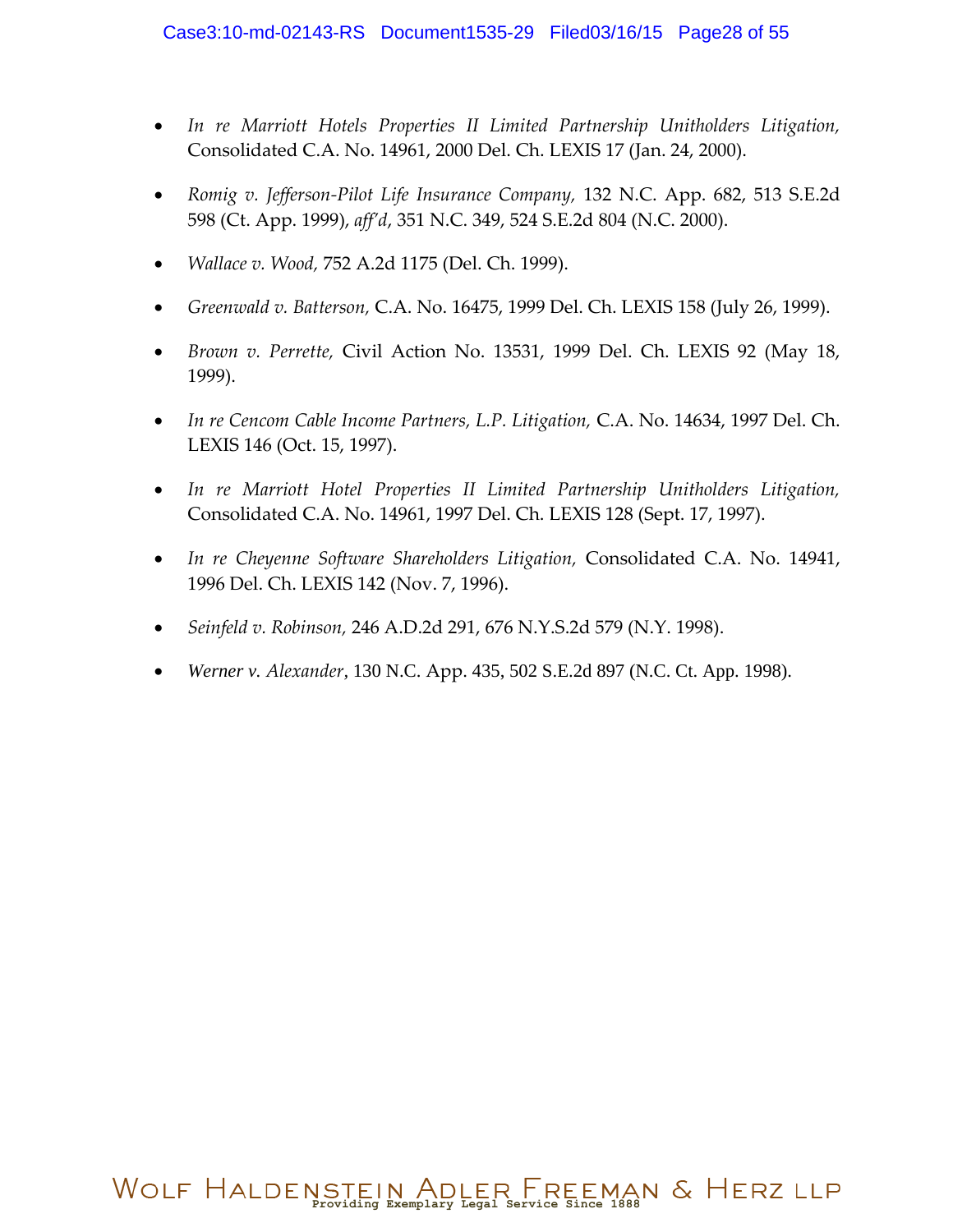- *In re Marriott Hotels Properties II Limited Partnership Unitholders Litigation,* Consolidated C.A. No. 14961, 2000 Del. Ch. LEXIS 17 (Jan. 24, 2000).

- *Romig v. Jefferson-Pilot Life Insurance Company,* 132 N.C. App. 682, 513 S.E.2d 598 (Ct. App. 1999), *aff'd*, 351 N.C. 349, 524 S.E.2d 804 (N.C. 2000).

- *Wallace v. Wood,* 752 A.2d 1175 (Del. Ch. 1999).

- *Greenwald v. Batterson,* C.A. No. 16475, 1999 Del. Ch. LEXIS 158 (July 26, 1999).

- *Brown v. Perrette,* Civil Action No. 13531, 1999 Del. Ch. LEXIS 92 (May 18, 1999).

- *In re Cencom Cable Income Partners, L.P. Litigation,* C.A. No. 14634, 1997 Del. Ch. LEXIS 146 (Oct. 15, 1997).

- *In re Marriott Hotel Properties II Limited Partnership Unitholders Litigation,* Consolidated C.A. No. 14961, 1997 Del. Ch. LEXIS 128 (Sept. 17, 1997).

- *In re Cheyenne Software Shareholders Litigation,* Consolidated C.A. No. 14941, 1996 Del. Ch. LEXIS 142 (Nov. 7, 1996).

- *Seinfeld v. Robinson,* 246 A.D.2d 291, 676 N.Y.S.2d 579 (N.Y. 1998).

- *Werner v. Alexander*, 130 N.C. App. 435, 502 S.E.2d 897 (N.C. Ct. App. 1998).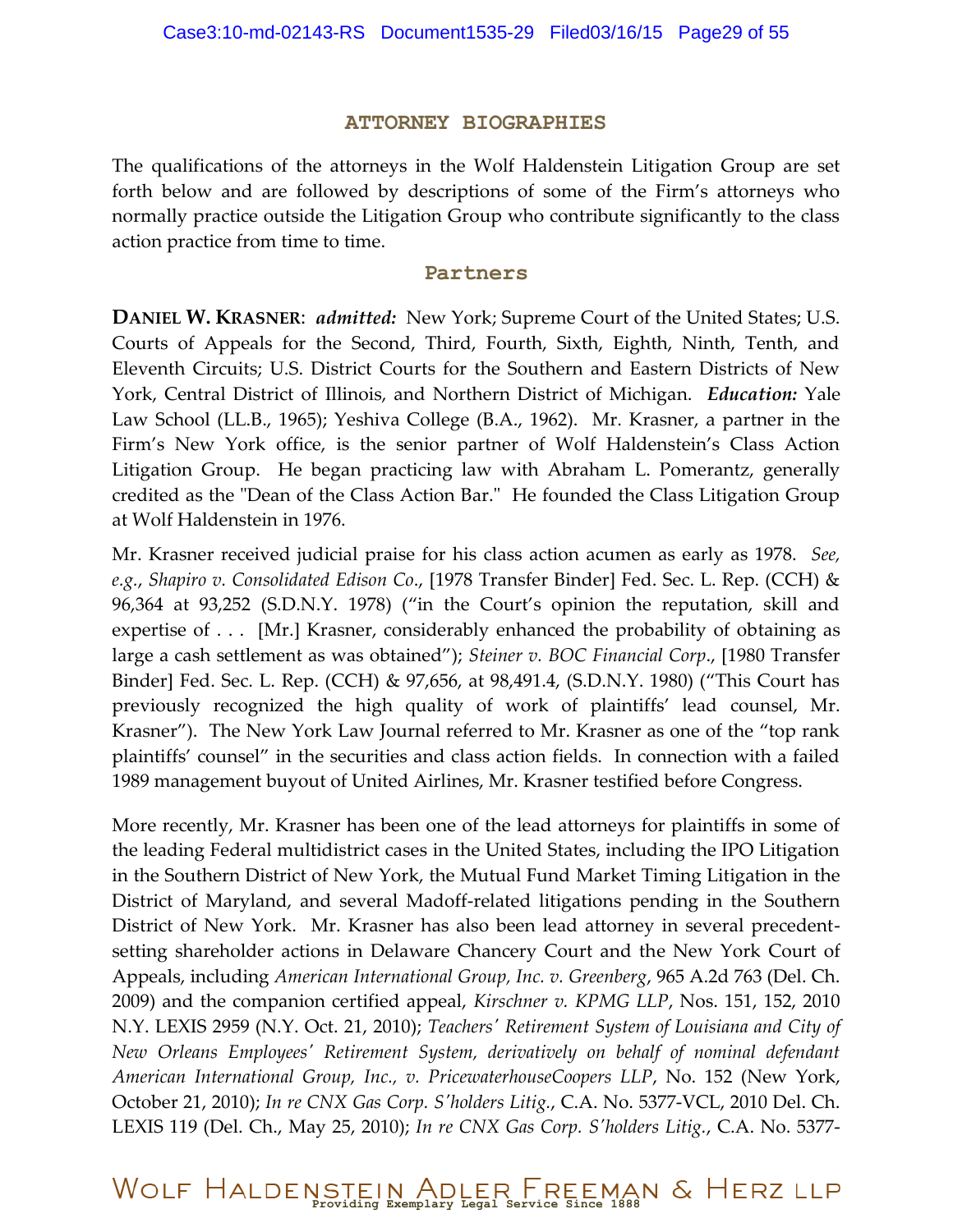## ATTORNEY BIOGRAPHIES

The qualifications of the attorneys in the Wolf Haldenstein Litigation Group are set forth below and are followed by descriptions of some of the Firm's attorneys who normally practice outside the Litigation Group who contribute significantly to the class action practice from time to time.

### Partners

**DANIEL W. KRASNER**: ***admitted:*** New York; Supreme Court of the United States; U.S. Courts of Appeals for the Second, Third, Fourth, Sixth, Eighth, Ninth, Tenth, and Eleventh Circuits; U.S. District Courts for the Southern and Eastern Districts of New York, Central District of Illinois, and Northern District of Michigan. ***Education:*** Yale Law School (LL.B., 1965); Yeshiva College (B.A., 1962). Mr. Krasner, a partner in the Firm's New York office, is the senior partner of Wolf Haldenstein's Class Action Litigation Group. He began practicing law with Abraham L. Pomerantz, generally credited as the "Dean of the Class Action Bar." He founded the Class Litigation Group at Wolf Haldenstein in 1976.

Mr. Krasner received judicial praise for his class action acumen as early as 1978. *See, e.g., Shapiro v. Consolidated Edison Co*., [1978 Transfer Binder] Fed. Sec. L. Rep. (CCH) & 96,364 at 93,252 (S.D.N.Y. 1978) ("in the Court's opinion the reputation, skill and expertise of . . . [Mr.] Krasner, considerably enhanced the probability of obtaining as large a cash settlement as was obtained"); *Steiner v. BOC Financial Corp*., [1980 Transfer Binder] Fed. Sec. L. Rep. (CCH) & 97,656, at 98,491.4, (S.D.N.Y. 1980) ("This Court has previously recognized the high quality of work of plaintiffs' lead counsel, Mr. Krasner"). The New York Law Journal referred to Mr. Krasner as one of the "top rank plaintiffs' counsel" in the securities and class action fields. In connection with a failed 1989 management buyout of United Airlines, Mr. Krasner testified before Congress.

More recently, Mr. Krasner has been one of the lead attorneys for plaintiffs in some of the leading Federal multidistrict cases in the United States, including the IPO Litigation in the Southern District of New York, the Mutual Fund Market Timing Litigation in the District of Maryland, and several Madoff-related litigations pending in the Southern District of New York. Mr. Krasner has also been lead attorney in several precedent-setting shareholder actions in Delaware Chancery Court and the New York Court of Appeals, including *American International Group, Inc. v. Greenberg*, 965 A.2d 763 (Del. Ch. 2009) and the companion certified appeal, *Kirschner v. KPMG LLP*, Nos. 151, 152, 2010 N.Y. LEXIS 2959 (N.Y. Oct. 21, 2010); *Teachers' Retirement System of Louisiana and City of New Orleans Employees' Retirement System, derivatively on behalf of nominal defendant American International Group, Inc., v. PricewaterhouseCoopers LLP*, No. 152 (New York, October 21, 2010); *In re CNX Gas Corp. S'holders Litig.*, C.A. No. 5377-VCL, 2010 Del. Ch. LEXIS 119 (Del. Ch., May 25, 2010); *In re CNX Gas Corp. S'holders Litig.*, C.A. No. 5377-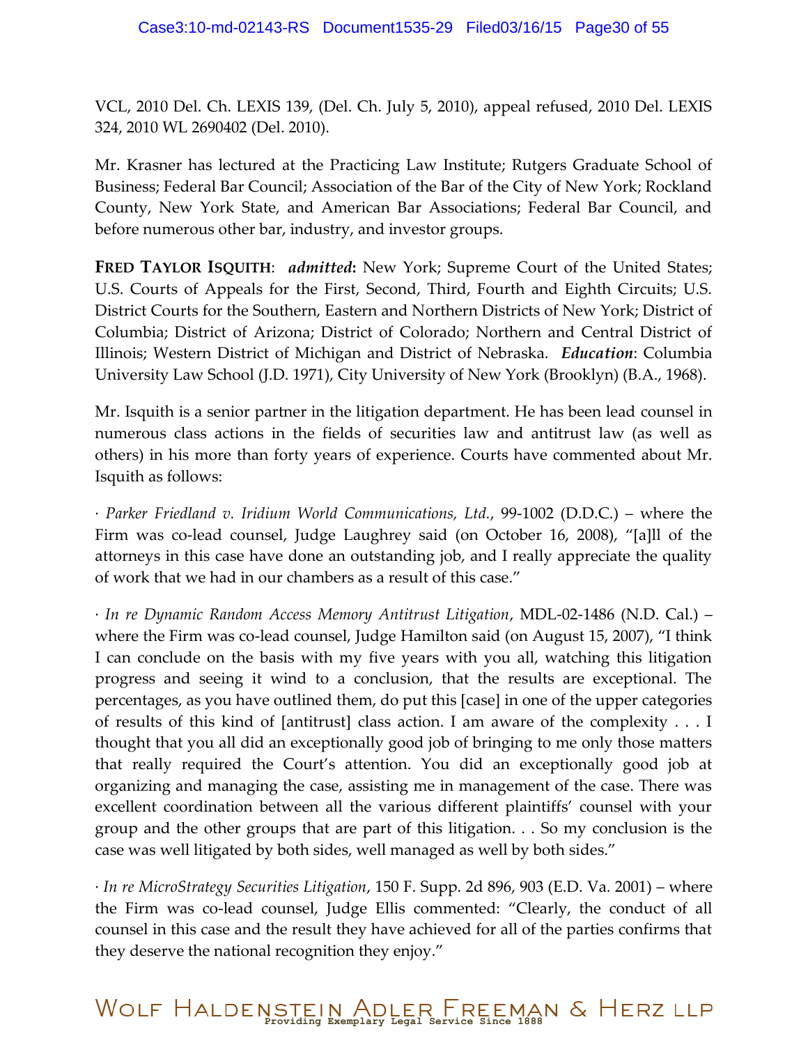VCL, 2010 Del. Ch. LEXIS 139, (Del. Ch. July 5, 2010), appeal refused, 2010 Del. LEXIS 324, 2010 WL 2690402 (Del. 2010).

Mr. Krasner has lectured at the Practicing Law Institute; Rutgers Graduate School of Business; Federal Bar Council; Association of the Bar of the City of New York; Rockland County, New York State, and American Bar Associations; Federal Bar Council, and before numerous other bar, industry, and investor groups.

**FRED TAYLOR ISQUITH**: ***admitted*:** New York; Supreme Court of the United States; U.S. Courts of Appeals for the First, Second, Third, Fourth and Eighth Circuits; U.S. District Courts for the Southern, Eastern and Northern Districts of New York; District of Columbia; District of Arizona; District of Colorado; Northern and Central District of Illinois; Western District of Michigan and District of Nebraska. ***Education***: Columbia University Law School (J.D. 1971), City University of New York (Brooklyn) (B.A., 1968).

Mr. Isquith is a senior partner in the litigation department. He has been lead counsel in numerous class actions in the fields of securities law and antitrust law (as well as others) in his more than forty years of experience. Courts have commented about Mr. Isquith as follows:

· *Parker Friedland v. Iridium World Communications, Ltd.*, 99-1002 (D.D.C.) – where the Firm was co-lead counsel, Judge Laughrey said (on October 16, 2008), "[a]ll of the attorneys in this case have done an outstanding job, and I really appreciate the quality of work that we had in our chambers as a result of this case."

· *In re Dynamic Random Access Memory Antitrust Litigation*, MDL-02-1486 (N.D. Cal.) – where the Firm was co-lead counsel, Judge Hamilton said (on August 15, 2007), "I think I can conclude on the basis with my five years with you all, watching this litigation progress and seeing it wind to a conclusion, that the results are exceptional. The percentages, as you have outlined them, do put this [case] in one of the upper categories of results of this kind of [antitrust] class action. I am aware of the complexity . . . I thought that you all did an exceptionally good job of bringing to me only those matters that really required the Court's attention. You did an exceptionally good job at organizing and managing the case, assisting me in management of the case. There was excellent coordination between all the various different plaintiffs' counsel with your group and the other groups that are part of this litigation. . . So my conclusion is the case was well litigated by both sides, well managed as well by both sides."

· *In re MicroStrategy Securities Litigation*, 150 F. Supp. 2d 896, 903 (E.D. Va. 2001) – where the Firm was co-lead counsel, Judge Ellis commented: "Clearly, the conduct of all counsel in this case and the result they have achieved for all of the parties confirms that they deserve the national recognition they enjoy."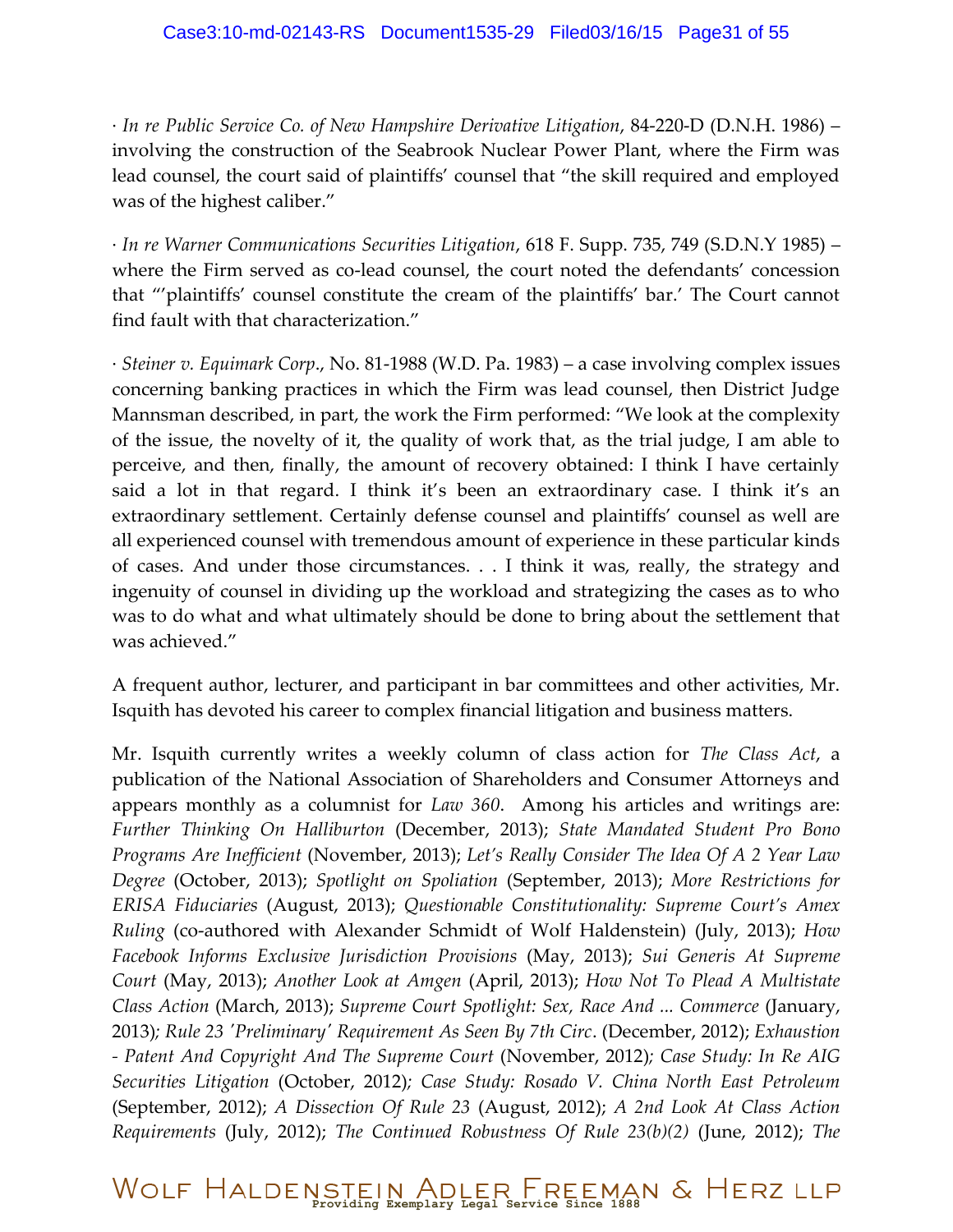· *In re Public Service Co. of New Hampshire Derivative Litigation*, 84-220-D (D.N.H. 1986) – involving the construction of the Seabrook Nuclear Power Plant, where the Firm was lead counsel, the court said of plaintiffs' counsel that "the skill required and employed was of the highest caliber."

· *In re Warner Communications Securities Litigation*, 618 F. Supp. 735, 749 (S.D.N.Y 1985) – where the Firm served as co-lead counsel, the court noted the defendants' concession that "'plaintiffs' counsel constitute the cream of the plaintiffs' bar.' The Court cannot find fault with that characterization."

· *Steiner v. Equimark Corp*., No. 81-1988 (W.D. Pa. 1983) – a case involving complex issues concerning banking practices in which the Firm was lead counsel, then District Judge Mannsman described, in part, the work the Firm performed: "We look at the complexity of the issue, the novelty of it, the quality of work that, as the trial judge, I am able to perceive, and then, finally, the amount of recovery obtained: I think I have certainly said a lot in that regard. I think it's been an extraordinary case. I think it's an extraordinary settlement. Certainly defense counsel and plaintiffs' counsel as well are all experienced counsel with tremendous amount of experience in these particular kinds of cases. And under those circumstances. . . I think it was, really, the strategy and ingenuity of counsel in dividing up the workload and strategizing the cases as to who was to do what and what ultimately should be done to bring about the settlement that was achieved."

A frequent author, lecturer, and participant in bar committees and other activities, Mr. Isquith has devoted his career to complex financial litigation and business matters.

Mr. Isquith currently writes a weekly column of class action for *The Class Act*, a publication of the National Association of Shareholders and Consumer Attorneys and appears monthly as a columnist for *Law 360*. Among his articles and writings are: *Further Thinking On Halliburton* (December, 2013); *State Mandated Student Pro Bono Programs Are Inefficient* (November, 2013); *Let's Really Consider The Idea Of A 2 Year Law Degree* (October, 2013); *Spotlight on Spoliation* (September, 2013); *More Restrictions for ERISA Fiduciaries* (August, 2013); *Questionable Constitutionality: Supreme Court's Amex Ruling* (co-authored with Alexander Schmidt of Wolf Haldenstein) (July, 2013); *How Facebook Informs Exclusive Jurisdiction Provisions* (May, 2013); *Sui Generis At Supreme Court* (May, 2013); *Another Look at Amgen* (April, 2013); *How Not To Plead A Multistate Class Action* (March, 2013); *Supreme Court Spotlight: Sex, Race And ... Commerce* (January, 2013); *Rule 23 'Preliminary' Requirement As Seen By 7th Circ*. (December, 2012); *Exhaustion - Patent And Copyright And The Supreme Court* (November, 2012); *Case Study: In Re AIG Securities Litigation* (October, 2012); *Case Study: Rosado V. China North East Petroleum* (September, 2012); *A Dissection Of Rule 23* (August, 2012); *A 2nd Look At Class Action Requirements* (July, 2012); *The Continued Robustness Of Rule 23(b)(2)* (June, 2012); *The*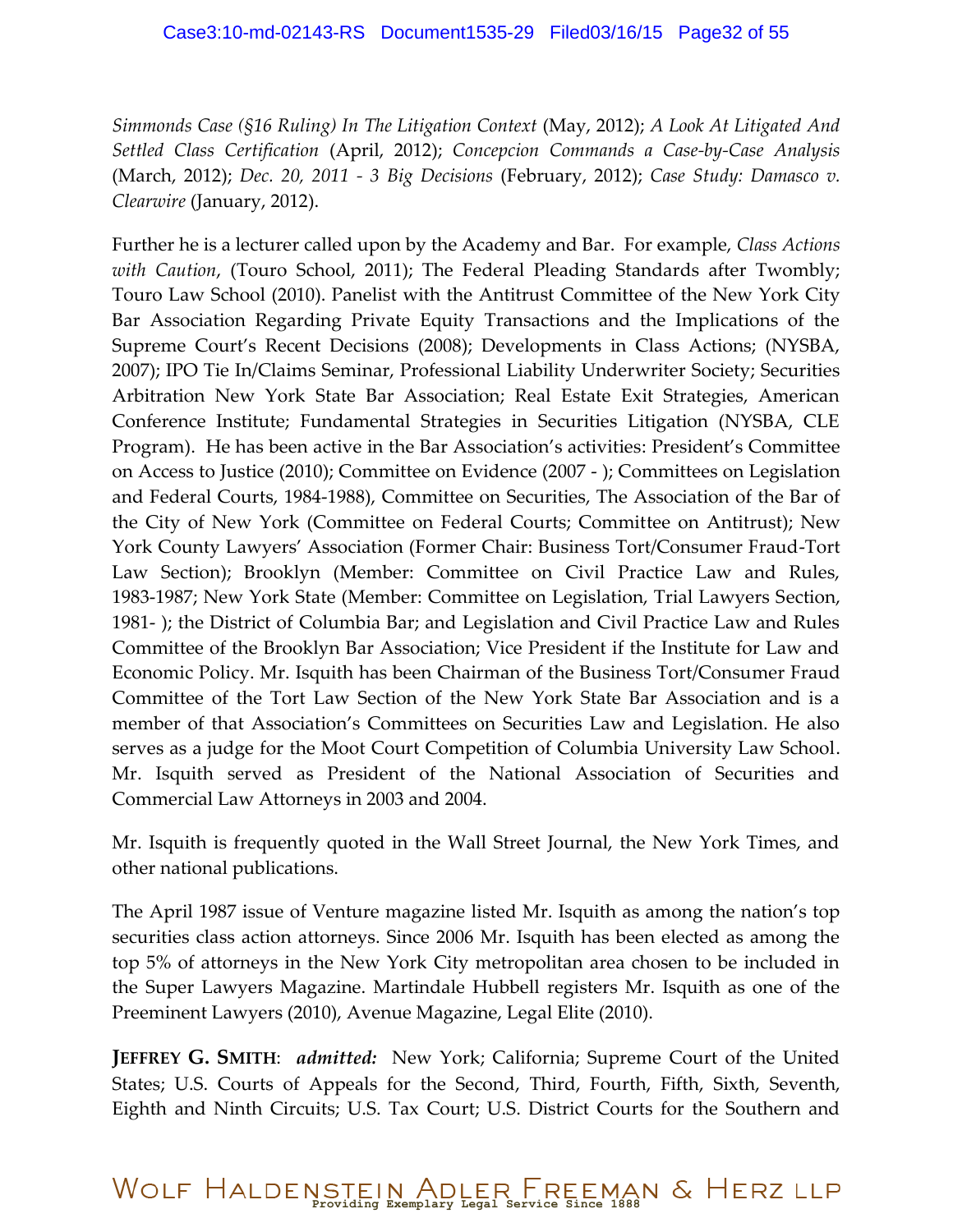*Simmonds Case (§16 Ruling) In The Litigation Context* (May, 2012); *A Look At Litigated And Settled Class Certification* (April, 2012); *Concepcion Commands a Case-by-Case Analysis* (March, 2012); *Dec. 20, 2011 - 3 Big Decisions* (February, 2012); *Case Study: Damasco v. Clearwire* (January, 2012).

Further he is a lecturer called upon by the Academy and Bar. For example, *Class Actions with Caution*, (Touro School, 2011); The Federal Pleading Standards after Twombly; Touro Law School (2010). Panelist with the Antitrust Committee of the New York City Bar Association Regarding Private Equity Transactions and the Implications of the Supreme Court's Recent Decisions (2008); Developments in Class Actions; (NYSBA, 2007); IPO Tie In/Claims Seminar, Professional Liability Underwriter Society; Securities Arbitration New York State Bar Association; Real Estate Exit Strategies, American Conference Institute; Fundamental Strategies in Securities Litigation (NYSBA, CLE Program). He has been active in the Bar Association's activities: President's Committee on Access to Justice (2010); Committee on Evidence (2007 - ); Committees on Legislation and Federal Courts, 1984-1988), Committee on Securities, The Association of the Bar of the City of New York (Committee on Federal Courts; Committee on Antitrust); New York County Lawyers' Association (Former Chair: Business Tort/Consumer Fraud-Tort Law Section); Brooklyn (Member: Committee on Civil Practice Law and Rules, 1983-1987; New York State (Member: Committee on Legislation, Trial Lawyers Section, 1981- ); the District of Columbia Bar; and Legislation and Civil Practice Law and Rules Committee of the Brooklyn Bar Association; Vice President if the Institute for Law and Economic Policy. Mr. Isquith has been Chairman of the Business Tort/Consumer Fraud Committee of the Tort Law Section of the New York State Bar Association and is a member of that Association's Committees on Securities Law and Legislation. He also serves as a judge for the Moot Court Competition of Columbia University Law School. Mr. Isquith served as President of the National Association of Securities and Commercial Law Attorneys in 2003 and 2004.

Mr. Isquith is frequently quoted in the Wall Street Journal, the New York Times, and other national publications.

The April 1987 issue of Venture magazine listed Mr. Isquith as among the nation's top securities class action attorneys. Since 2006 Mr. Isquith has been elected as among the top 5% of attorneys in the New York City metropolitan area chosen to be included in the Super Lawyers Magazine. Martindale Hubbell registers Mr. Isquith as one of the Preeminent Lawyers (2010), Avenue Magazine, Legal Elite (2010).

**JEFFREY G. SMITH**: ***admitted:*** New York; California; Supreme Court of the United States; U.S. Courts of Appeals for the Second, Third, Fourth, Fifth, Sixth, Seventh, Eighth and Ninth Circuits; U.S. Tax Court; U.S. District Courts for the Southern and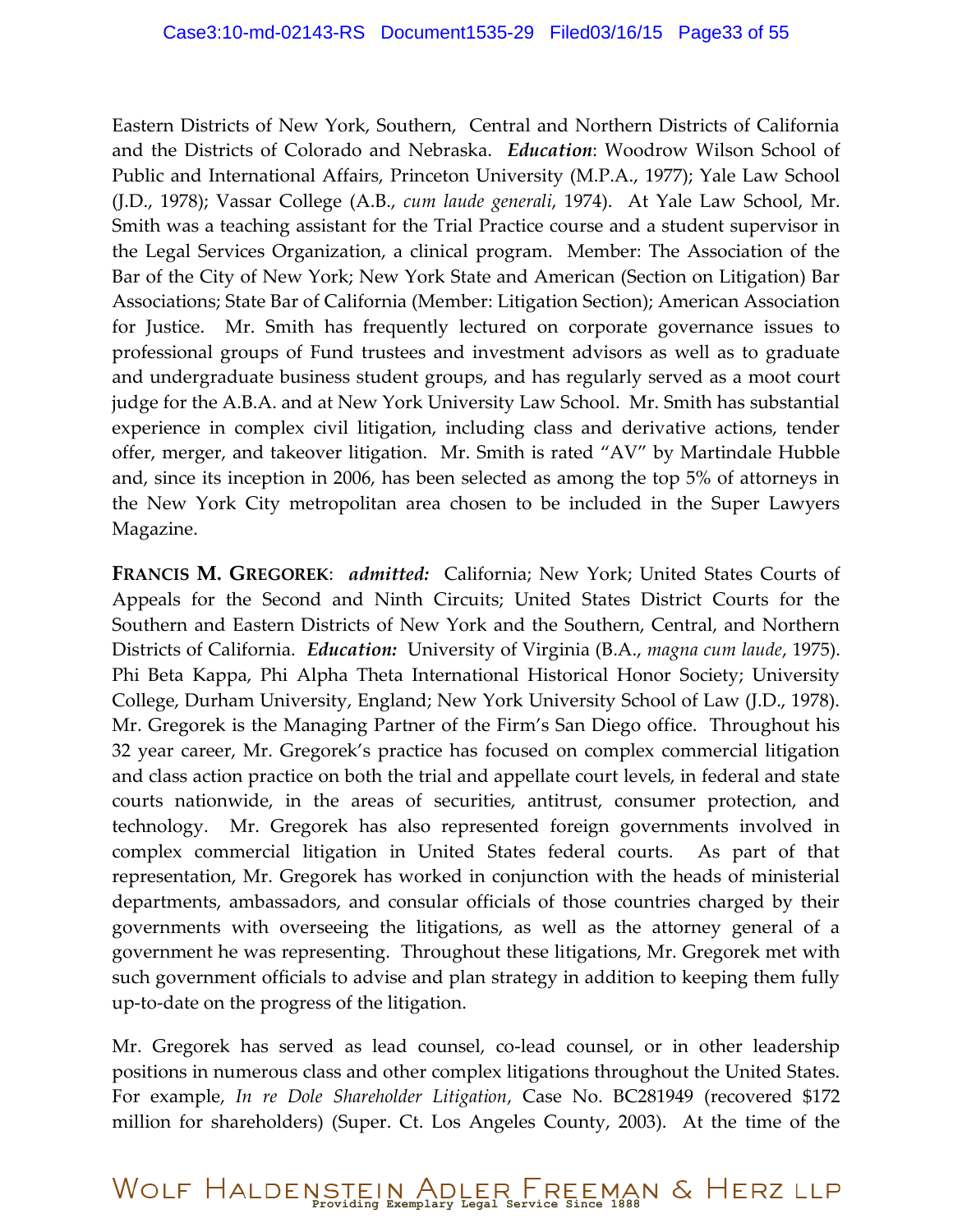Eastern Districts of New York, Southern, Central and Northern Districts of California and the Districts of Colorado and Nebraska. ***Education***: Woodrow Wilson School of Public and International Affairs, Princeton University (M.P.A., 1977); Yale Law School (J.D., 1978); Vassar College (A.B., *cum laude generali*, 1974). At Yale Law School, Mr. Smith was a teaching assistant for the Trial Practice course and a student supervisor in the Legal Services Organization, a clinical program. Member: The Association of the Bar of the City of New York; New York State and American (Section on Litigation) Bar Associations; State Bar of California (Member: Litigation Section); American Association for Justice. Mr. Smith has frequently lectured on corporate governance issues to professional groups of Fund trustees and investment advisors as well as to graduate and undergraduate business student groups, and has regularly served as a moot court judge for the A.B.A. and at New York University Law School. Mr. Smith has substantial experience in complex civil litigation, including class and derivative actions, tender offer, merger, and takeover litigation. Mr. Smith is rated "AV" by Martindale Hubble and, since its inception in 2006, has been selected as among the top 5% of attorneys in the New York City metropolitan area chosen to be included in the Super Lawyers Magazine.

**FRANCIS M. GREGOREK**: ***admitted:*** California; New York; United States Courts of Appeals for the Second and Ninth Circuits; United States District Courts for the Southern and Eastern Districts of New York and the Southern, Central, and Northern Districts of California. ***Education:*** University of Virginia (B.A., *magna cum laude*, 1975). Phi Beta Kappa, Phi Alpha Theta International Historical Honor Society; University College, Durham University, England; New York University School of Law (J.D., 1978). Mr. Gregorek is the Managing Partner of the Firm's San Diego office. Throughout his 32 year career, Mr. Gregorek's practice has focused on complex commercial litigation and class action practice on both the trial and appellate court levels, in federal and state courts nationwide, in the areas of securities, antitrust, consumer protection, and technology. Mr. Gregorek has also represented foreign governments involved in complex commercial litigation in United States federal courts. As part of that representation, Mr. Gregorek has worked in conjunction with the heads of ministerial departments, ambassadors, and consular officials of those countries charged by their governments with overseeing the litigations, as well as the attorney general of a government he was representing. Throughout these litigations, Mr. Gregorek met with such government officials to advise and plan strategy in addition to keeping them fully up-to-date on the progress of the litigation.

Mr. Gregorek has served as lead counsel, co-lead counsel, or in other leadership positions in numerous class and other complex litigations throughout the United States. For example, *In re Dole Shareholder Litigation*, Case No. BC281949 (recovered $172 million for shareholders) (Super. Ct. Los Angeles County, 2003). At the time of the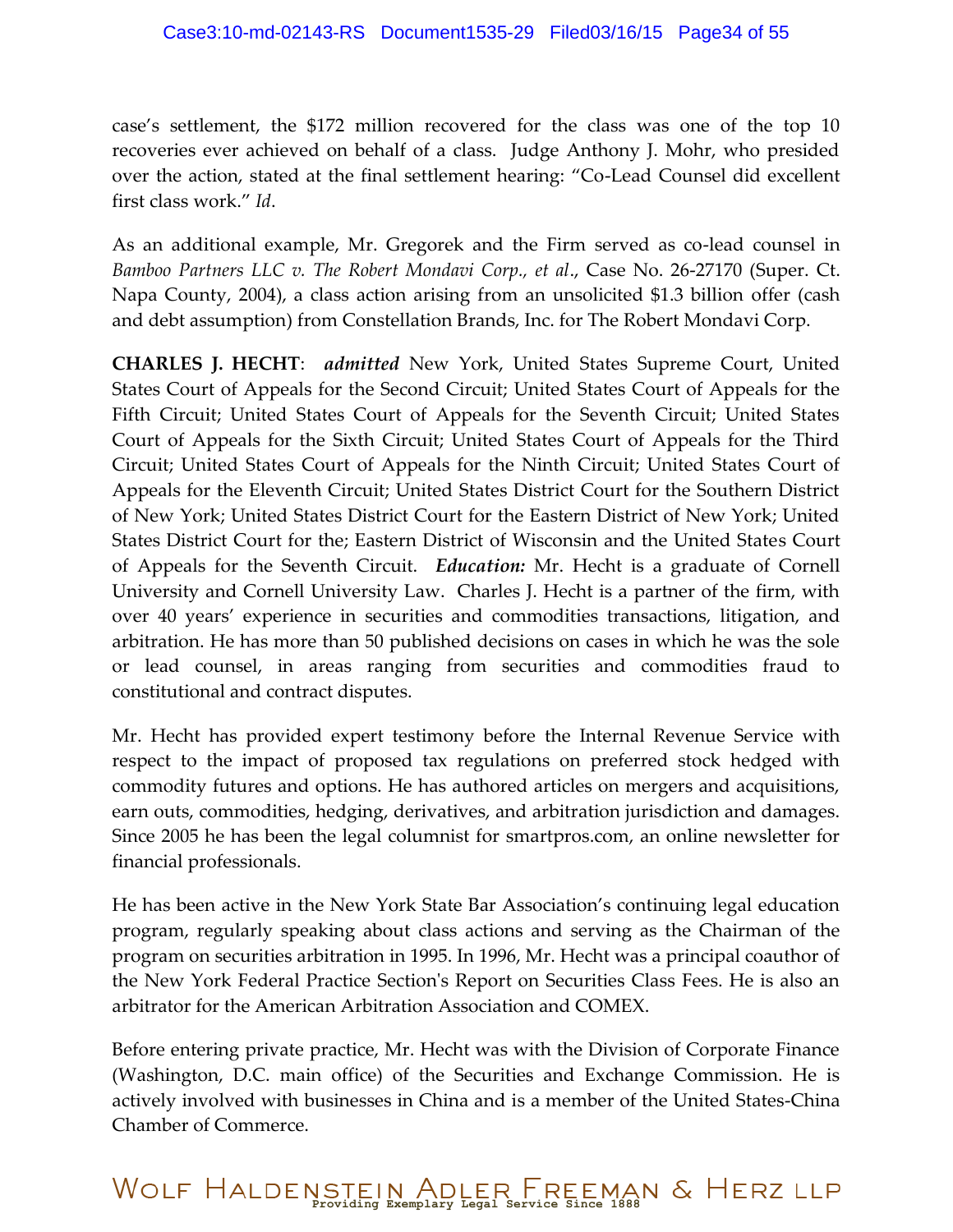case's settlement, the $172 million recovered for the class was one of the top 10 recoveries ever achieved on behalf of a class. Judge Anthony J. Mohr, who presided over the action, stated at the final settlement hearing: "Co-Lead Counsel did excellent first class work." *Id*.

As an additional example, Mr. Gregorek and the Firm served as co-lead counsel in *Bamboo Partners LLC v. The Robert Mondavi Corp., et al*., Case No. 26-27170 (Super. Ct. Napa County, 2004), a class action arising from an unsolicited $1.3 billion offer (cash and debt assumption) from Constellation Brands, Inc. for The Robert Mondavi Corp.

**CHARLES J. HECHT**: ***admitted*** New York, United States Supreme Court, United States Court of Appeals for the Second Circuit; United States Court of Appeals for the Fifth Circuit; United States Court of Appeals for the Seventh Circuit; United States Court of Appeals for the Sixth Circuit; United States Court of Appeals for the Third Circuit; United States Court of Appeals for the Ninth Circuit; United States Court of Appeals for the Eleventh Circuit; United States District Court for the Southern District of New York; United States District Court for the Eastern District of New York; United States District Court for the; Eastern District of Wisconsin and the United States Court of Appeals for the Seventh Circuit. ***Education:*** Mr. Hecht is a graduate of Cornell University and Cornell University Law. Charles J. Hecht is a partner of the firm, with over 40 years' experience in securities and commodities transactions, litigation, and arbitration. He has more than 50 published decisions on cases in which he was the sole or lead counsel, in areas ranging from securities and commodities fraud to constitutional and contract disputes.

Mr. Hecht has provided expert testimony before the Internal Revenue Service with respect to the impact of proposed tax regulations on preferred stock hedged with commodity futures and options. He has authored articles on mergers and acquisitions, earn outs, commodities, hedging, derivatives, and arbitration jurisdiction and damages. Since 2005 he has been the legal columnist for smartpros.com, an online newsletter for financial professionals.

He has been active in the New York State Bar Association's continuing legal education program, regularly speaking about class actions and serving as the Chairman of the program on securities arbitration in 1995. In 1996, Mr. Hecht was a principal coauthor of the New York Federal Practice Section's Report on Securities Class Fees. He is also an arbitrator for the American Arbitration Association and COMEX.

Before entering private practice, Mr. Hecht was with the Division of Corporate Finance (Washington, D.C. main office) of the Securities and Exchange Commission. He is actively involved with businesses in China and is a member of the United States-China Chamber of Commerce.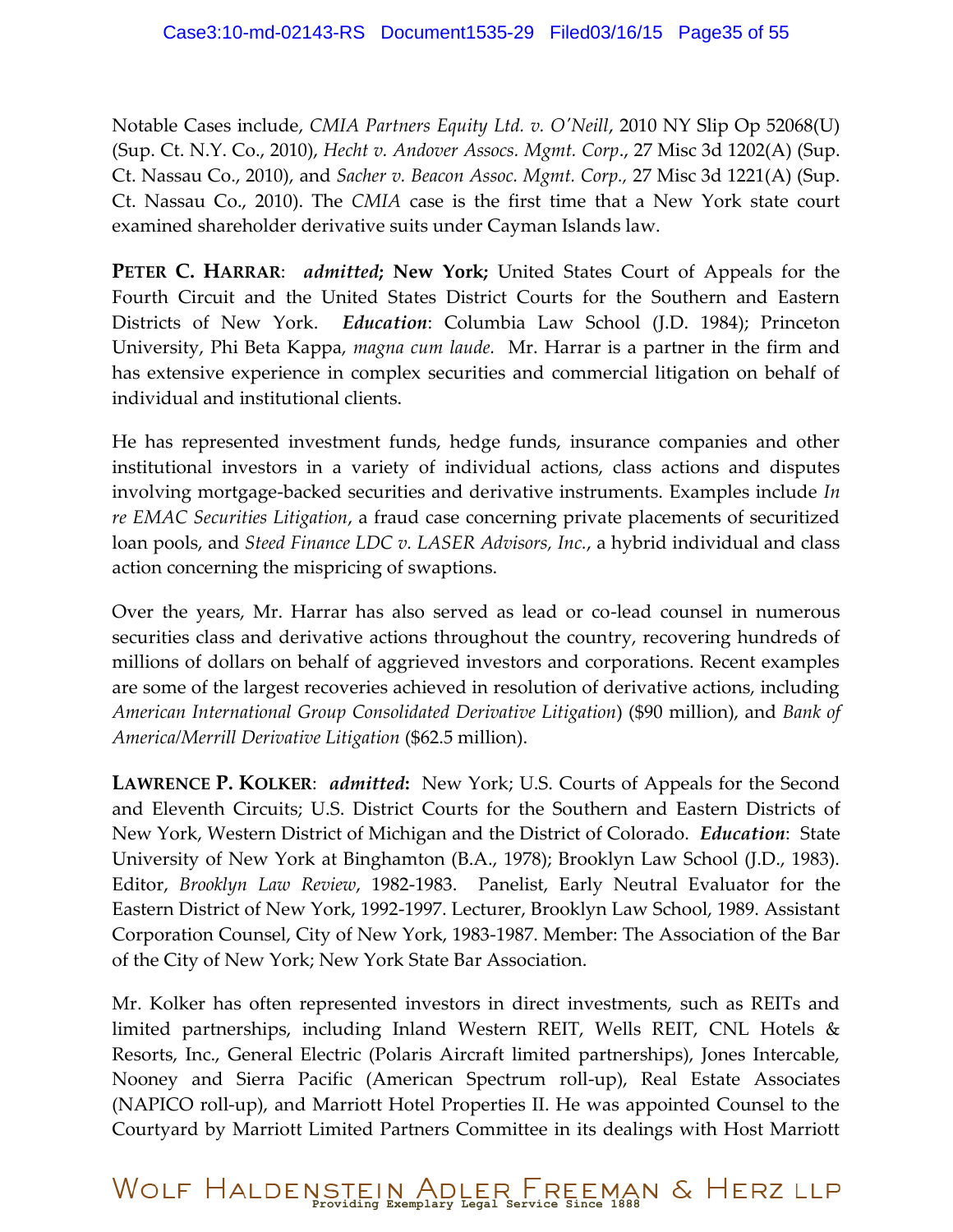Notable Cases include, *CMIA Partners Equity Ltd. v. O'Neill*, 2010 NY Slip Op 52068(U) (Sup. Ct. N.Y. Co., 2010), *Hecht v. Andover Assocs. Mgmt. Corp*., 27 Misc 3d 1202(A) (Sup. Ct. Nassau Co., 2010), and *Sacher v. Beacon Assoc. Mgmt. Corp.,* 27 Misc 3d 1221(A) (Sup. Ct. Nassau Co., 2010). The *CMIA* case is the first time that a New York state court examined shareholder derivative suits under Cayman Islands law.

**PETER C. HARRAR**: ***admitted*; New York;** United States Court of Appeals for the Fourth Circuit and the United States District Courts for the Southern and Eastern Districts of New York. ***Education***: Columbia Law School (J.D. 1984); Princeton University, Phi Beta Kappa, *magna cum laude.* Mr. Harrar is a partner in the firm and has extensive experience in complex securities and commercial litigation on behalf of individual and institutional clients.

He has represented investment funds, hedge funds, insurance companies and other institutional investors in a variety of individual actions, class actions and disputes involving mortgage-backed securities and derivative instruments. Examples include *In re EMAC Securities Litigation*, a fraud case concerning private placements of securitized loan pools, and *Steed Finance LDC v. LASER Advisors, Inc.*, a hybrid individual and class action concerning the mispricing of swaptions.

Over the years, Mr. Harrar has also served as lead or co-lead counsel in numerous securities class and derivative actions throughout the country, recovering hundreds of millions of dollars on behalf of aggrieved investors and corporations. Recent examples are some of the largest recoveries achieved in resolution of derivative actions, including *American International Group Consolidated Derivative Litigation*) ($90 million), and *Bank of America/Merrill Derivative Litigation* ($62.5 million).

**LAWRENCE P. KOLKER**: ***admitted*:** New York; U.S. Courts of Appeals for the Second and Eleventh Circuits; U.S. District Courts for the Southern and Eastern Districts of New York, Western District of Michigan and the District of Colorado. ***Education***: State University of New York at Binghamton (B.A., 1978); Brooklyn Law School (J.D., 1983). Editor, *Brooklyn Law Review*, 1982-1983. Panelist, Early Neutral Evaluator for the Eastern District of New York, 1992-1997. Lecturer, Brooklyn Law School, 1989. Assistant Corporation Counsel, City of New York, 1983-1987. Member: The Association of the Bar of the City of New York; New York State Bar Association.

Mr. Kolker has often represented investors in direct investments, such as REITs and limited partnerships, including Inland Western REIT, Wells REIT, CNL Hotels & Resorts, Inc., General Electric (Polaris Aircraft limited partnerships), Jones Intercable, Nooney and Sierra Pacific (American Spectrum roll-up), Real Estate Associates (NAPICO roll-up), and Marriott Hotel Properties II. He was appointed Counsel to the Courtyard by Marriott Limited Partners Committee in its dealings with Host Marriott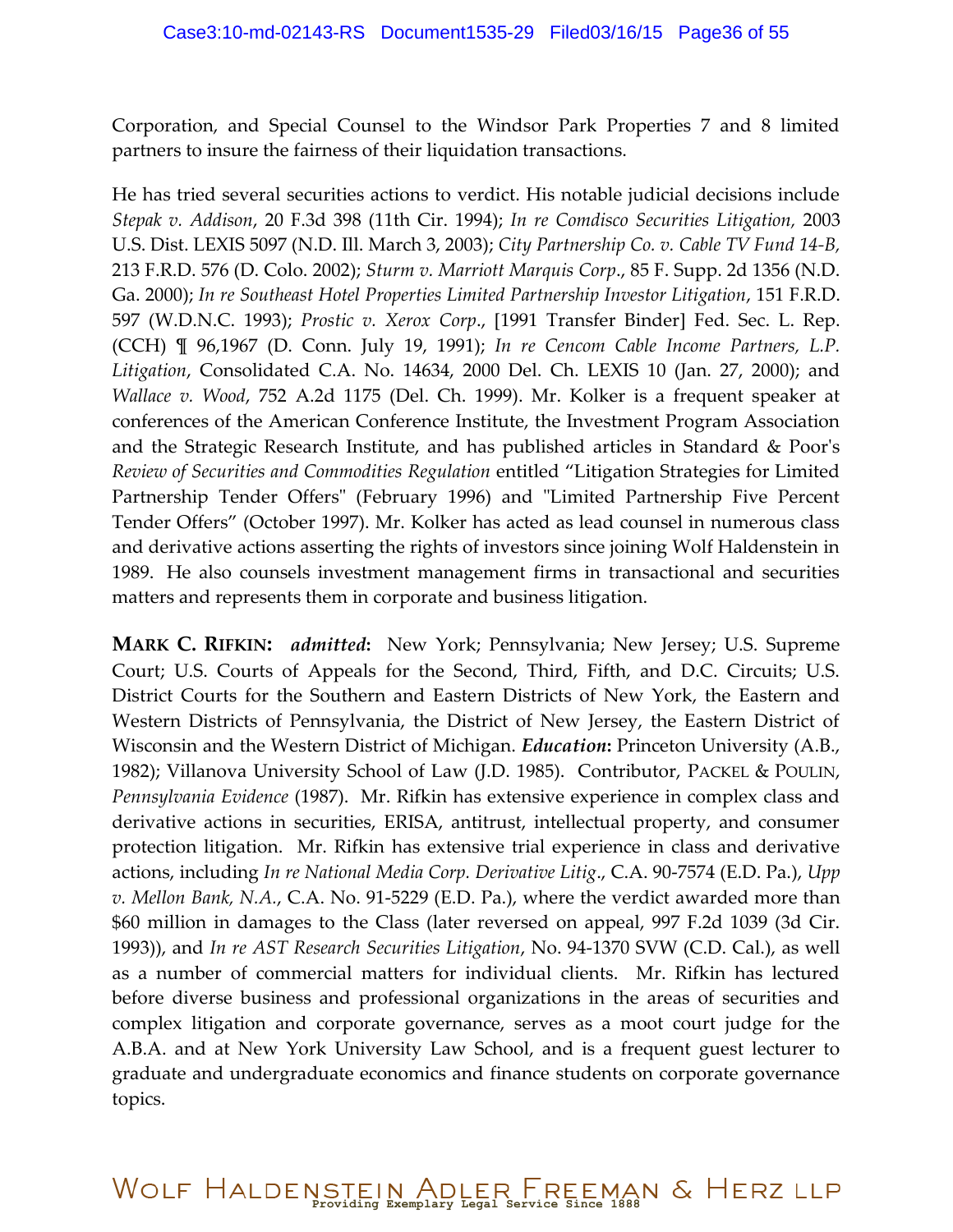Corporation, and Special Counsel to the Windsor Park Properties 7 and 8 limited partners to insure the fairness of their liquidation transactions.

He has tried several securities actions to verdict. His notable judicial decisions include *Stepak v. Addison*, 20 F.3d 398 (11th Cir. 1994); *In re Comdisco Securities Litigation,* 2003 U.S. Dist. LEXIS 5097 (N.D. Ill. March 3, 2003); *City Partnership Co. v. Cable TV Fund 14-B,* 213 F.R.D. 576 (D. Colo. 2002); *Sturm v. Marriott Marquis Corp*., 85 F. Supp. 2d 1356 (N.D. Ga. 2000); *In re Southeast Hotel Properties Limited Partnership Investor Litigation*, 151 F.R.D. 597 (W.D.N.C. 1993); *Prostic v. Xerox Corp*., [1991 Transfer Binder] Fed. Sec. L. Rep. (CCH) ¶ 96,1967 (D. Conn. July 19, 1991); *In re Cencom Cable Income Partners, L.P. Litigation*, Consolidated C.A. No. 14634, 2000 Del. Ch. LEXIS 10 (Jan. 27, 2000); and *Wallace v. Wood*, 752 A.2d 1175 (Del. Ch. 1999). Mr. Kolker is a frequent speaker at conferences of the American Conference Institute, the Investment Program Association and the Strategic Research Institute, and has published articles in Standard & Poor's *Review of Securities and Commodities Regulation* entitled "Litigation Strategies for Limited Partnership Tender Offers" (February 1996) and "Limited Partnership Five Percent Tender Offers" (October 1997). Mr. Kolker has acted as lead counsel in numerous class and derivative actions asserting the rights of investors since joining Wolf Haldenstein in 1989. He also counsels investment management firms in transactional and securities matters and represents them in corporate and business litigation.

**MARK C. RIFKIN:** ***admitted*:** New York; Pennsylvania; New Jersey; U.S. Supreme Court; U.S. Courts of Appeals for the Second, Third, Fifth, and D.C. Circuits; U.S. District Courts for the Southern and Eastern Districts of New York, the Eastern and Western Districts of Pennsylvania, the District of New Jersey, the Eastern District of Wisconsin and the Western District of Michigan. ***Education*:** Princeton University (A.B., 1982); Villanova University School of Law (J.D. 1985). Contributor, PACKEL & POULIN, *Pennsylvania Evidence* (1987). Mr. Rifkin has extensive experience in complex class and derivative actions in securities, ERISA, antitrust, intellectual property, and consumer protection litigation. Mr. Rifkin has extensive trial experience in class and derivative actions, including *In re National Media Corp. Derivative Litig*., C.A. 90-7574 (E.D. Pa.), *Upp v. Mellon Bank, N.A.*, C.A. No. 91-5229 (E.D. Pa.), where the verdict awarded more than $60 million in damages to the Class (later reversed on appeal, 997 F.2d 1039 (3d Cir. 1993)), and *In re AST Research Securities Litigation*, No. 94-1370 SVW (C.D. Cal.), as well as a number of commercial matters for individual clients. Mr. Rifkin has lectured before diverse business and professional organizations in the areas of securities and complex litigation and corporate governance, serves as a moot court judge for the A.B.A. and at New York University Law School, and is a frequent guest lecturer to graduate and undergraduate economics and finance students on corporate governance topics.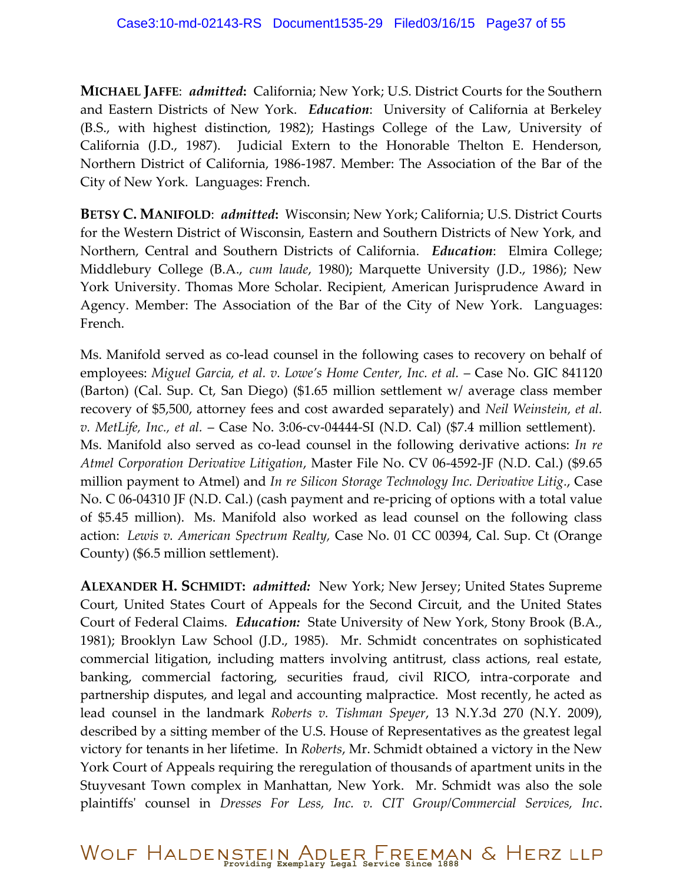**MICHAEL JAFFE**: ***admitted*****:** California; New York; U.S. District Courts for the Southern and Eastern Districts of New York. ***Education***: University of California at Berkeley (B.S., with highest distinction, 1982); Hastings College of the Law, University of California (J.D., 1987). Judicial Extern to the Honorable Thelton E. Henderson, Northern District of California, 1986-1987. Member: The Association of the Bar of the City of New York. Languages: French.

**BETSY C. MANIFOLD**: ***admitted*****:** Wisconsin; New York; California; U.S. District Courts for the Western District of Wisconsin, Eastern and Southern Districts of New York, and Northern, Central and Southern Districts of California. ***Education***: Elmira College; Middlebury College (B.A., *cum laude*, 1980); Marquette University (J.D., 1986); New York University. Thomas More Scholar. Recipient, American Jurisprudence Award in Agency. Member: The Association of the Bar of the City of New York. Languages: French.

Ms. Manifold served as co-lead counsel in the following cases to recovery on behalf of employees: *Miguel Garcia, et al. v. Lowe's Home Center, Inc. et al.* – Case No. GIC 841120 (Barton) (Cal. Sup. Ct, San Diego) ($1.65 million settlement w/ average class member recovery of $5,500, attorney fees and cost awarded separately) and *Neil Weinstein, et al. v. MetLife, Inc., et al.* – Case No. 3:06-cv-04444-SI (N.D. Cal) ($7.4 million settlement). Ms. Manifold also served as co-lead counsel in the following derivative actions: *In re Atmel Corporation Derivative Litigation*, Master File No. CV 06-4592-JF (N.D. Cal.) ($9.65 million payment to Atmel) and *In re Silicon Storage Technology Inc. Derivative Litig.*, Case No. C 06-04310 JF (N.D. Cal.) (cash payment and re-pricing of options with a total value of $5.45 million). Ms. Manifold also worked as lead counsel on the following class action: *Lewis v. American Spectrum Realty,* Case No. 01 CC 00394, Cal. Sup. Ct (Orange County) ($6.5 million settlement).

**ALEXANDER H. SCHMIDT:** ***admitted:*** New York; New Jersey; United States Supreme Court, United States Court of Appeals for the Second Circuit, and the United States Court of Federal Claims. ***Education:*** State University of New York, Stony Brook (B.A., 1981); Brooklyn Law School (J.D., 1985). Mr. Schmidt concentrates on sophisticated commercial litigation, including matters involving antitrust, class actions, real estate, banking, commercial factoring, securities fraud, civil RICO, intra-corporate and partnership disputes, and legal and accounting malpractice. Most recently, he acted as lead counsel in the landmark *Roberts v. Tishman Speyer*, 13 N.Y.3d 270 (N.Y. 2009), described by a sitting member of the U.S. House of Representatives as the greatest legal victory for tenants in her lifetime. In *Roberts*, Mr. Schmidt obtained a victory in the New York Court of Appeals requiring the reregulation of thousands of apartment units in the Stuyvesant Town complex in Manhattan, New York. Mr. Schmidt was also the sole plaintiffs' counsel in *Dresses For Less, Inc. v. CIT Group/Commercial Services, Inc*.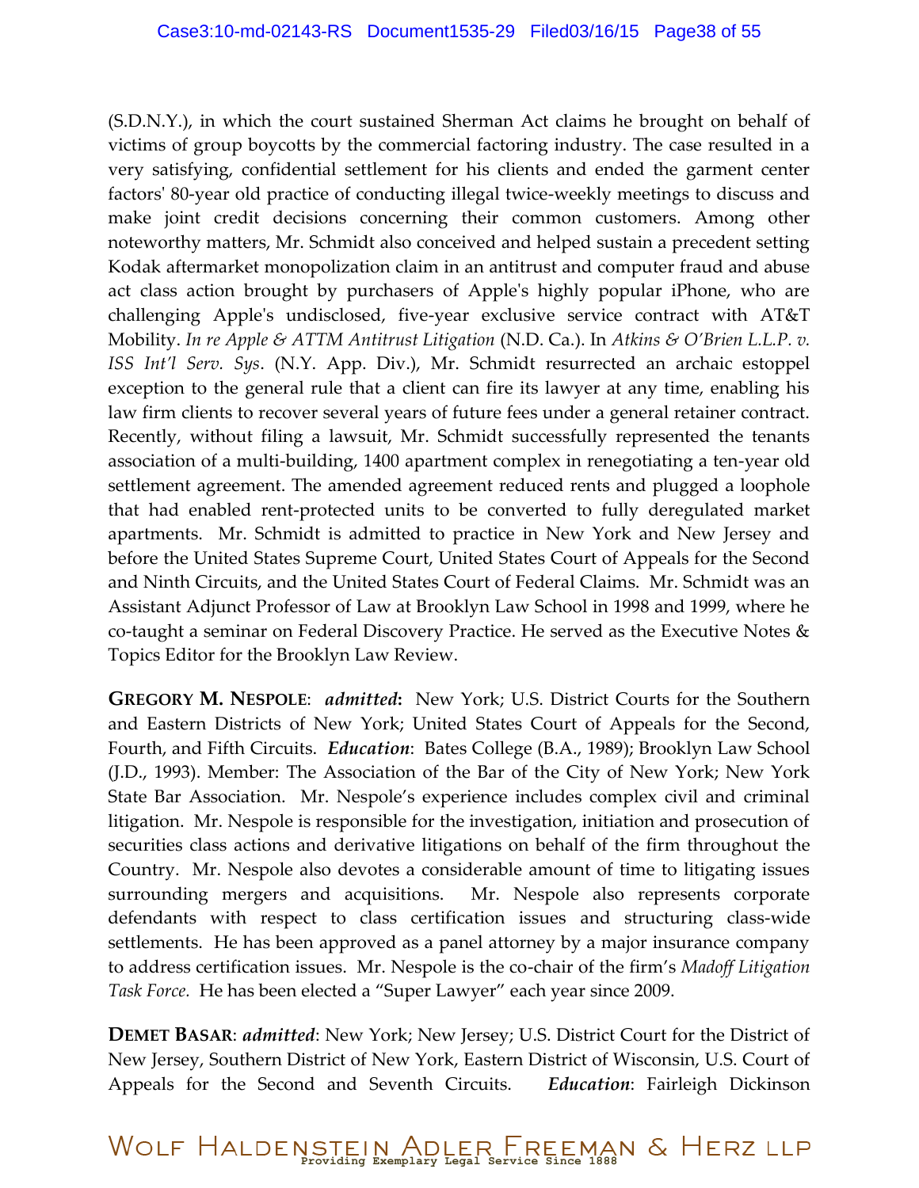(S.D.N.Y.), in which the court sustained Sherman Act claims he brought on behalf of victims of group boycotts by the commercial factoring industry. The case resulted in a very satisfying, confidential settlement for his clients and ended the garment center factors' 80-year old practice of conducting illegal twice-weekly meetings to discuss and make joint credit decisions concerning their common customers. Among other noteworthy matters, Mr. Schmidt also conceived and helped sustain a precedent setting Kodak aftermarket monopolization claim in an antitrust and computer fraud and abuse act class action brought by purchasers of Apple's highly popular iPhone, who are challenging Apple's undisclosed, five-year exclusive service contract with AT&T Mobility. *In re Apple & ATTM Antitrust Litigation* (N.D. Ca.). In *Atkins & O'Brien L.L.P. v. ISS Int'l Serv. Sys*. (N.Y. App. Div.), Mr. Schmidt resurrected an archaic estoppel exception to the general rule that a client can fire its lawyer at any time, enabling his law firm clients to recover several years of future fees under a general retainer contract. Recently, without filing a lawsuit, Mr. Schmidt successfully represented the tenants association of a multi-building, 1400 apartment complex in renegotiating a ten-year old settlement agreement. The amended agreement reduced rents and plugged a loophole that had enabled rent-protected units to be converted to fully deregulated market apartments. Mr. Schmidt is admitted to practice in New York and New Jersey and before the United States Supreme Court, United States Court of Appeals for the Second and Ninth Circuits, and the United States Court of Federal Claims. Mr. Schmidt was an Assistant Adjunct Professor of Law at Brooklyn Law School in 1998 and 1999, where he co-taught a seminar on Federal Discovery Practice. He served as the Executive Notes & Topics Editor for the Brooklyn Law Review.

**GREGORY M. NESPOLE**: ***admitted*:** New York; U.S. District Courts for the Southern and Eastern Districts of New York; United States Court of Appeals for the Second, Fourth, and Fifth Circuits. ***Education***: Bates College (B.A., 1989); Brooklyn Law School (J.D., 1993). Member: The Association of the Bar of the City of New York; New York State Bar Association. Mr. Nespole's experience includes complex civil and criminal litigation. Mr. Nespole is responsible for the investigation, initiation and prosecution of securities class actions and derivative litigations on behalf of the firm throughout the Country. Mr. Nespole also devotes a considerable amount of time to litigating issues surrounding mergers and acquisitions. Mr. Nespole also represents corporate defendants with respect to class certification issues and structuring class-wide settlements. He has been approved as a panel attorney by a major insurance company to address certification issues. Mr. Nespole is the co-chair of the firm's *Madoff Litigation Task Force*. He has been elected a "Super Lawyer" each year since 2009.

**DEMET BASAR**: ***admitted***: New York; New Jersey; U.S. District Court for the District of New Jersey, Southern District of New York, Eastern District of Wisconsin, U.S. Court of Appeals for the Second and Seventh Circuits. ***Education***: Fairleigh Dickinson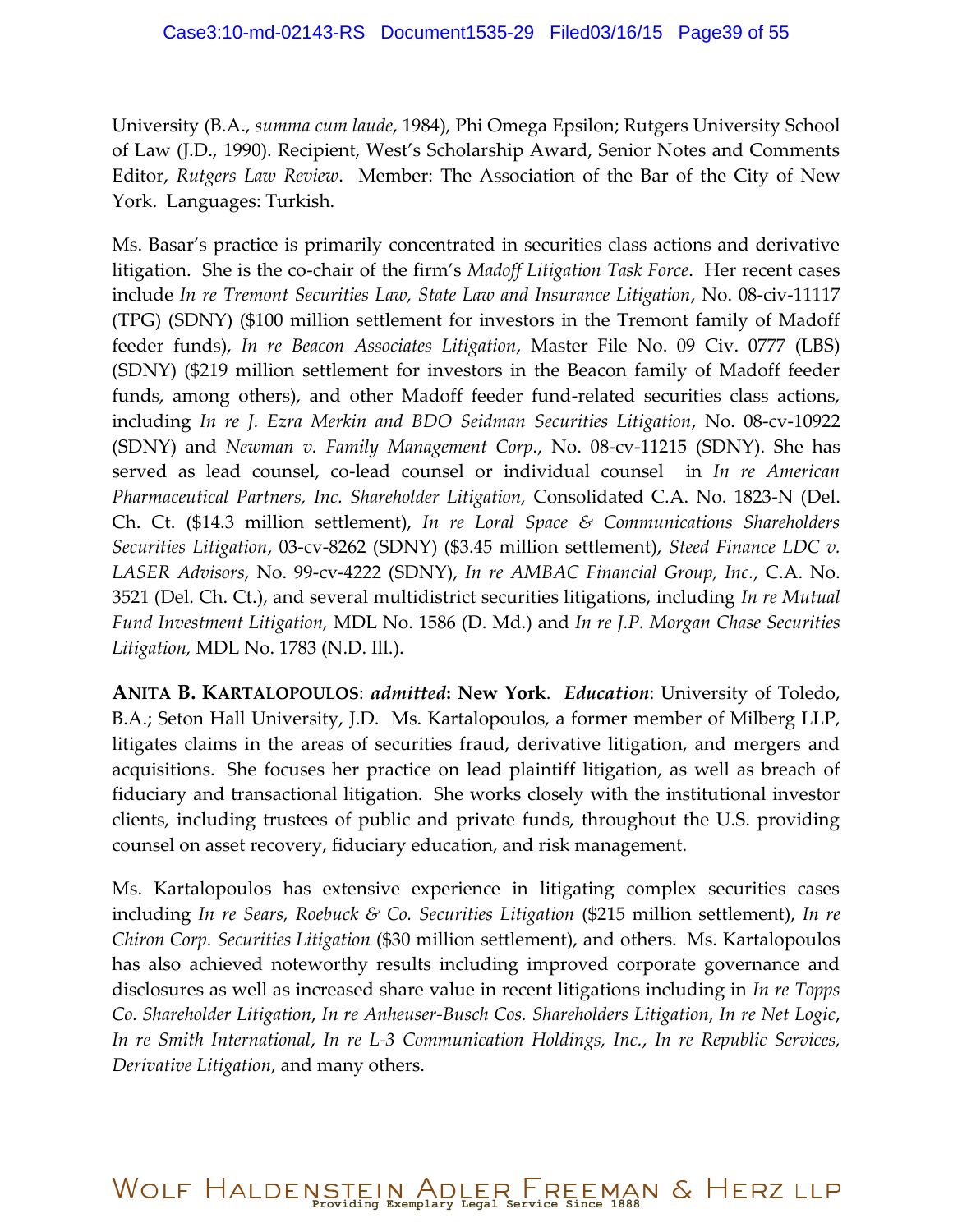University (B.A., *summa cum laude*, 1984), Phi Omega Epsilon; Rutgers University School of Law (J.D., 1990). Recipient, West's Scholarship Award, Senior Notes and Comments Editor, *Rutgers Law Review*. Member: The Association of the Bar of the City of New York. Languages: Turkish.

Ms. Basar's practice is primarily concentrated in securities class actions and derivative litigation. She is the co-chair of the firm's *Madoff Litigation Task Force*. Her recent cases include *In re Tremont Securities Law, State Law and Insurance Litigation*, No. 08-civ-11117 (TPG) (SDNY) ($100 million settlement for investors in the Tremont family of Madoff feeder funds), *In re Beacon Associates Litigation*, Master File No. 09 Civ. 0777 (LBS) (SDNY) ($219 million settlement for investors in the Beacon family of Madoff feeder funds, among others), and other Madoff feeder fund-related securities class actions, including *In re J. Ezra Merkin and BDO Seidman Securities Litigation*, No. 08-cv-10922 (SDNY) and *Newman v. Family Management Corp.*, No. 08-cv-11215 (SDNY). She has served as lead counsel, co-lead counsel or individual counsel in *In re American Pharmaceutical Partners, Inc. Shareholder Litigation,* Consolidated C.A. No. 1823-N (Del. Ch. Ct. ($14.3 million settlement), *In re Loral Space & Communications Shareholders Securities Litigation*, 03-cv-8262 (SDNY) ($3.45 million settlement), *Steed Finance LDC v. LASER Advisors*, No. 99-cv-4222 (SDNY), *In re AMBAC Financial Group, Inc.*, C.A. No. 3521 (Del. Ch. Ct.), and several multidistrict securities litigations, including *In re Mutual Fund Investment Litigation,* MDL No. 1586 (D. Md.) and *In re J.P. Morgan Chase Securities Litigation,* MDL No. 1783 (N.D. Ill.).

**ANITA B. KARTALOPOULOS**: ***admitted*: New York**. *Education*: University of Toledo, B.A.; Seton Hall University, J.D. Ms. Kartalopoulos, a former member of Milberg LLP, litigates claims in the areas of securities fraud, derivative litigation, and mergers and acquisitions. She focuses her practice on lead plaintiff litigation, as well as breach of fiduciary and transactional litigation. She works closely with the institutional investor clients, including trustees of public and private funds, throughout the U.S. providing counsel on asset recovery, fiduciary education, and risk management.

Ms. Kartalopoulos has extensive experience in litigating complex securities cases including *In re Sears, Roebuck & Co. Securities Litigation* ($215 million settlement), *In re Chiron Corp. Securities Litigation* ($30 million settlement), and others. Ms. Kartalopoulos has also achieved noteworthy results including improved corporate governance and disclosures as well as increased share value in recent litigations including in *In re Topps Co. Shareholder Litigation*, *In re Anheuser-Busch Cos. Shareholders Litigation*, *In re Net Logic*, *In re Smith International*, *In re L-3 Communication Holdings, Inc.*, *In re Republic Services, Derivative Litigation*, and many others.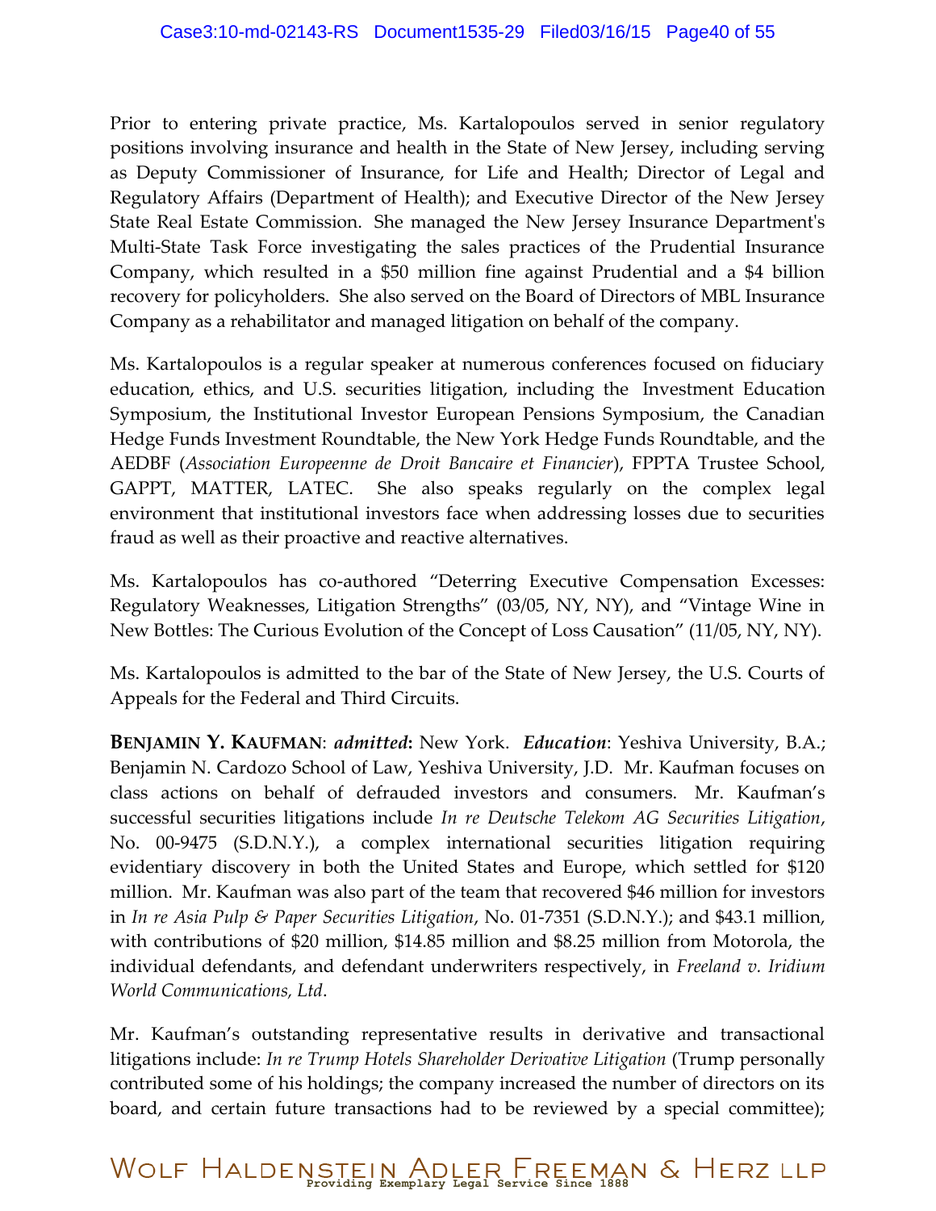Prior to entering private practice, Ms. Kartalopoulos served in senior regulatory positions involving insurance and health in the State of New Jersey, including serving as Deputy Commissioner of Insurance, for Life and Health; Director of Legal and Regulatory Affairs (Department of Health); and Executive Director of the New Jersey State Real Estate Commission. She managed the New Jersey Insurance Department's Multi-State Task Force investigating the sales practices of the Prudential Insurance Company, which resulted in a $50 million fine against Prudential and a $4 billion recovery for policyholders. She also served on the Board of Directors of MBL Insurance Company as a rehabilitator and managed litigation on behalf of the company.

Ms. Kartalopoulos is a regular speaker at numerous conferences focused on fiduciary education, ethics, and U.S. securities litigation, including the Investment Education Symposium, the Institutional Investor European Pensions Symposium, the Canadian Hedge Funds Investment Roundtable, the New York Hedge Funds Roundtable, and the AEDBF (*Association Europeenne de Droit Bancaire et Financier*), FPPTA Trustee School, GAPPT, MATTER, LATEC. She also speaks regularly on the complex legal environment that institutional investors face when addressing losses due to securities fraud as well as their proactive and reactive alternatives.

Ms. Kartalopoulos has co-authored "Deterring Executive Compensation Excesses: Regulatory Weaknesses, Litigation Strengths" (03/05, NY, NY), and "Vintage Wine in New Bottles: The Curious Evolution of the Concept of Loss Causation" (11/05, NY, NY).

Ms. Kartalopoulos is admitted to the bar of the State of New Jersey, the U.S. Courts of Appeals for the Federal and Third Circuits.

**BENJAMIN Y. KAUFMAN**: ***admitted*:** New York. ***Education***: Yeshiva University, B.A.; Benjamin N. Cardozo School of Law, Yeshiva University, J.D. Mr. Kaufman focuses on class actions on behalf of defrauded investors and consumers. Mr. Kaufman's successful securities litigations include *In re Deutsche Telekom AG Securities Litigation*, No. 00-9475 (S.D.N.Y.), a complex international securities litigation requiring evidentiary discovery in both the United States and Europe, which settled for $120 million. Mr. Kaufman was also part of the team that recovered $46 million for investors in *In re Asia Pulp & Paper Securities Litigation*, No. 01-7351 (S.D.N.Y.); and $43.1 million, with contributions of $20 million, $14.85 million and $8.25 million from Motorola, the individual defendants, and defendant underwriters respectively, in *Freeland v. Iridium World Communications, Ltd*.

Mr. Kaufman's outstanding representative results in derivative and transactional litigations include: *In re Trump Hotels Shareholder Derivative Litigation* (Trump personally contributed some of his holdings; the company increased the number of directors on its board, and certain future transactions had to be reviewed by a special committee);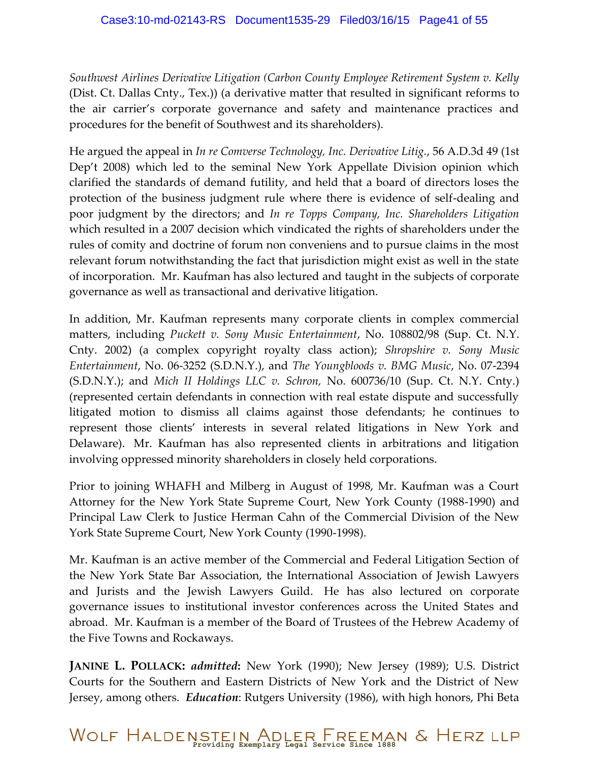*Southwest Airlines Derivative Litigation (Carbon County Employee Retirement System v. Kelly* (Dist. Ct. Dallas Cnty., Tex.)) (a derivative matter that resulted in significant reforms to the air carrier's corporate governance and safety and maintenance practices and procedures for the benefit of Southwest and its shareholders).

He argued the appeal in *In re Comverse Technology, Inc. Derivative Litig.*, 56 A.D.3d 49 (1st Dep't 2008) which led to the seminal New York Appellate Division opinion which clarified the standards of demand futility, and held that a board of directors loses the protection of the business judgment rule where there is evidence of self-dealing and poor judgment by the directors; and *In re Topps Company, Inc. Shareholders Litigation* which resulted in a 2007 decision which vindicated the rights of shareholders under the rules of comity and doctrine of forum non conveniens and to pursue claims in the most relevant forum notwithstanding the fact that jurisdiction might exist as well in the state of incorporation. Mr. Kaufman has also lectured and taught in the subjects of corporate governance as well as transactional and derivative litigation.

In addition, Mr. Kaufman represents many corporate clients in complex commercial matters, including *Puckett v. Sony Music Entertainment*, No. 108802/98 (Sup. Ct. N.Y. Cnty. 2002) (a complex copyright royalty class action); *Shropshire v. Sony Music Entertainment*, No. 06-3252 (S.D.N.Y.), and *The Youngbloods v. BMG Music*, No. 07-2394 (S.D.N.Y.); and *Mich II Holdings LLC v. Schron,* No. 600736/10 (Sup. Ct. N.Y. Cnty.) (represented certain defendants in connection with real estate dispute and successfully litigated motion to dismiss all claims against those defendants; he continues to represent those clients' interests in several related litigations in New York and Delaware). Mr. Kaufman has also represented clients in arbitrations and litigation involving oppressed minority shareholders in closely held corporations.

Prior to joining WHAFH and Milberg in August of 1998, Mr. Kaufman was a Court Attorney for the New York State Supreme Court, New York County (1988-1990) and Principal Law Clerk to Justice Herman Cahn of the Commercial Division of the New York State Supreme Court, New York County (1990-1998).

Mr. Kaufman is an active member of the Commercial and Federal Litigation Section of the New York State Bar Association, the International Association of Jewish Lawyers and Jurists and the Jewish Lawyers Guild. He has also lectured on corporate governance issues to institutional investor conferences across the United States and abroad. Mr. Kaufman is a member of the Board of Trustees of the Hebrew Academy of the Five Towns and Rockaways.

**JANINE L. POLLACK:** ***admitted*****:** New York (1990); New Jersey (1989); U.S. District Courts for the Southern and Eastern Districts of New York and the District of New Jersey, among others. ***Education***: Rutgers University (1986), with high honors, Phi Beta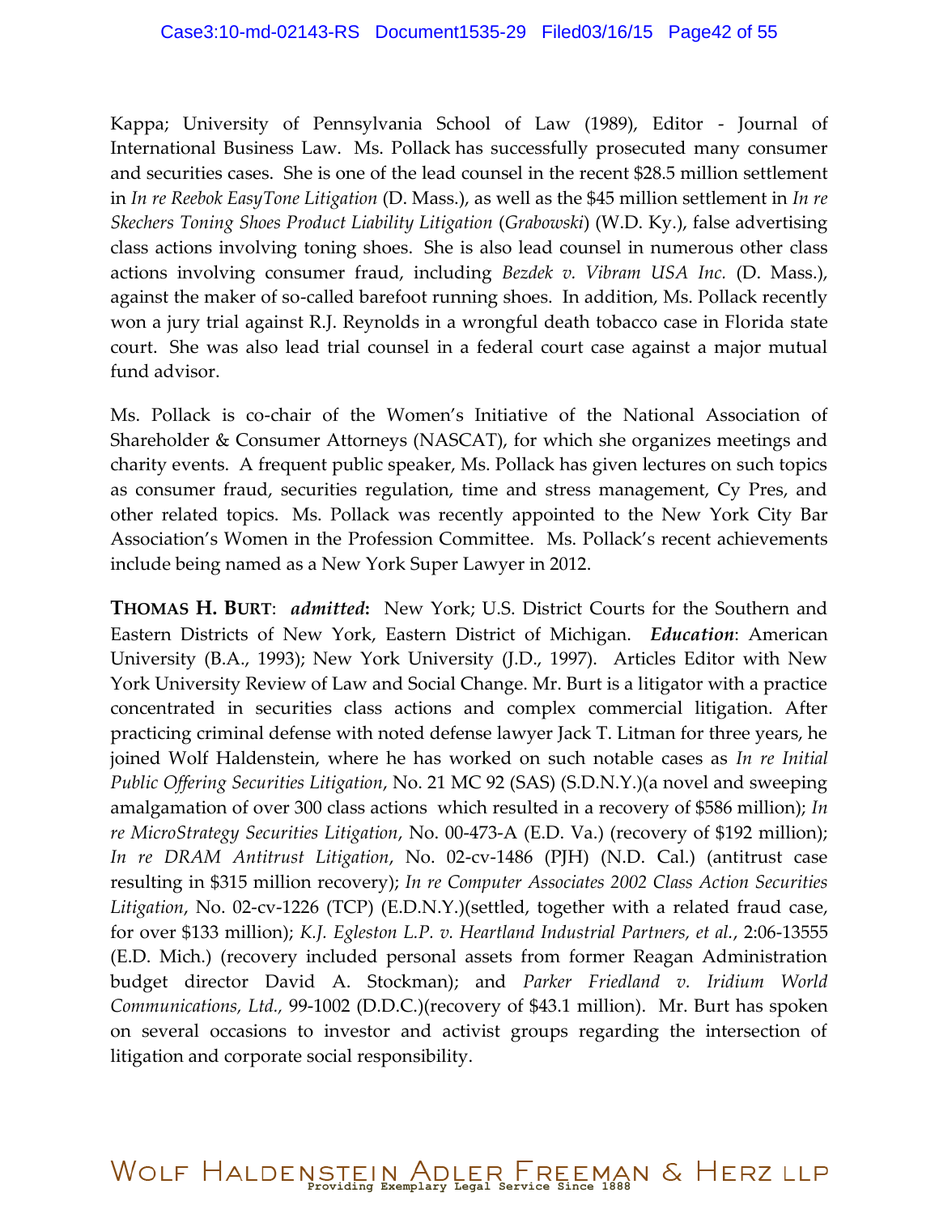Kappa; University of Pennsylvania School of Law (1989), Editor - Journal of International Business Law. Ms. Pollack has successfully prosecuted many consumer and securities cases. She is one of the lead counsel in the recent $28.5 million settlement in *In re Reebok EasyTone Litigation* (D. Mass.), as well as the $45 million settlement in *In re Skechers Toning Shoes Product Liability Litigation* (*Grabowski*) (W.D. Ky.), false advertising class actions involving toning shoes. She is also lead counsel in numerous other class actions involving consumer fraud, including *Bezdek v. Vibram USA Inc.* (D. Mass.), against the maker of so-called barefoot running shoes. In addition, Ms. Pollack recently won a jury trial against R.J. Reynolds in a wrongful death tobacco case in Florida state court. She was also lead trial counsel in a federal court case against a major mutual fund advisor.

Ms. Pollack is co-chair of the Women's Initiative of the National Association of Shareholder & Consumer Attorneys (NASCAT), for which she organizes meetings and charity events. A frequent public speaker, Ms. Pollack has given lectures on such topics as consumer fraud, securities regulation, time and stress management, Cy Pres, and other related topics. Ms. Pollack was recently appointed to the New York City Bar Association's Women in the Profession Committee. Ms. Pollack's recent achievements include being named as a New York Super Lawyer in 2012.

**THOMAS H. BURT**: ***admitted*:** New York; U.S. District Courts for the Southern and Eastern Districts of New York, Eastern District of Michigan. ***Education***: American University (B.A., 1993); New York University (J.D., 1997). Articles Editor with New York University Review of Law and Social Change. Mr. Burt is a litigator with a practice concentrated in securities class actions and complex commercial litigation. After practicing criminal defense with noted defense lawyer Jack T. Litman for three years, he joined Wolf Haldenstein, where he has worked on such notable cases as *In re Initial Public Offering Securities Litigation*, No. 21 MC 92 (SAS) (S.D.N.Y.)(a novel and sweeping amalgamation of over 300 class actions which resulted in a recovery of $586 million); *In re MicroStrategy Securities Litigation*, No. 00-473-A (E.D. Va.) (recovery of $192 million); *In re DRAM Antitrust Litigation*, No. 02-cv-1486 (PJH) (N.D. Cal.) (antitrust case resulting in $315 million recovery); *In re Computer Associates 2002 Class Action Securities Litigation*, No. 02-cv-1226 (TCP) (E.D.N.Y.)(settled, together with a related fraud case, for over $133 million); *K.J. Egleston L.P. v. Heartland Industrial Partners, et al.*, 2:06-13555 (E.D. Mich.) (recovery included personal assets from former Reagan Administration budget director David A. Stockman); and *Parker Friedland v. Iridium World Communications, Ltd.*, 99-1002 (D.D.C.)(recovery of $43.1 million). Mr. Burt has spoken on several occasions to investor and activist groups regarding the intersection of litigation and corporate social responsibility.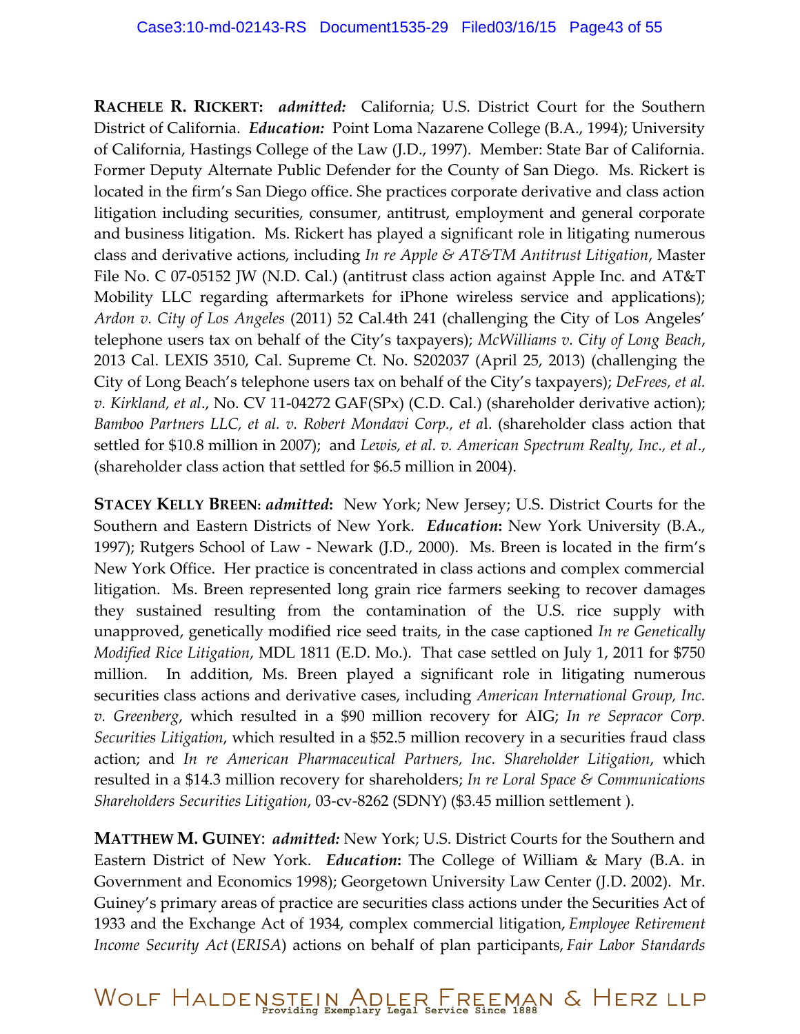**RACHELE R. RICKERT:** ***admitted:*** California; U.S. District Court for the Southern District of California. ***Education:*** Point Loma Nazarene College (B.A., 1994); University of California, Hastings College of the Law (J.D., 1997). Member: State Bar of California. Former Deputy Alternate Public Defender for the County of San Diego. Ms. Rickert is located in the firm's San Diego office. She practices corporate derivative and class action litigation including securities, consumer, antitrust, employment and general corporate and business litigation. Ms. Rickert has played a significant role in litigating numerous class and derivative actions, including *In re Apple & AT&TM Antitrust Litigation*, Master File No. C 07-05152 JW (N.D. Cal.) (antitrust class action against Apple Inc. and AT&T Mobility LLC regarding aftermarkets for iPhone wireless service and applications); *Ardon v. City of Los Angeles* (2011) 52 Cal.4th 241 (challenging the City of Los Angeles' telephone users tax on behalf of the City's taxpayers); *McWilliams v. City of Long Beach*, 2013 Cal. LEXIS 3510, Cal. Supreme Ct. No. S202037 (April 25, 2013) (challenging the City of Long Beach's telephone users tax on behalf of the City's taxpayers); *DeFrees, et al. v. Kirkland, et al*., No. CV 11-04272 GAF(SPx) (C.D. Cal.) (shareholder derivative action); *Bamboo Partners LLC, et al. v. Robert Mondavi Corp., et a*l. (shareholder class action that settled for $10.8 million in 2007); and *Lewis, et al. v. American Spectrum Realty, Inc., et al*., (shareholder class action that settled for $6.5 million in 2004).

**STACEY KELLY BREEN**: ***admitted*:** New York; New Jersey; U.S. District Courts for the Southern and Eastern Districts of New York. ***Education*:** New York University (B.A., 1997); Rutgers School of Law - Newark (J.D., 2000). Ms. Breen is located in the firm's New York Office. Her practice is concentrated in class actions and complex commercial litigation. Ms. Breen represented long grain rice farmers seeking to recover damages they sustained resulting from the contamination of the U.S. rice supply with unapproved, genetically modified rice seed traits, in the case captioned *In re Genetically Modified Rice Litigation*, MDL 1811 (E.D. Mo.). That case settled on July 1, 2011 for $750 million. In addition, Ms. Breen played a significant role in litigating numerous securities class actions and derivative cases, including *American International Group, Inc. v. Greenberg*, which resulted in a $90 million recovery for AIG; *In re Sepracor Corp. Securities Litigation*, which resulted in a $52.5 million recovery in a securities fraud class action; and *In re American Pharmaceutical Partners, Inc. Shareholder Litigation*, which resulted in a $14.3 million recovery for shareholders; *In re Loral Space & Communications Shareholders Securities Litigation*, 03-cv-8262 (SDNY) ($3.45 million settlement ).

**MATTHEW M. GUINEY**: ***admitted:*** New York; U.S. District Courts for the Southern and Eastern District of New York. ***Education*:** The College of William & Mary (B.A. in Government and Economics 1998); Georgetown University Law Center (J.D. 2002). Mr. Guiney's primary areas of practice are securities class actions under the Securities Act of 1933 and the Exchange Act of 1934, complex commercial litigation, *Employee Retirement Income Security Act* (*ERISA*) actions on behalf of plan participants, *Fair Labor Standards*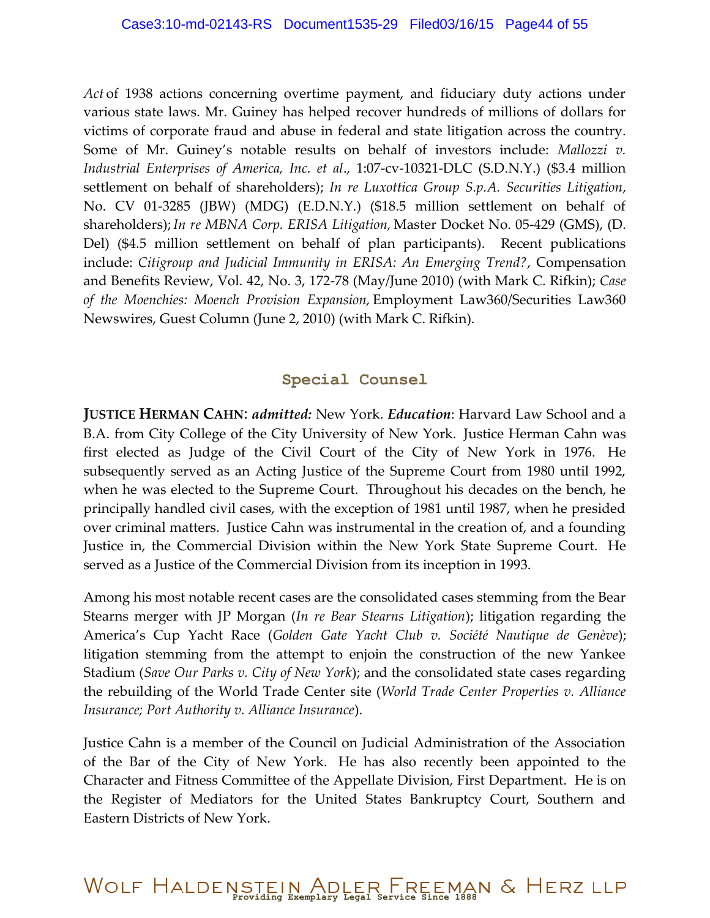*Act* of 1938 actions concerning overtime payment, and fiduciary duty actions under various state laws. Mr. Guiney has helped recover hundreds of millions of dollars for victims of corporate fraud and abuse in federal and state litigation across the country. Some of Mr. Guiney's notable results on behalf of investors include: *Mallozzi v. Industrial Enterprises of America, Inc. et al*., 1:07-cv-10321-DLC (S.D.N.Y.) ($3.4 million settlement on behalf of shareholders); *In re Luxottica Group S.p.A. Securities Litigation*, No. CV 01-3285 (JBW) (MDG) (E.D.N.Y.) ($18.5 million settlement on behalf of shareholders); *In re MBNA Corp. ERISA Litigation,* Master Docket No. 05-429 (GMS), (D. Del) ($4.5 million settlement on behalf of plan participants). Recent publications include: *Citigroup and Judicial Immunity in ERISA: An Emerging Trend?*, Compensation and Benefits Review, Vol. 42, No. 3, 172-78 (May/June 2010) (with Mark C. Rifkin); *Case of the Moenchies: Moench Provision Expansion,* Employment Law360/Securities Law360 Newswires, Guest Column (June 2, 2010) (with Mark C. Rifkin).

## Special Counsel

**JUSTICE HERMAN CAHN**: ***admitted:*** New York. ***Education***: Harvard Law School and a B.A. from City College of the City University of New York. Justice Herman Cahn was first elected as Judge of the Civil Court of the City of New York in 1976. He subsequently served as an Acting Justice of the Supreme Court from 1980 until 1992, when he was elected to the Supreme Court. Throughout his decades on the bench, he principally handled civil cases, with the exception of 1981 until 1987, when he presided over criminal matters. Justice Cahn was instrumental in the creation of, and a founding Justice in, the Commercial Division within the New York State Supreme Court. He served as a Justice of the Commercial Division from its inception in 1993.

Among his most notable recent cases are the consolidated cases stemming from the Bear Stearns merger with JP Morgan (*In re Bear Stearns Litigation*); litigation regarding the America's Cup Yacht Race (*Golden Gate Yacht Club v. Société Nautique de Genève*); litigation stemming from the attempt to enjoin the construction of the new Yankee Stadium (*Save Our Parks v. City of New York*); and the consolidated state cases regarding the rebuilding of the World Trade Center site (*World Trade Center Properties v. Alliance Insurance; Port Authority v. Alliance Insurance*).

Justice Cahn is a member of the Council on Judicial Administration of the Association of the Bar of the City of New York. He has also recently been appointed to the Character and Fitness Committee of the Appellate Division, First Department. He is on the Register of Mediators for the United States Bankruptcy Court, Southern and Eastern Districts of New York.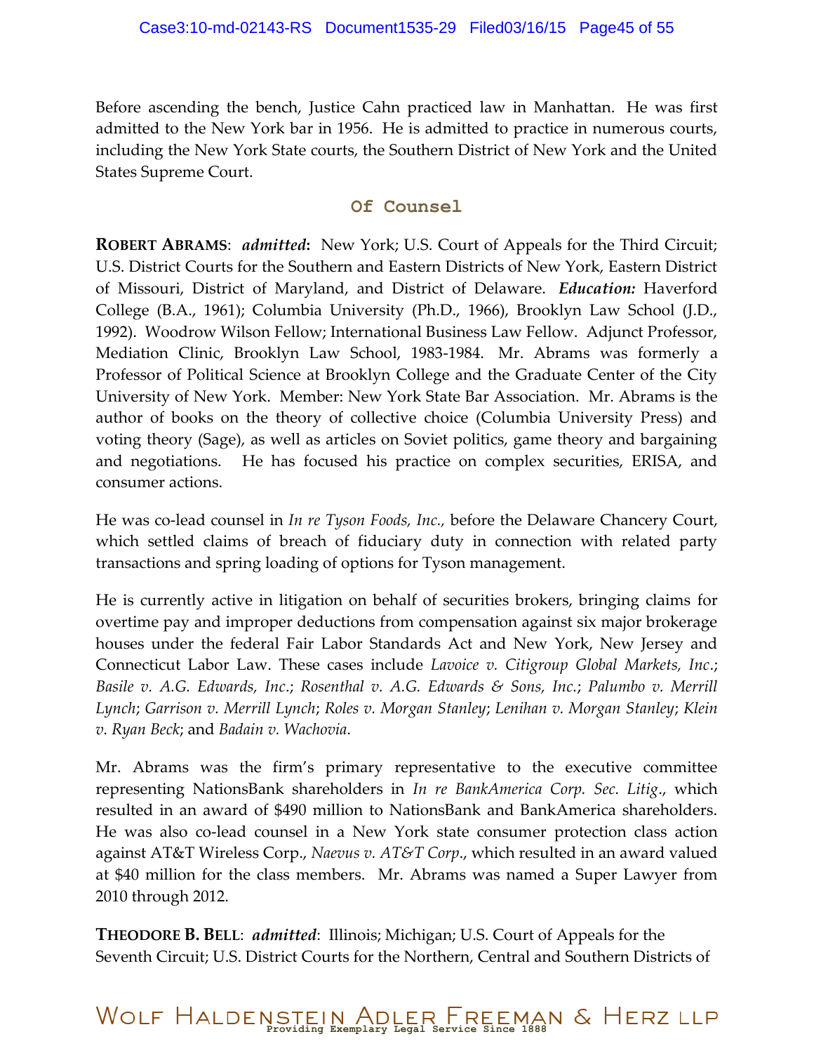Before ascending the bench, Justice Cahn practiced law in Manhattan. He was first admitted to the New York bar in 1956. He is admitted to practice in numerous courts, including the New York State courts, the Southern District of New York and the United States Supreme Court.

## Of Counsel

**ROBERT ABRAMS**: ***admitted*:** New York; U.S. Court of Appeals for the Third Circuit; U.S. District Courts for the Southern and Eastern Districts of New York, Eastern District of Missouri, District of Maryland, and District of Delaware. ***Education:*** Haverford College (B.A., 1961); Columbia University (Ph.D., 1966), Brooklyn Law School (J.D., 1992). Woodrow Wilson Fellow; International Business Law Fellow. Adjunct Professor, Mediation Clinic, Brooklyn Law School, 1983-1984. Mr. Abrams was formerly a Professor of Political Science at Brooklyn College and the Graduate Center of the City University of New York. Member: New York State Bar Association. Mr. Abrams is the author of books on the theory of collective choice (Columbia University Press) and voting theory (Sage), as well as articles on Soviet politics, game theory and bargaining and negotiations. He has focused his practice on complex securities, ERISA, and consumer actions.

He was co-lead counsel in *In re Tyson Foods, Inc.,* before the Delaware Chancery Court, which settled claims of breach of fiduciary duty in connection with related party transactions and spring loading of options for Tyson management.

He is currently active in litigation on behalf of securities brokers, bringing claims for overtime pay and improper deductions from compensation against six major brokerage houses under the federal Fair Labor Standards Act and New York, New Jersey and Connecticut Labor Law. These cases include *Lavoice v. Citigroup Global Markets, Inc*.; *Basile v. A.G. Edwards, Inc*.; *Rosenthal v. A.G. Edwards & Sons, Inc.*; *Palumbo v. Merrill Lynch*; *Garrison v. Merrill Lynch*; *Roles v. Morgan Stanley*; *Lenihan v. Morgan Stanley*; *Klein v. Ryan Beck*; and *Badain v. Wachovia*.

Mr. Abrams was the firm's primary representative to the executive committee representing NationsBank shareholders in *In re BankAmerica Corp. Sec. Litig*., which resulted in an award of $490 million to NationsBank and BankAmerica shareholders. He was also co-lead counsel in a New York state consumer protection class action against AT&T Wireless Corp., *Naevus v. AT&T Corp*., which resulted in an award valued at $40 million for the class members. Mr. Abrams was named a Super Lawyer from 2010 through 2012.

**THEODORE B. BELL**: ***admitted***: Illinois; Michigan; U.S. Court of Appeals for the Seventh Circuit; U.S. District Courts for the Northern, Central and Southern Districts of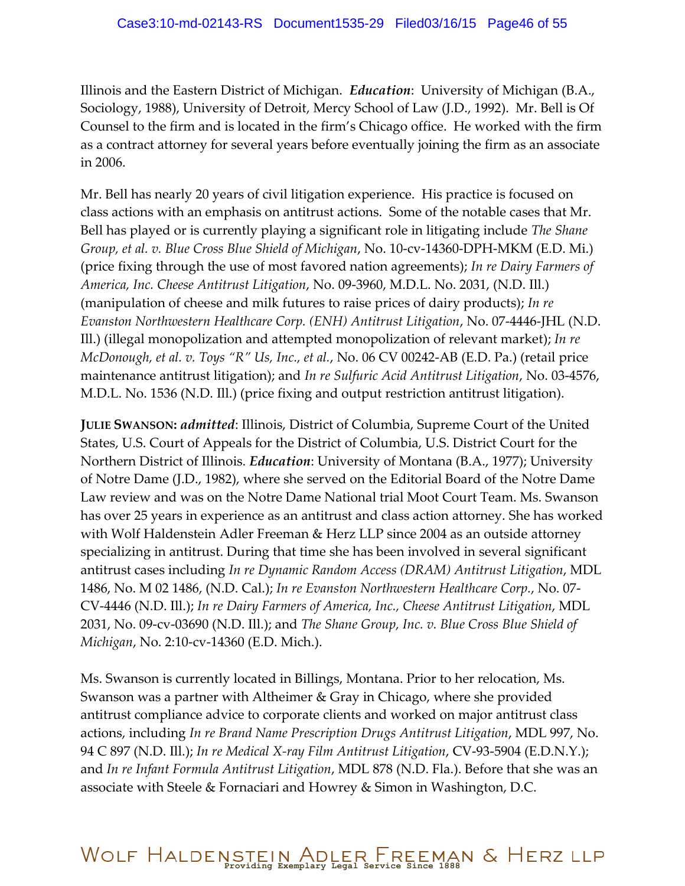Illinois and the Eastern District of Michigan. ***Education***: University of Michigan (B.A., Sociology, 1988), University of Detroit, Mercy School of Law (J.D., 1992). Mr. Bell is Of Counsel to the firm and is located in the firm's Chicago office. He worked with the firm as a contract attorney for several years before eventually joining the firm as an associate in 2006.

Mr. Bell has nearly 20 years of civil litigation experience. His practice is focused on class actions with an emphasis on antitrust actions. Some of the notable cases that Mr. Bell has played or is currently playing a significant role in litigating include *The Shane Group, et al. v. Blue Cross Blue Shield of Michigan*, No. 10-cv-14360-DPH-MKM (E.D. Mi.) (price fixing through the use of most favored nation agreements); *In re Dairy Farmers of America, Inc. Cheese Antitrust Litigation*, No. 09-3960, M.D.L. No. 2031, (N.D. Ill.) (manipulation of cheese and milk futures to raise prices of dairy products); *In re Evanston Northwestern Healthcare Corp. (ENH) Antitrust Litigation*, No. 07-4446-JHL (N.D. Ill.) (illegal monopolization and attempted monopolization of relevant market); *In re McDonough, et al. v. Toys "R" Us, Inc., et al.*, No. 06 CV 00242-AB (E.D. Pa.) (retail price maintenance antitrust litigation); and *In re Sulfuric Acid Antitrust Litigation*, No. 03-4576, M.D.L. No. 1536 (N.D. Ill.) (price fixing and output restriction antitrust litigation).

**JULIE SWANSON:** ***admitted***: Illinois, District of Columbia, Supreme Court of the United States, U.S. Court of Appeals for the District of Columbia, U.S. District Court for the Northern District of Illinois. ***Education***: University of Montana (B.A., 1977); University of Notre Dame (J.D., 1982), where she served on the Editorial Board of the Notre Dame Law review and was on the Notre Dame National trial Moot Court Team. Ms. Swanson has over 25 years in experience as an antitrust and class action attorney. She has worked with Wolf Haldenstein Adler Freeman & Herz LLP since 2004 as an outside attorney specializing in antitrust. During that time she has been involved in several significant antitrust cases including *In re Dynamic Random Access (DRAM) Antitrust Litigation*, MDL 1486, No. M 02 1486, (N.D. Cal.); *In re Evanston Northwestern Healthcare Corp.*, No. 07-CV-4446 (N.D. Ill.); *In re Dairy Farmers of America, Inc., Cheese Antitrust Litigation*, MDL 2031, No. 09-cv-03690 (N.D. Ill.); and *The Shane Group, Inc. v. Blue Cross Blue Shield of Michigan*, No. 2:10-cv-14360 (E.D. Mich.).

Ms. Swanson is currently located in Billings, Montana. Prior to her relocation, Ms. Swanson was a partner with Altheimer & Gray in Chicago, where she provided antitrust compliance advice to corporate clients and worked on major antitrust class actions, including *In re Brand Name Prescription Drugs Antitrust Litigation*, MDL 997, No. 94 C 897 (N.D. Ill.); *In re Medical X-ray Film Antitrust Litigation*, CV-93-5904 (E.D.N.Y.); and *In re Infant Formula Antitrust Litigation*, MDL 878 (N.D. Fla.). Before that she was an associate with Steele & Fornaciari and Howrey & Simon in Washington, D.C.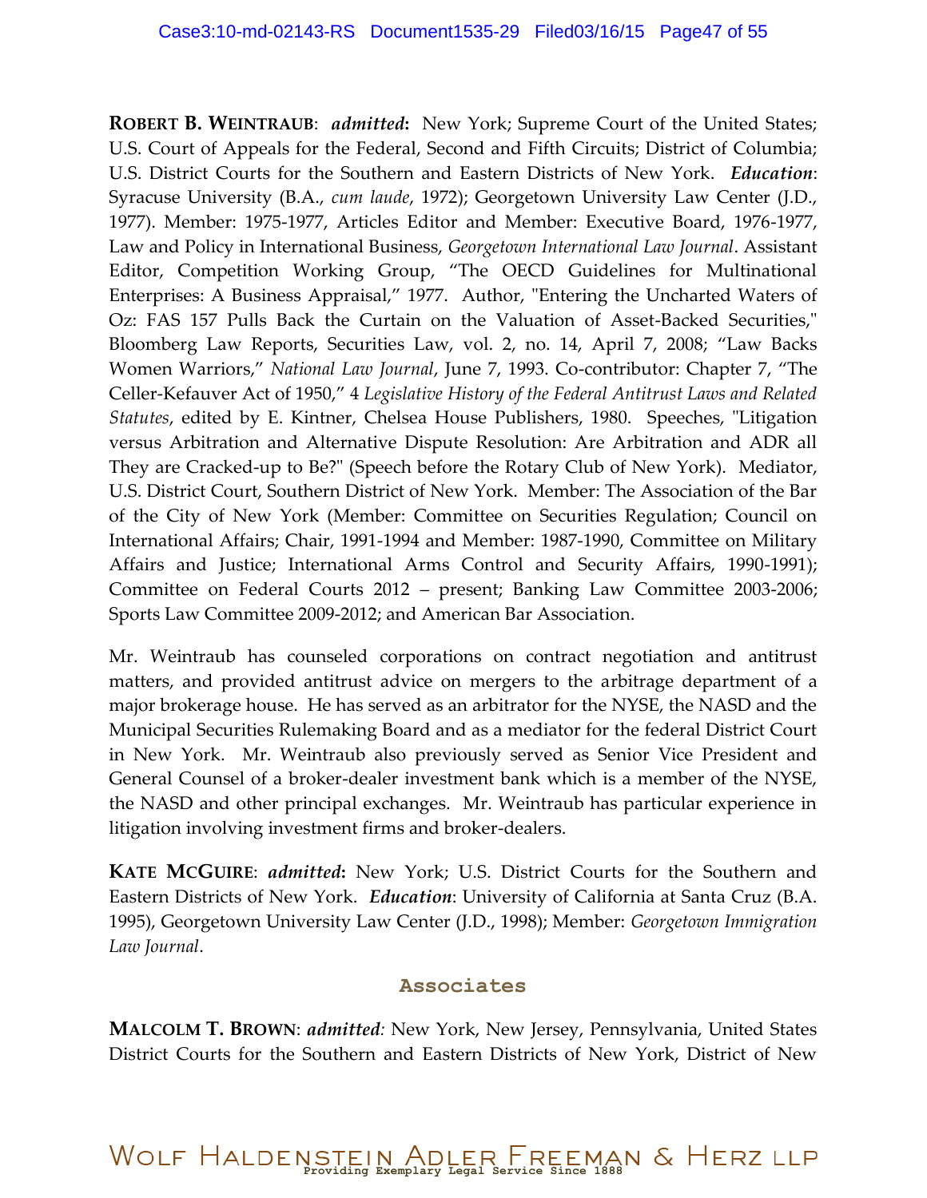**ROBERT B. WEINTRAUB**: ***admitted*****:** New York; Supreme Court of the United States; U.S. Court of Appeals for the Federal, Second and Fifth Circuits; District of Columbia; U.S. District Courts for the Southern and Eastern Districts of New York. ***Education***: Syracuse University (B.A., *cum laude*, 1972); Georgetown University Law Center (J.D., 1977). Member: 1975-1977, Articles Editor and Member: Executive Board, 1976-1977, Law and Policy in International Business, *Georgetown International Law Journal*. Assistant Editor, Competition Working Group, "The OECD Guidelines for Multinational Enterprises: A Business Appraisal," 1977. Author, "Entering the Uncharted Waters of Oz: FAS 157 Pulls Back the Curtain on the Valuation of Asset-Backed Securities," Bloomberg Law Reports, Securities Law, vol. 2, no. 14, April 7, 2008; "Law Backs Women Warriors," *National Law Journal*, June 7, 1993. Co-contributor: Chapter 7, "The Celler-Kefauver Act of 1950," 4 *Legislative History of the Federal Antitrust Laws and Related Statutes*, edited by E. Kintner, Chelsea House Publishers, 1980. Speeches, "Litigation versus Arbitration and Alternative Dispute Resolution: Are Arbitration and ADR all They are Cracked-up to Be?" (Speech before the Rotary Club of New York). Mediator, U.S. District Court, Southern District of New York. Member: The Association of the Bar of the City of New York (Member: Committee on Securities Regulation; Council on International Affairs; Chair, 1991-1994 and Member: 1987-1990, Committee on Military Affairs and Justice; International Arms Control and Security Affairs, 1990-1991); Committee on Federal Courts 2012 – present; Banking Law Committee 2003-2006; Sports Law Committee 2009-2012; and American Bar Association.

Mr. Weintraub has counseled corporations on contract negotiation and antitrust matters, and provided antitrust advice on mergers to the arbitrage department of a major brokerage house. He has served as an arbitrator for the NYSE, the NASD and the Municipal Securities Rulemaking Board and as a mediator for the federal District Court in New York. Mr. Weintraub also previously served as Senior Vice President and General Counsel of a broker-dealer investment bank which is a member of the NYSE, the NASD and other principal exchanges. Mr. Weintraub has particular experience in litigation involving investment firms and broker-dealers.

**KATE MCGUIRE**: ***admitted*****:** New York; U.S. District Courts for the Southern and Eastern Districts of New York. ***Education***: University of California at Santa Cruz (B.A. 1995), Georgetown University Law Center (J.D., 1998); Member: *Georgetown Immigration Law Journal*.

## Associates

**MALCOLM T. BROWN**: ***admitted:*** New York, New Jersey, Pennsylvania, United States District Courts for the Southern and Eastern Districts of New York, District of New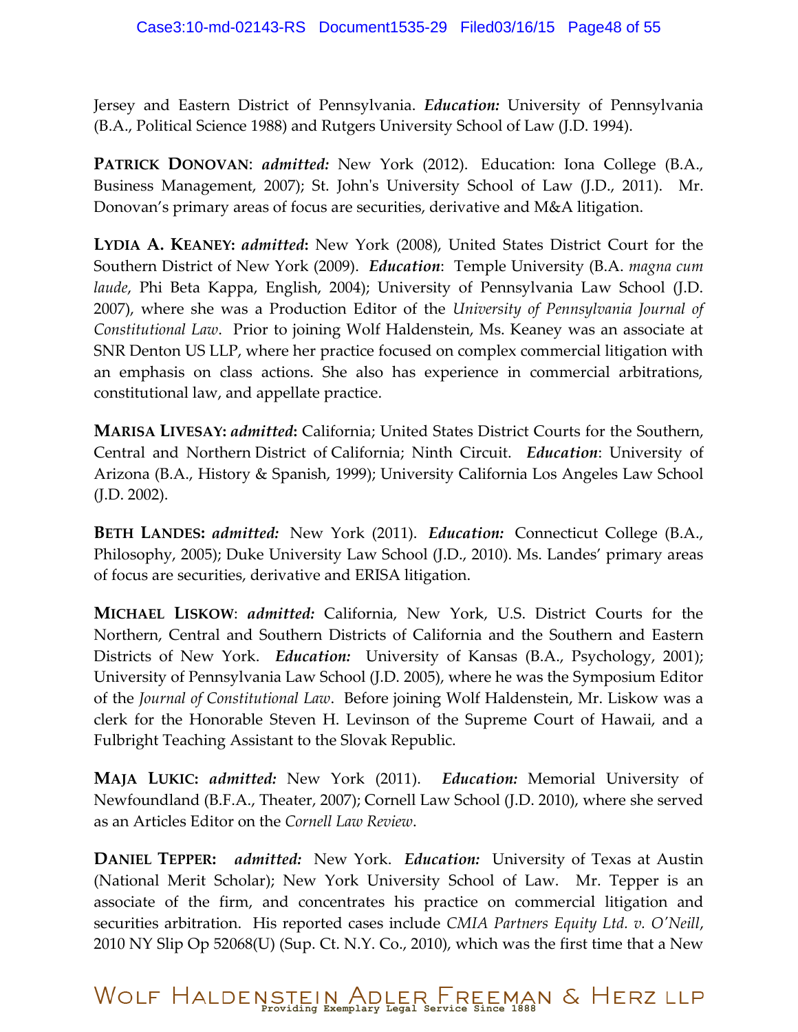Jersey and Eastern District of Pennsylvania. ***Education:*** University of Pennsylvania (B.A., Political Science 1988) and Rutgers University School of Law (J.D. 1994).

**PATRICK DONOVAN**: ***admitted:*** New York (2012). Education: Iona College (B.A., Business Management, 2007); St. John's University School of Law (J.D., 2011). Mr. Donovan's primary areas of focus are securities, derivative and M&A litigation.

**LYDIA A. KEANEY: *admitted*:** New York (2008), United States District Court for the Southern District of New York (2009). ***Education***: Temple University (B.A. *magna cum laude*, Phi Beta Kappa, English, 2004); University of Pennsylvania Law School (J.D. 2007), where she was a Production Editor of the *University of Pennsylvania Journal of Constitutional Law*. Prior to joining Wolf Haldenstein, Ms. Keaney was an associate at SNR Denton US LLP, where her practice focused on complex commercial litigation with an emphasis on class actions. She also has experience in commercial arbitrations, constitutional law, and appellate practice.

**MARISA LIVESAY: *admitted*:** California; United States District Courts for the Southern, Central and Northern District of California; Ninth Circuit. ***Education***: University of Arizona (B.A., History & Spanish, 1999); University California Los Angeles Law School (J.D. 2002).

**BETH LANDES: *admitted:*** New York (2011). ***Education:*** Connecticut College (B.A., Philosophy, 2005); Duke University Law School (J.D., 2010). Ms. Landes' primary areas of focus are securities, derivative and ERISA litigation.

**MICHAEL LISKOW**: ***admitted:*** California, New York, U.S. District Courts for the Northern, Central and Southern Districts of California and the Southern and Eastern Districts of New York. ***Education:*** University of Kansas (B.A., Psychology, 2001); University of Pennsylvania Law School (J.D. 2005), where he was the Symposium Editor of the *Journal of Constitutional Law*. Before joining Wolf Haldenstein, Mr. Liskow was a clerk for the Honorable Steven H. Levinson of the Supreme Court of Hawaii, and a Fulbright Teaching Assistant to the Slovak Republic.

**MAJA LUKIC: *admitted:*** New York (2011). ***Education:*** Memorial University of Newfoundland (B.F.A., Theater, 2007); Cornell Law School (J.D. 2010), where she served as an Articles Editor on the *Cornell Law Review*.

**DANIEL TEPPER:** ***admitted:*** New York. ***Education:*** University of Texas at Austin (National Merit Scholar); New York University School of Law. Mr. Tepper is an associate of the firm, and concentrates his practice on commercial litigation and securities arbitration. His reported cases include *CMIA Partners Equity Ltd. v. O'Neill*, 2010 NY Slip Op 52068(U) (Sup. Ct. N.Y. Co., 2010), which was the first time that a New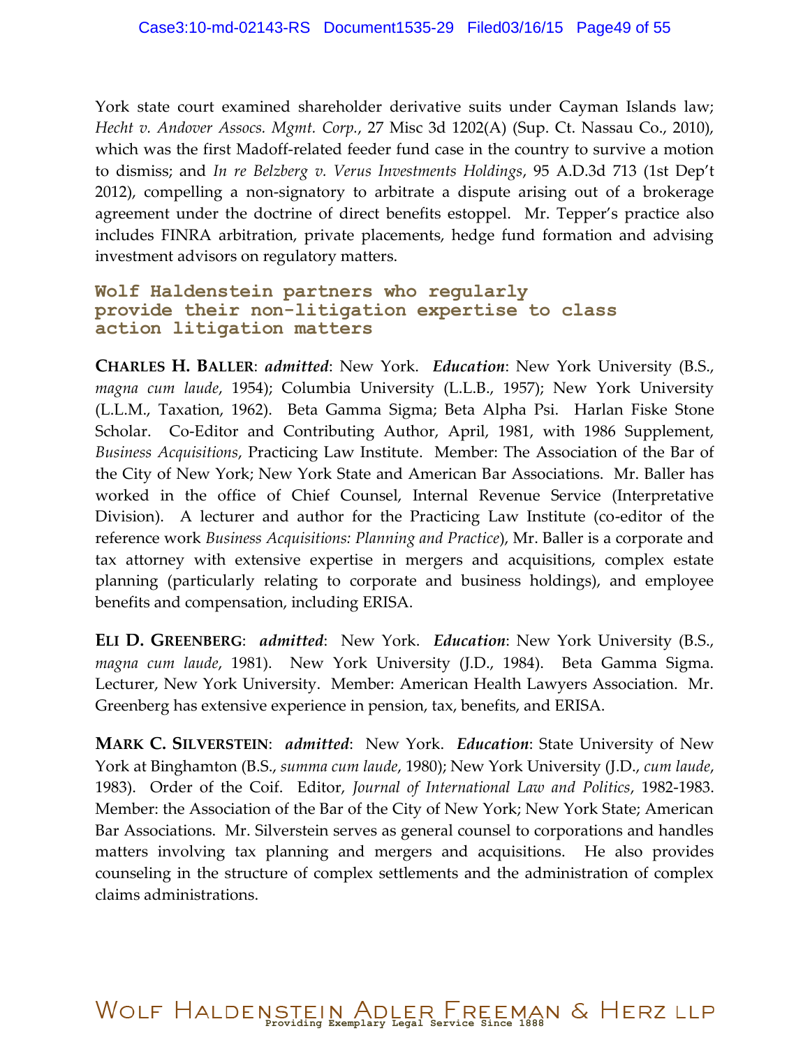York state court examined shareholder derivative suits under Cayman Islands law; *Hecht v. Andover Assocs. Mgmt. Corp.*, 27 Misc 3d 1202(A) (Sup. Ct. Nassau Co., 2010), which was the first Madoff-related feeder fund case in the country to survive a motion to dismiss; and *In re Belzberg v. Verus Investments Holdings*, 95 A.D.3d 713 (1st Dep't 2012), compelling a non-signatory to arbitrate a dispute arising out of a brokerage agreement under the doctrine of direct benefits estoppel. Mr. Tepper's practice also includes FINRA arbitration, private placements, hedge fund formation and advising investment advisors on regulatory matters.

## Wolf Haldenstein partners who regularly provide their non-litigation expertise to class action litigation matters

**CHARLES H. BALLER**: ***admitted***: New York. ***Education***: New York University (B.S., *magna cum laude*, 1954); Columbia University (L.L.B., 1957); New York University (L.L.M., Taxation, 1962). Beta Gamma Sigma; Beta Alpha Psi. Harlan Fiske Stone Scholar. Co-Editor and Contributing Author, April, 1981, with 1986 Supplement, *Business Acquisitions*, Practicing Law Institute. Member: The Association of the Bar of the City of New York; New York State and American Bar Associations. Mr. Baller has worked in the office of Chief Counsel, Internal Revenue Service (Interpretative Division). A lecturer and author for the Practicing Law Institute (co-editor of the reference work *Business Acquisitions: Planning and Practice*), Mr. Baller is a corporate and tax attorney with extensive expertise in mergers and acquisitions, complex estate planning (particularly relating to corporate and business holdings), and employee benefits and compensation, including ERISA.

**ELI D. GREENBERG**: ***admitted***: New York. ***Education***: New York University (B.S., *magna cum laude*, 1981). New York University (J.D., 1984). Beta Gamma Sigma. Lecturer, New York University. Member: American Health Lawyers Association. Mr. Greenberg has extensive experience in pension, tax, benefits, and ERISA.

**MARK C. SILVERSTEIN**: ***admitted***: New York. ***Education***: State University of New York at Binghamton (B.S., *summa cum laude*, 1980); New York University (J.D., *cum laude*, 1983). Order of the Coif. Editor, *Journal of International Law and Politics*, 1982-1983. Member: the Association of the Bar of the City of New York; New York State; American Bar Associations. Mr. Silverstein serves as general counsel to corporations and handles matters involving tax planning and mergers and acquisitions. He also provides counseling in the structure of complex settlements and the administration of complex claims administrations.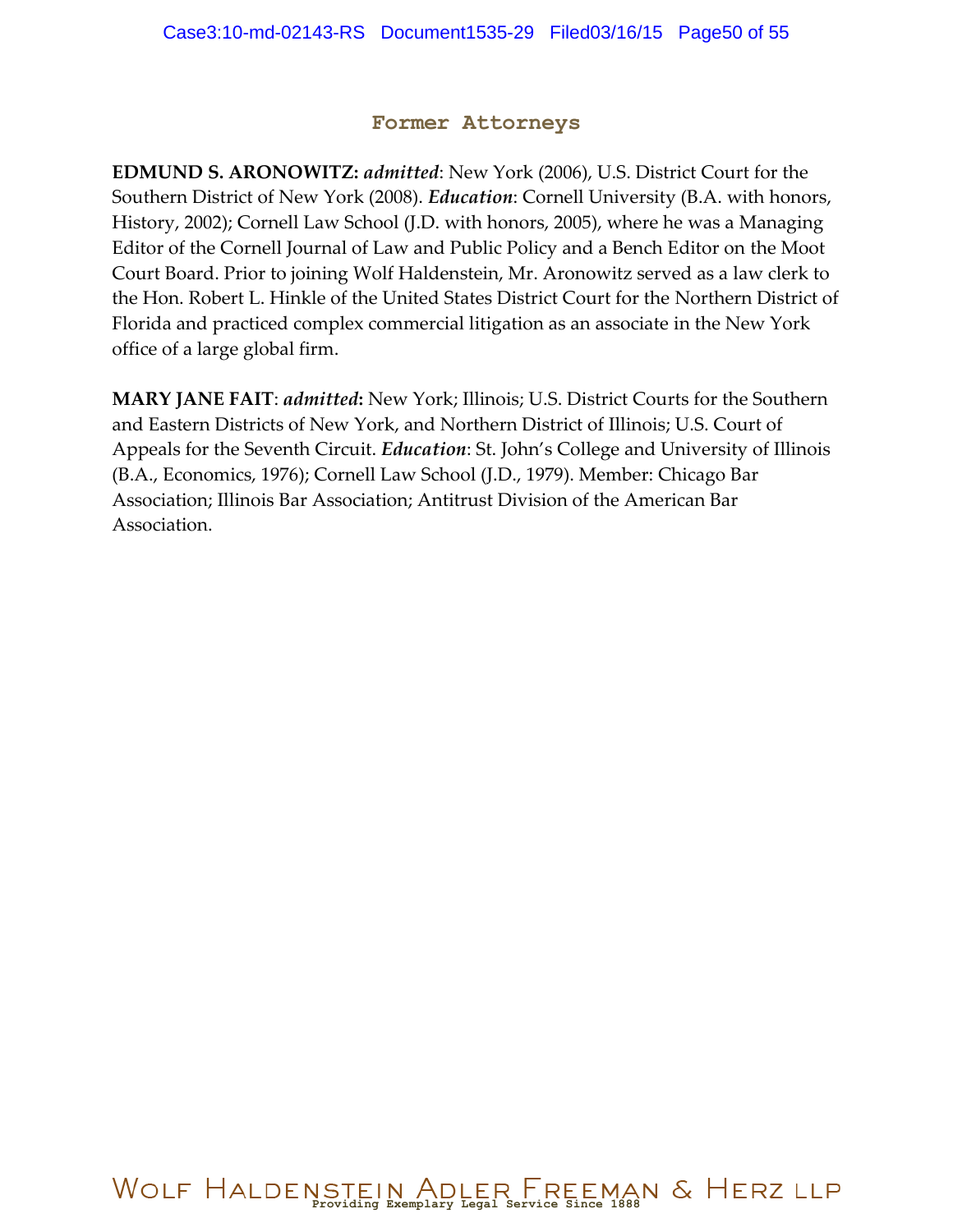## Former Attorneys

**EDMUND S. ARONOWITZ:** ***admitted***: New York (2006), U.S. District Court for the Southern District of New York (2008). ***Education***: Cornell University (B.A. with honors, History, 2002); Cornell Law School (J.D. with honors, 2005), where he was a Managing Editor of the Cornell Journal of Law and Public Policy and a Bench Editor on the Moot Court Board. Prior to joining Wolf Haldenstein, Mr. Aronowitz served as a law clerk to the Hon. Robert L. Hinkle of the United States District Court for the Northern District of Florida and practiced complex commercial litigation as an associate in the New York office of a large global firm.

**MARY JANE FAIT**: ***admitted*****:** New York; Illinois; U.S. District Courts for the Southern and Eastern Districts of New York, and Northern District of Illinois; U.S. Court of Appeals for the Seventh Circuit. ***Education***: St. John's College and University of Illinois (B.A., Economics, 1976); Cornell Law School (J.D., 1979). Member: Chicago Bar Association; Illinois Bar Association; Antitrust Division of the American Bar Association.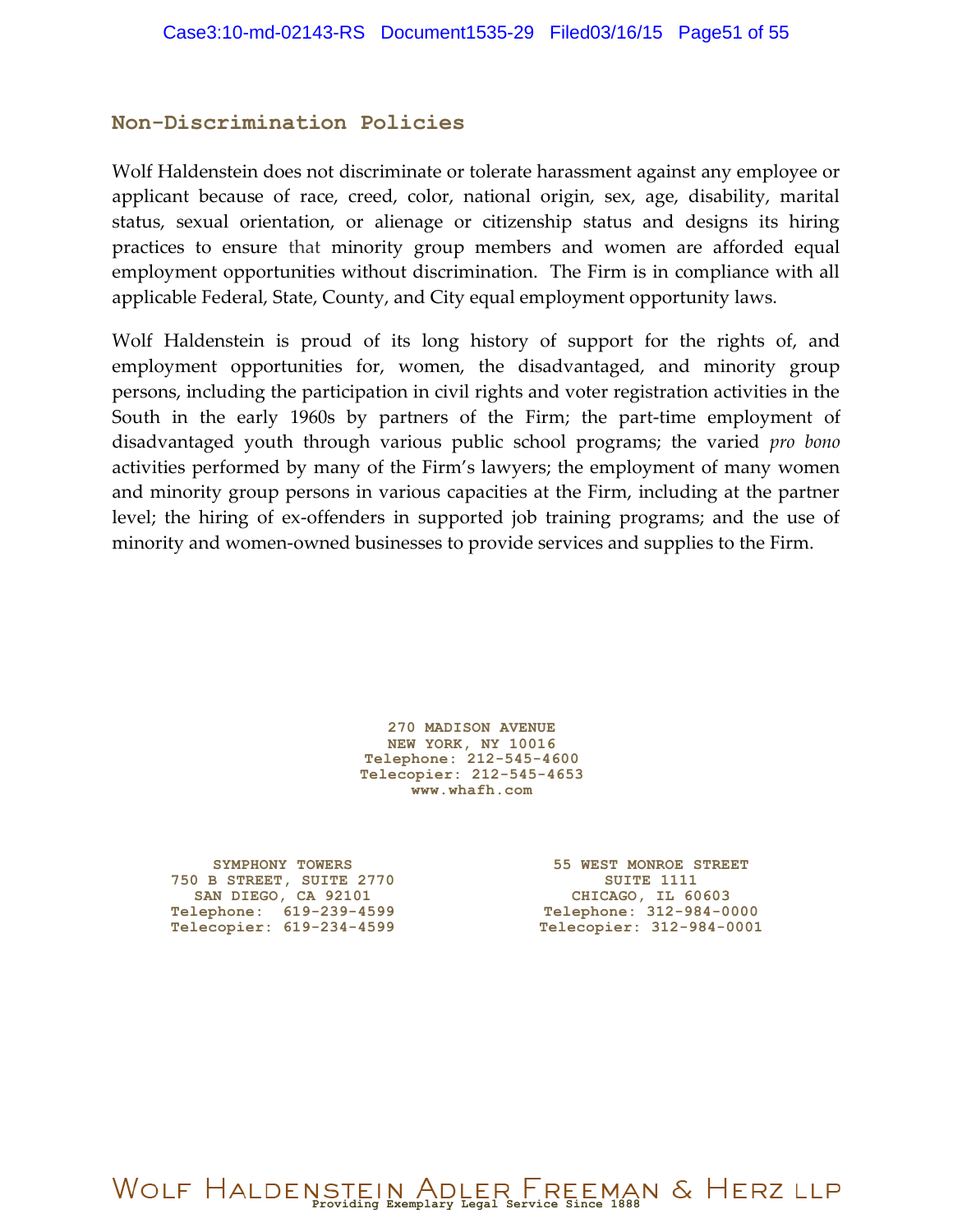## Non-Discrimination Policies

Wolf Haldenstein does not discriminate or tolerate harassment against any employee or applicant because of race, creed, color, national origin, sex, age, disability, marital status, sexual orientation, or alienage or citizenship status and designs its hiring practices to ensure that minority group members and women are afforded equal employment opportunities without discrimination. The Firm is in compliance with all applicable Federal, State, County, and City equal employment opportunity laws.

Wolf Haldenstein is proud of its long history of support for the rights of, and employment opportunities for, women, the disadvantaged, and minority group persons, including the participation in civil rights and voter registration activities in the South in the early 1960s by partners of the Firm; the part-time employment of disadvantaged youth through various public school programs; the varied *pro bono* activities performed by many of the Firm's lawyers; the employment of many women and minority group persons in various capacities at the Firm, including at the partner level; the hiring of ex-offenders in supported job training programs; and the use of minority and women-owned businesses to provide services and supplies to the Firm.

270 MADISON AVENUE
NEW YORK, NY 10016
Telephone: 212-545-4600
Telecopier: 212-545-4653
www.whafh.com

SYMPHONY TOWERS
750 B STREET, SUITE 2770
SAN DIEGO, CA 92101
Telephone: 619-239-4599
Telecopier: 619-234-4599

55 WEST MONROE STREET
SUITE 1111
CHICAGO, IL 60603
Telephone: 312-984-0000
Telecopier: 312-984-0001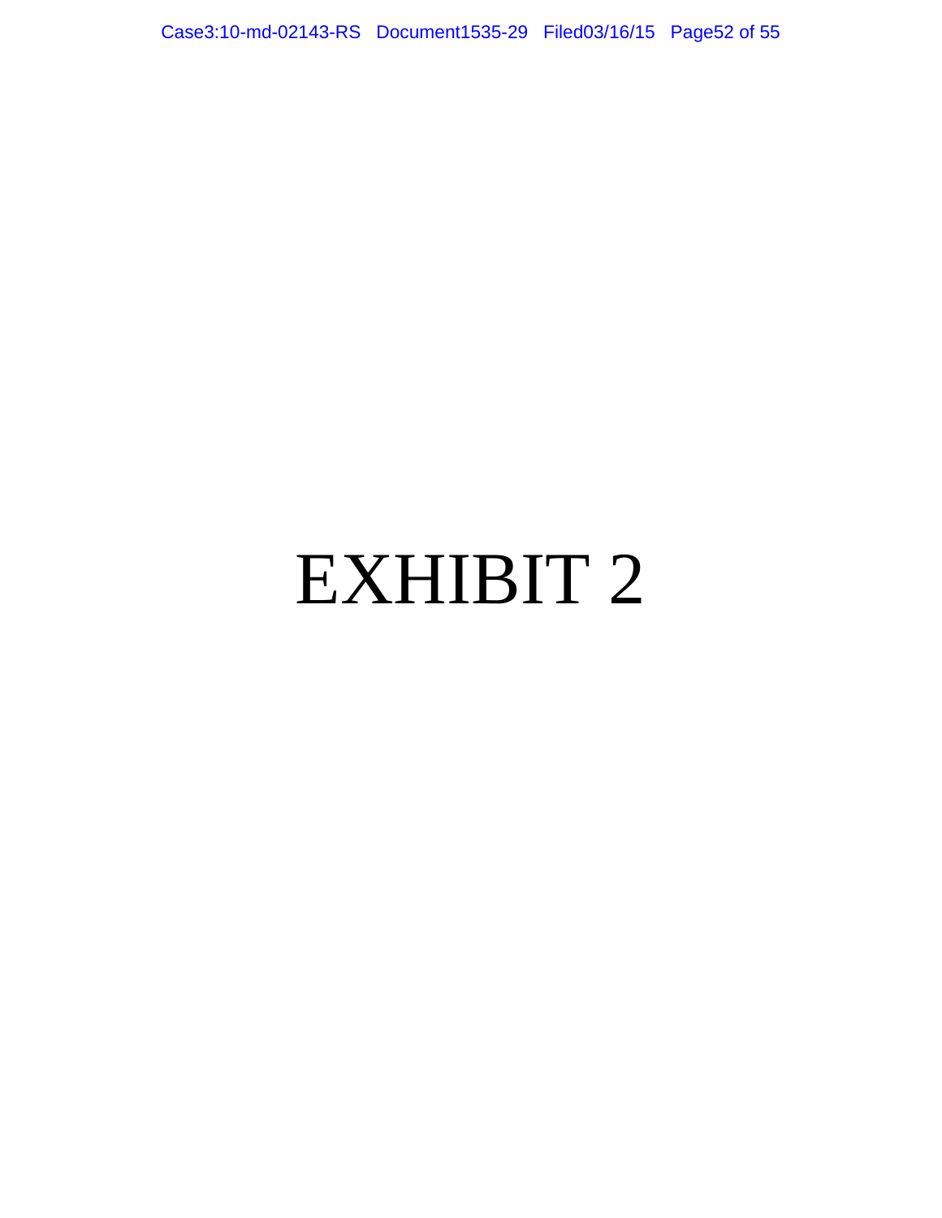# EXHIBIT 2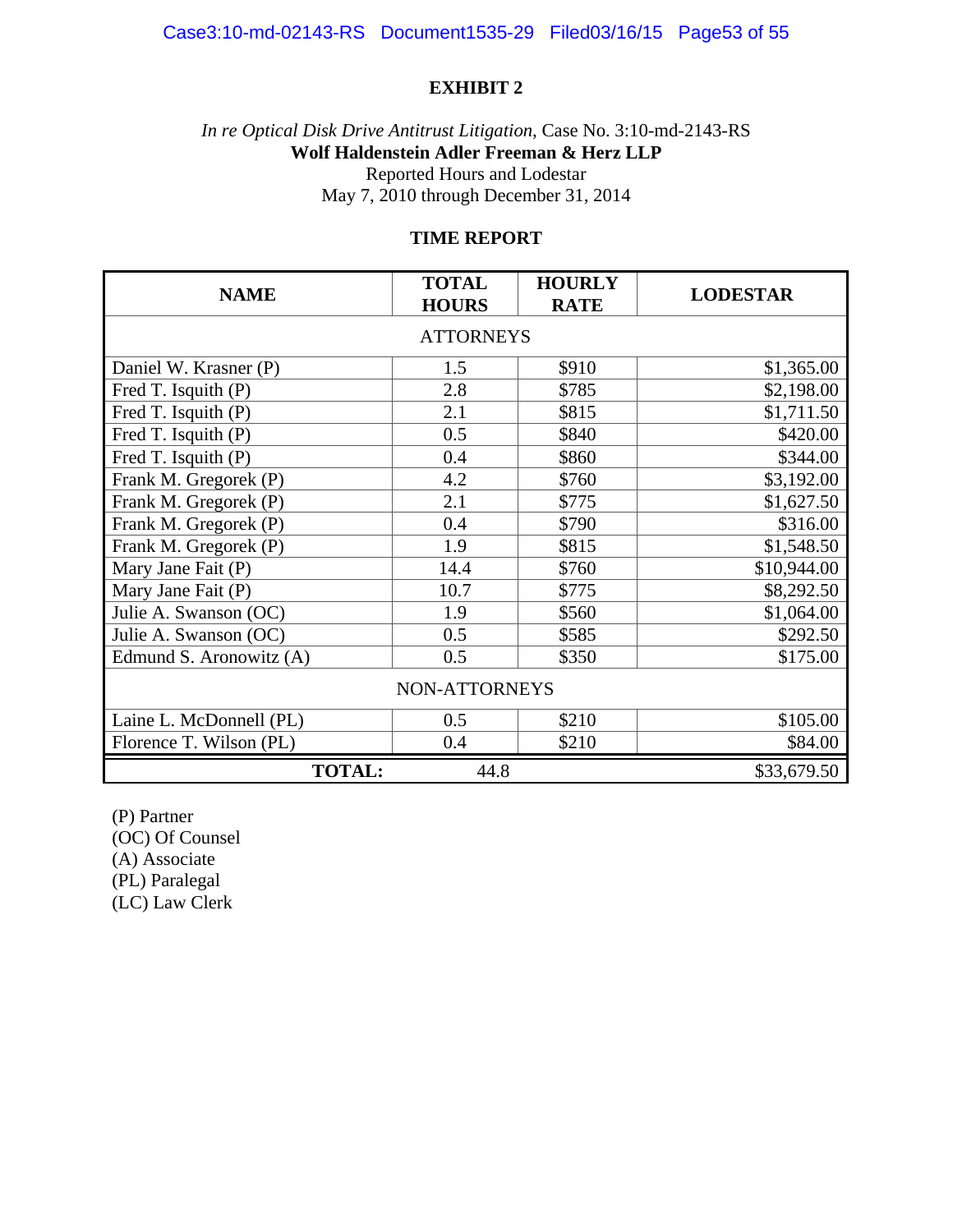**EXHIBIT 2**

*In re Optical Disk Drive Antitrust Litigation*, Case No. 3:10-md-2143-RS
**Wolf Haldenstein Adler Freeman & Herz LLP**
Reported Hours and Lodestar
May 7, 2010 through December 31, 2014

**TIME REPORT**

| NAME | TOTAL HOURS | HOURLY RATE | LODESTAR |
|---|---|---|---|
| ATTORNEYS | | | |
| Daniel W. Krasner (P) | 1.5 | $910 | $1,365.00 |
| Fred T. Isquith (P) | 2.8 | $785 | $2,198.00 |
| Fred T. Isquith (P) | 2.1 | $815 | $1,711.50 |
| Fred T. Isquith (P) | 0.5 | $840 | $420.00 |
| Fred T. Isquith (P) | 0.4 | $860 | $344.00 |
| Frank M. Gregorek (P) | 4.2 | $760 | $3,192.00 |
| Frank M. Gregorek (P) | 2.1 | $775 | $1,627.50 |
| Frank M. Gregorek (P) | 0.4 | $790 | $316.00 |
| Frank M. Gregorek (P) | 1.9 | $815 | $1,548.50 |
| Mary Jane Fait (P) | 14.4 | $760 | $10,944.00 |
| Mary Jane Fait (P) | 10.7 | $775 | $8,292.50 |
| Julie A. Swanson (OC) | 1.9 | $560 | $1,064.00 |
| Julie A. Swanson (OC) | 0.5 | $585 | $292.50 |
| Edmund S. Aronowitz (A) | 0.5 | $350 | $175.00 |
| NON-ATTORNEYS | | | |
| Laine L. McDonnell (PL) | 0.5 | $210 | $105.00 |
| Florence T. Wilson (PL) | 0.4 | $210 | $84.00 |
| **TOTAL:** | 44.8 | | $33,679.50 |

(P) Partner
(OC) Of Counsel
(A) Associate
(PL) Paralegal
(LC) Law Clerk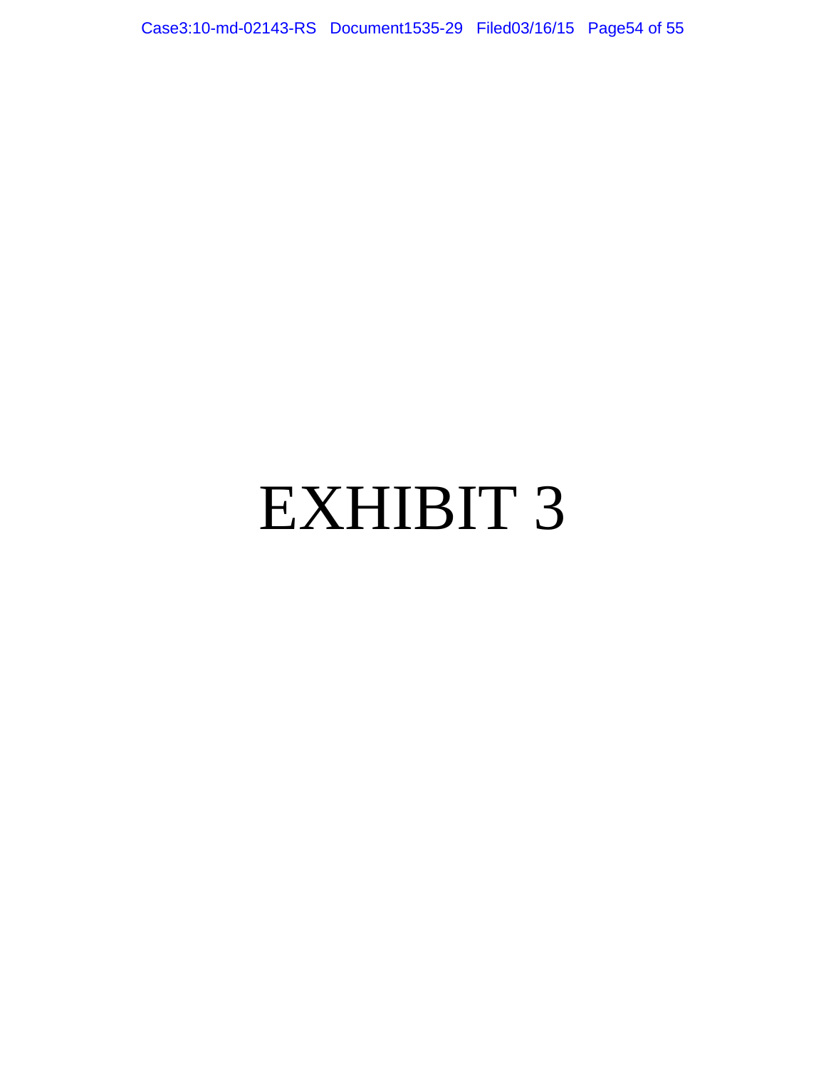# EXHIBIT 3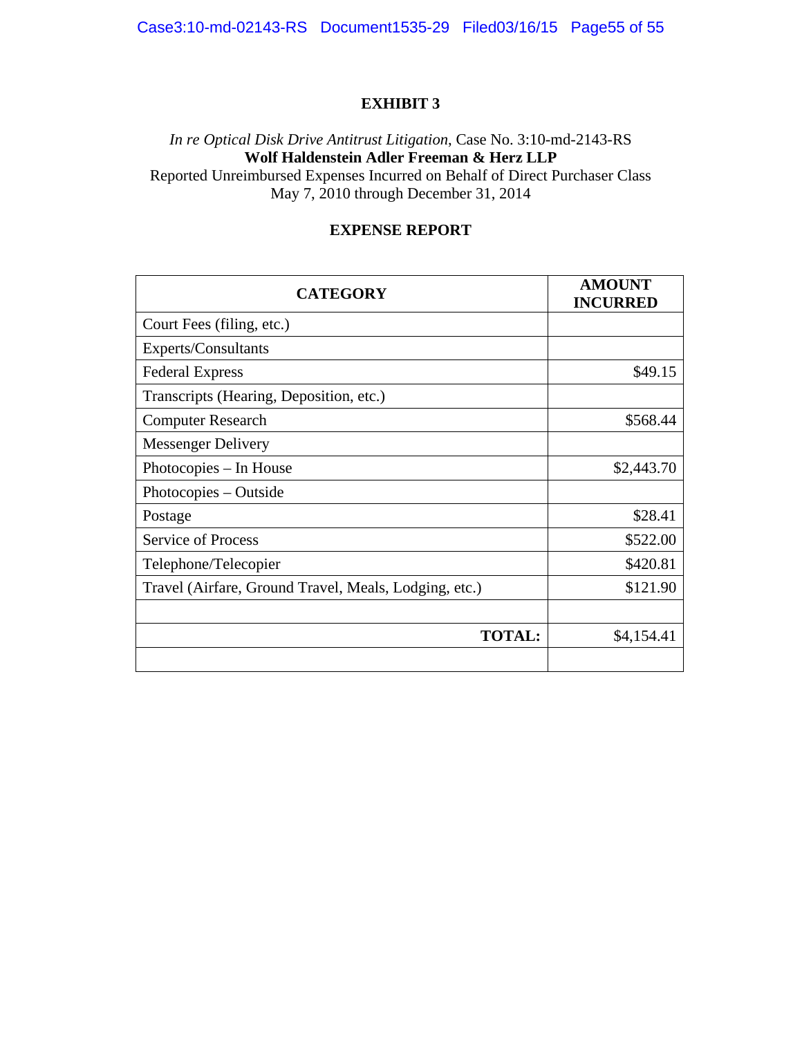# EXHIBIT 3

*In re Optical Disk Drive Antitrust Litigation*, Case No. 3:10-md-2143-RS
**Wolf Haldenstein Adler Freeman & Herz LLP**
Reported Unreimbursed Expenses Incurred on Behalf of Direct Purchaser Class
May 7, 2010 through December 31, 2014

## EXPENSE REPORT

| CATEGORY | AMOUNT INCURRED |
|---|---|
| Court Fees (filing, etc.) | |
| Experts/Consultants | |
| Federal Express | $49.15 |
| Transcripts (Hearing, Deposition, etc.) | |
| Computer Research | $568.44 |
| Messenger Delivery | |
| Photocopies – In House | $2,443.70 |
| Photocopies – Outside | |
| Postage | $28.41 |
| Service of Process | $522.00 |
| Telephone/Telecopier | $420.81 |
| Travel (Airfare, Ground Travel, Meals, Lodging, etc.) | $121.90 |
| | |
| **TOTAL:** | $4,154.41 |
| | |